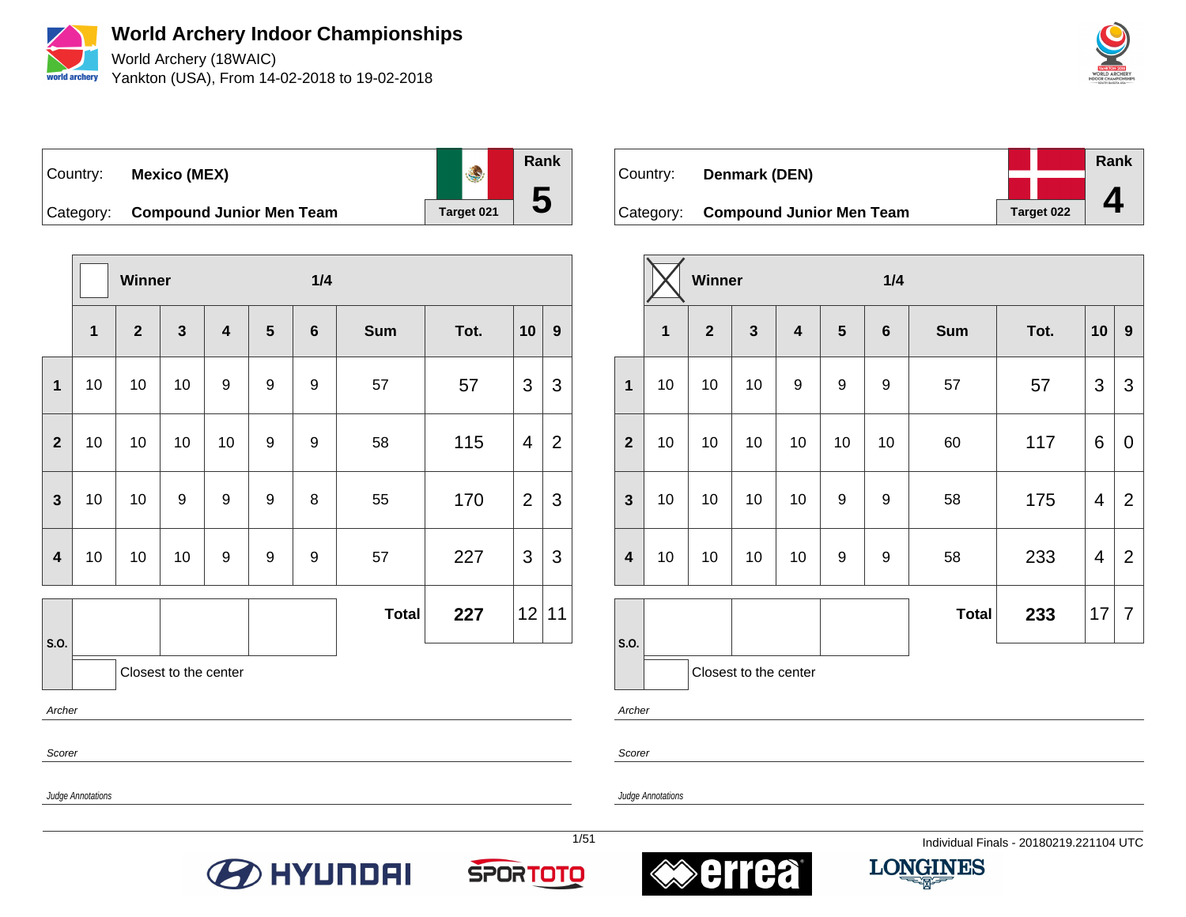# World Archery Indoor Championships

World Archery (18WAIC)
Yankton (USA), From 14-02-2018 to 19-02-2018

| Country: | Mexico (MEX) | Rank |
|---|---|---|
| Category: | Compound Junior Men Team | 5 |
| | Target 021 | |

Winner: ☐ — 1/4

| | 1 | 2 | 3 | 4 | 5 | 6 | Sum | Tot. | 10 | 9 |
|---|---|---|---|---|---|---|---|---|---|---|
| 1 | 10 | 10 | 10 | 9 | 9 | 9 | 57 | 57 | 3 | 3 |
| 2 | 10 | 10 | 10 | 10 | 9 | 9 | 58 | 115 | 4 | 2 |
| 3 | 10 | 10 | 9 | 9 | 9 | 8 | 55 | 170 | 2 | 3 |
| 4 | 10 | 10 | 10 | 9 | 9 | 9 | 57 | 227 | 3 | 3 |
| S.O. | | | | | | | Total | 227 | 12 | 11 |

Closest to the center

*Archer*

*Scorer*

*Judge Annotations*

| Country: | Denmark (DEN) | Rank |
|---|---|---|
| Category: | Compound Junior Men Team | 4 |
| | Target 022 | |

Winner: ☒ — 1/4

| | 1 | 2 | 3 | 4 | 5 | 6 | Sum | Tot. | 10 | 9 |
|---|---|---|---|---|---|---|---|---|---|---|
| 1 | 10 | 10 | 10 | 9 | 9 | 9 | 57 | 57 | 3 | 3 |
| 2 | 10 | 10 | 10 | 10 | 10 | 10 | 60 | 117 | 6 | 0 |
| 3 | 10 | 10 | 10 | 10 | 9 | 9 | 58 | 175 | 4 | 2 |
| 4 | 10 | 10 | 10 | 10 | 9 | 9 | 58 | 233 | 4 | 2 |
| S.O. | | | | | | | Total | 233 | 17 | 7 |

Closest to the center

*Archer*

*Scorer*

*Judge Annotations*

Individual Finals - 20180219.221104 UTC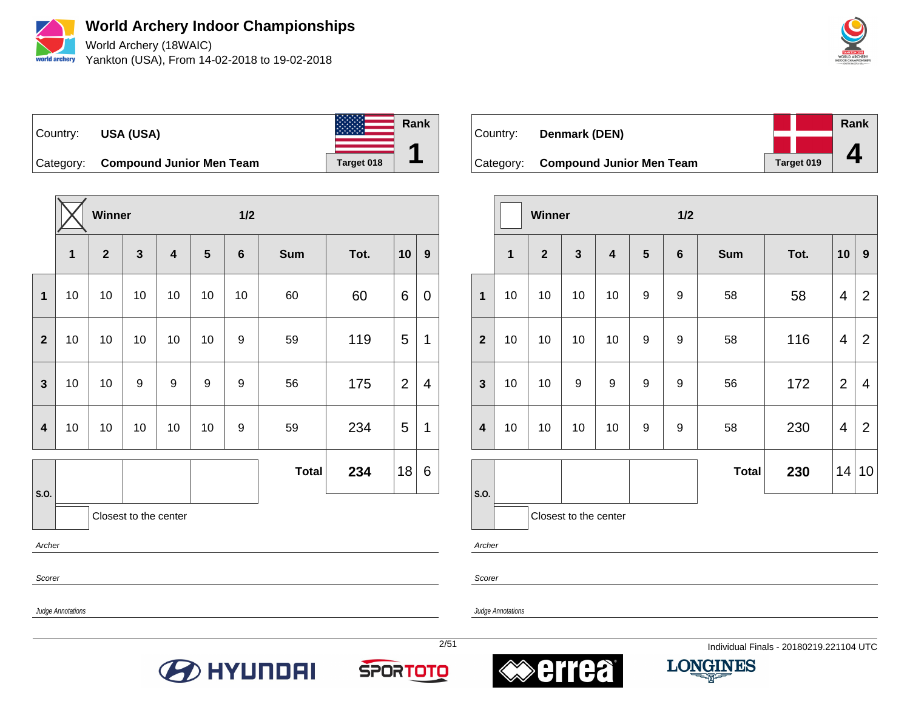# World Archery Indoor Championships

World Archery (18WAIC)

Yankton (USA), From 14-02-2018 to 19-02-2018

| Country: | USA (USA) | Target 018 | Rank 1 |
|---|---|---|---|
| Category: | Compound Junior Men Team | | |

Winner (X) — 1/2

| | 1 | 2 | 3 | 4 | 5 | 6 | Sum | Tot. | 10 | 9 |
|---|---|---|---|---|---|---|---|---|---|---|
| 1 | 10 | 10 | 10 | 10 | 10 | 10 | 60 | 60 | 6 | 0 |
| 2 | 10 | 10 | 10 | 10 | 10 | 9 | 59 | 119 | 5 | 1 |
| 3 | 10 | 10 | 9 | 9 | 9 | 9 | 56 | 175 | 2 | 4 |
| 4 | 10 | 10 | 10 | 10 | 10 | 9 | 59 | 234 | 5 | 1 |
| S.O. | | | | | | | Total | 234 | 18 | 6 |

Closest to the center

Archer

Scorer

Judge Annotations

| Country: | Denmark (DEN) | Target 019 | Rank 4 |
|---|---|---|---|
| Category: | Compound Junior Men Team | | |

Winner — 1/2

| | 1 | 2 | 3 | 4 | 5 | 6 | Sum | Tot. | 10 | 9 |
|---|---|---|---|---|---|---|---|---|---|---|
| 1 | 10 | 10 | 10 | 10 | 9 | 9 | 58 | 58 | 4 | 2 |
| 2 | 10 | 10 | 10 | 10 | 9 | 9 | 58 | 116 | 4 | 2 |
| 3 | 10 | 10 | 9 | 9 | 9 | 9 | 56 | 172 | 2 | 4 |
| 4 | 10 | 10 | 10 | 10 | 9 | 9 | 58 | 230 | 4 | 2 |
| S.O. | | | | | | | Total | 230 | 14 | 10 |

Closest to the center

Archer

Scorer

Judge Annotations

Individual Finals - 20180219.221104 UTC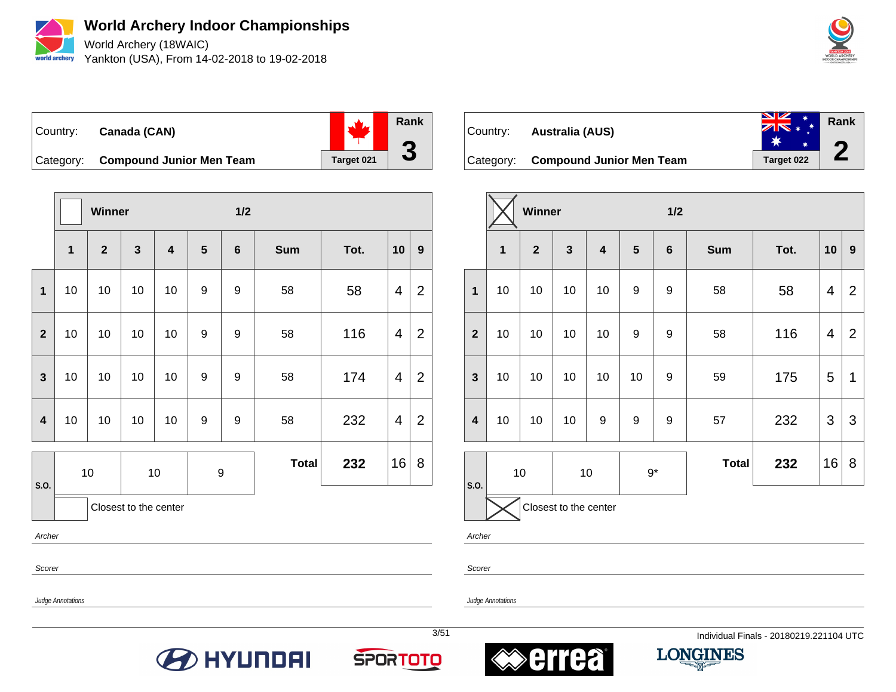# World Archery Indoor Championships

World Archery (18WAIC)
Yankton (USA), From 14-02-2018 to 19-02-2018

| Country: | Canada (CAN) | Rank |
|---|---|---|
| Category: | Compound Junior Men Team | 3 |
| | Target 021 | |

Winner — 1/2

| | 1 | 2 | 3 | 4 | 5 | 6 | Sum | Tot. | 10 | 9 |
|---|---|---|---|---|---|---|---|---|---|---|
| 1 | 10 | 10 | 10 | 10 | 9 | 9 | 58 | 58 | 4 | 2 |
| 2 | 10 | 10 | 10 | 10 | 9 | 9 | 58 | 116 | 4 | 2 |
| 3 | 10 | 10 | 10 | 10 | 9 | 9 | 58 | 174 | 4 | 2 |
| 4 | 10 | 10 | 10 | 10 | 9 | 9 | 58 | 232 | 4 | 2 |
| | | | | | | | Total | 232 | 16 | 8 |

| S.O. | 10 | 10 | 9 |
|---|---|---|---|

Closest to the center

Archer

Scorer

Judge Annotations

| Country: | Australia (AUS) | Rank |
|---|---|---|
| Category: | Compound Junior Men Team | 2 |
| | Target 022 | |

Winner [X] — 1/2

| | 1 | 2 | 3 | 4 | 5 | 6 | Sum | Tot. | 10 | 9 |
|---|---|---|---|---|---|---|---|---|---|---|
| 1 | 10 | 10 | 10 | 10 | 9 | 9 | 58 | 58 | 4 | 2 |
| 2 | 10 | 10 | 10 | 10 | 9 | 9 | 58 | 116 | 4 | 2 |
| 3 | 10 | 10 | 10 | 10 | 10 | 9 | 59 | 175 | 5 | 1 |
| 4 | 10 | 10 | 10 | 9 | 9 | 9 | 57 | 232 | 3 | 3 |
| | | | | | | | Total | 232 | 16 | 8 |

| S.O. | 10 | 10 | 9* |
|---|---|---|---|

[X] Closest to the center

Archer

Scorer

Judge Annotations

Individual Finals - 20180219.221104 UTC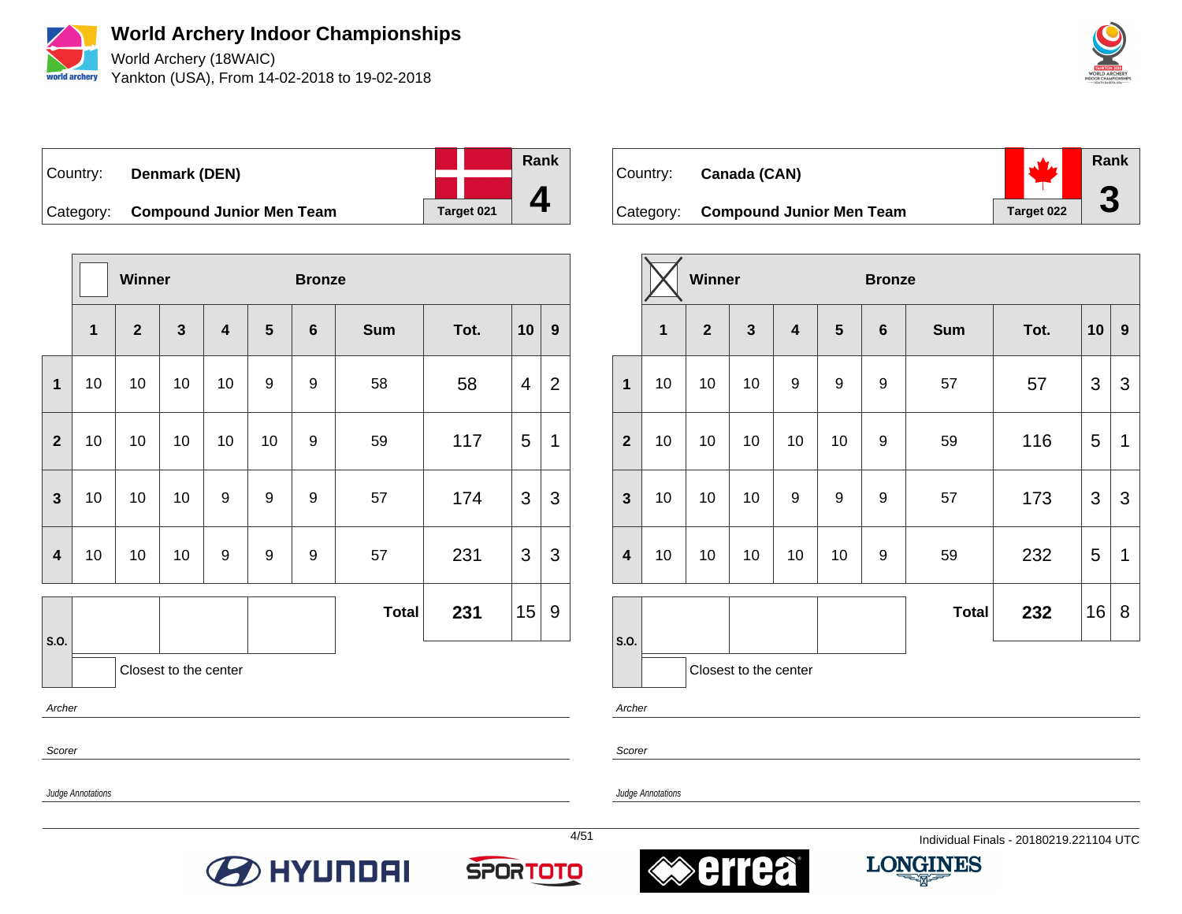# World Archery Indoor Championships

World Archery (18WAIC)
Yankton (USA), From 14-02-2018 to 19-02-2018

Country: **Denmark (DEN)**
Category: **Compound Junior Men Team**
Target 021
Rank **4**

| | Winner | | | | | Bronze | | | | |
|---|---|---|---|---|---|---|---|---|---|---|
| | 1 | 2 | 3 | 4 | 5 | 6 | Sum | Tot. | 10 | 9 |
| 1 | 10 | 10 | 10 | 10 | 9 | 9 | 58 | 58 | 4 | 2 |
| 2 | 10 | 10 | 10 | 10 | 10 | 9 | 59 | 117 | 5 | 1 |
| 3 | 10 | 10 | 10 | 9 | 9 | 9 | 57 | 174 | 3 | 3 |
| 4 | 10 | 10 | 10 | 9 | 9 | 9 | 57 | 231 | 3 | 3 |
| S.O. | | | | | | | Total | 231 | 15 | 9 |

Closest to the center

*Archer*

*Scorer*

*Judge Annotations*

Country: **Canada (CAN)**
Category: **Compound Junior Men Team**
Target 022
Rank **3**

| | Winner (X) | | | | | Bronze | | | | |
|---|---|---|---|---|---|---|---|---|---|---|
| | 1 | 2 | 3 | 4 | 5 | 6 | Sum | Tot. | 10 | 9 |
| 1 | 10 | 10 | 10 | 9 | 9 | 9 | 57 | 57 | 3 | 3 |
| 2 | 10 | 10 | 10 | 10 | 10 | 9 | 59 | 116 | 5 | 1 |
| 3 | 10 | 10 | 10 | 9 | 9 | 9 | 57 | 173 | 3 | 3 |
| 4 | 10 | 10 | 10 | 10 | 10 | 9 | 59 | 232 | 5 | 1 |
| S.O. | | | | | | | Total | 232 | 16 | 8 |

Closest to the center

*Archer*

*Scorer*

*Judge Annotations*

Individual Finals - 20180219.221104 UTC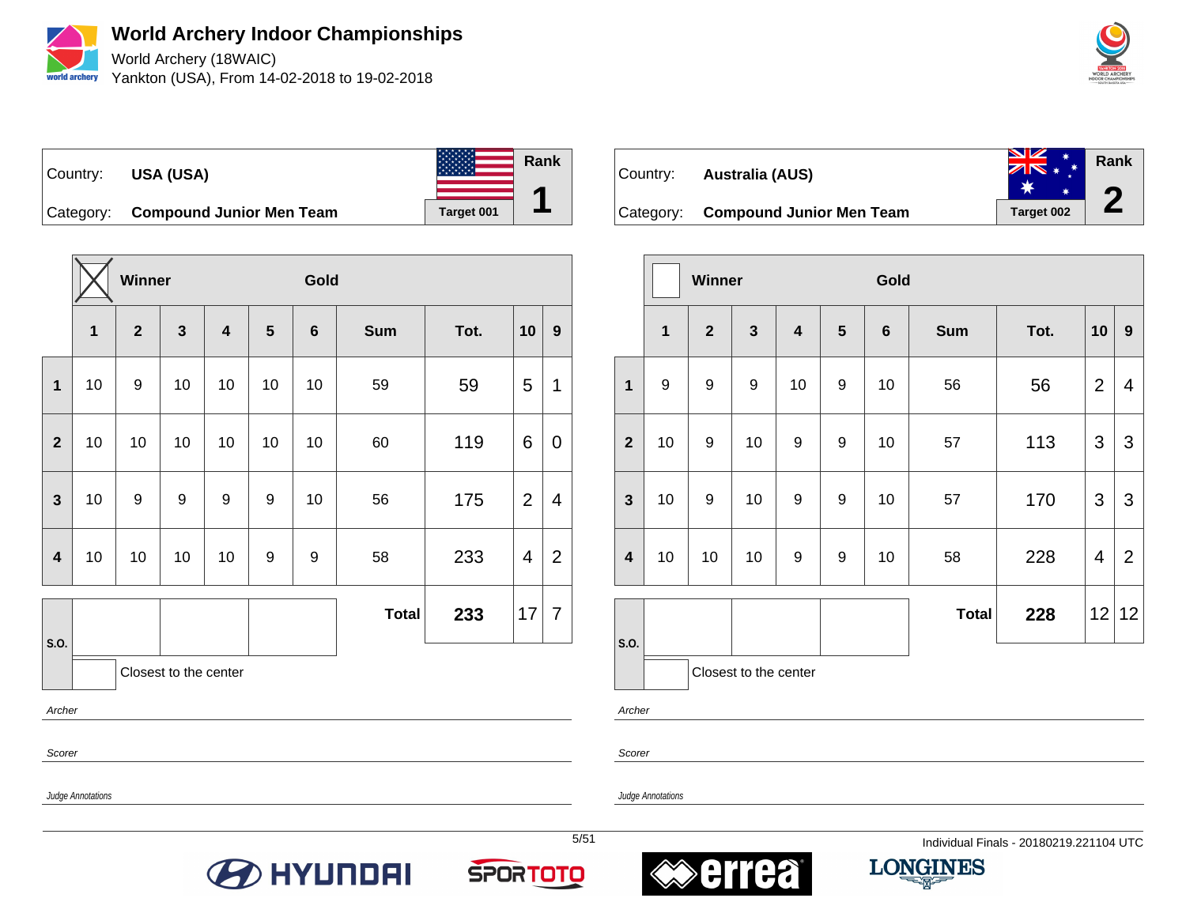# World Archery Indoor Championships

World Archery (18WAIC)

Yankton (USA), From 14-02-2018 to 19-02-2018

| Country: | USA (USA) | | Rank |
|---|---|---|---|
| Category: | Compound Junior Men Team | Target 001 | 1 |

Winner: X

| | 1 | 2 | 3 | 4 | 5 | 6 | Sum | Tot. | 10 | 9 |
|---|---|---|---|---|---|---|---|---|---|---|
| 1 | 10 | 9 | 10 | 10 | 10 | 10 | 59 | 59 | 5 | 1 |
| 2 | 10 | 10 | 10 | 10 | 10 | 10 | 60 | 119 | 6 | 0 |
| 3 | 10 | 9 | 9 | 9 | 9 | 10 | 56 | 175 | 2 | 4 |
| 4 | 10 | 10 | 10 | 10 | 9 | 9 | 58 | 233 | 4 | 2 |
| | | | | | | | **Total** | **233** | 17 | 7 |

S.O.

Closest to the center

*Archer*

*Scorer*

*Judge Annotations*

| Country: | Australia (AUS) | | Rank |
|---|---|---|---|
| Category: | Compound Junior Men Team | Target 002 | 2 |

Winner:

| | 1 | 2 | 3 | 4 | 5 | 6 | Sum | Tot. | 10 | 9 |
|---|---|---|---|---|---|---|---|---|---|---|
| 1 | 9 | 9 | 9 | 10 | 9 | 10 | 56 | 56 | 2 | 4 |
| 2 | 10 | 9 | 10 | 9 | 9 | 10 | 57 | 113 | 3 | 3 |
| 3 | 10 | 9 | 10 | 9 | 9 | 10 | 57 | 170 | 3 | 3 |
| 4 | 10 | 10 | 10 | 9 | 9 | 10 | 58 | 228 | 4 | 2 |
| | | | | | | | **Total** | **228** | 12 | 12 |

S.O.

Closest to the center

*Archer*

*Scorer*

*Judge Annotations*

Individual Finals - 20180219.221104 UTC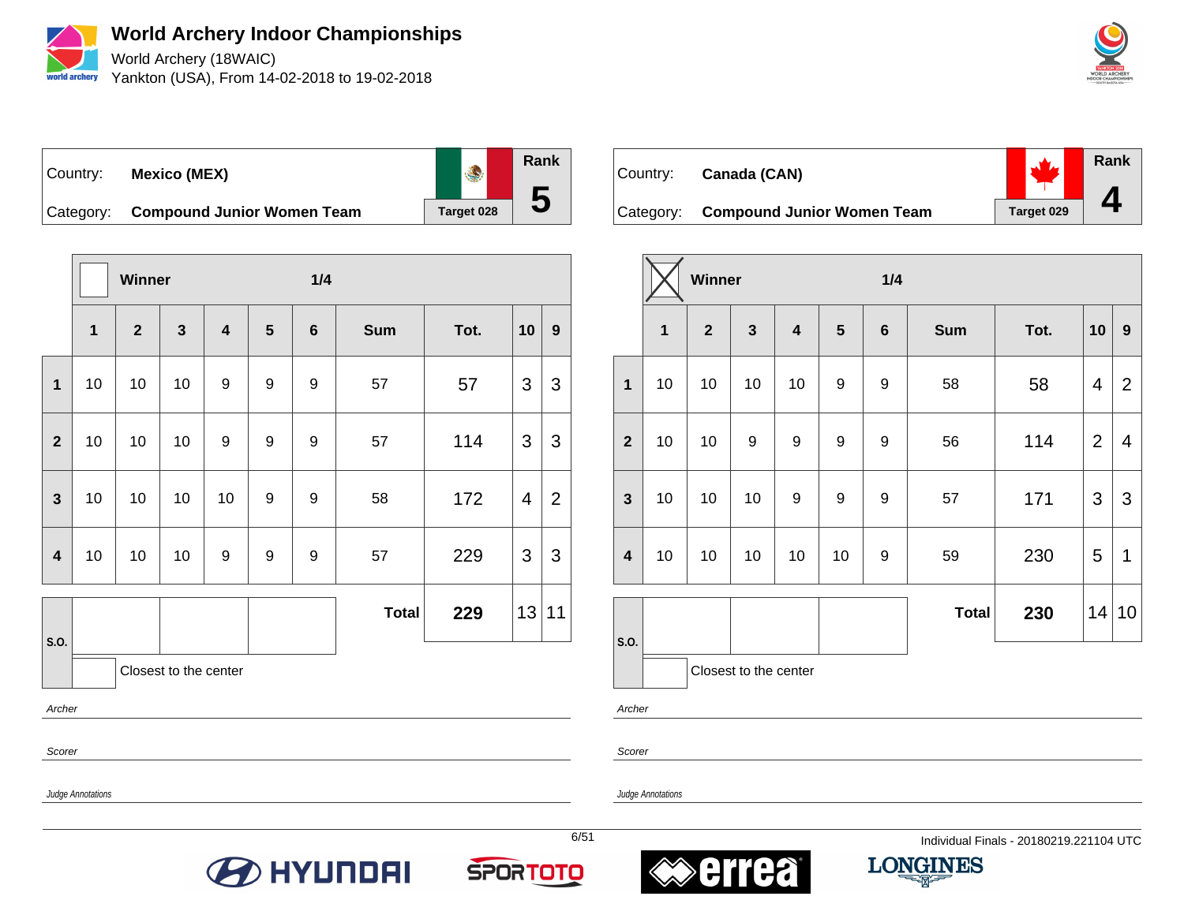# World Archery Indoor Championships

World Archery (18WAIC)

Yankton (USA), From 14-02-2018 to 19-02-2018

Country: **Mexico (MEX)**

Category: **Compound Junior Women Team**

Target 028

Rank **5**

Winner: ☐ — 1/4

| | 1 | 2 | 3 | 4 | 5 | 6 | Sum | Tot. | 10 | 9 |
|---|---|---|---|---|---|---|---|---|---|---|
| 1 | 10 | 10 | 10 | 9 | 9 | 9 | 57 | 57 | 3 | 3 |
| 2 | 10 | 10 | 10 | 9 | 9 | 9 | 57 | 114 | 3 | 3 |
| 3 | 10 | 10 | 10 | 10 | 9 | 9 | 58 | 172 | 4 | 2 |
| 4 | 10 | 10 | 10 | 9 | 9 | 9 | 57 | 229 | 3 | 3 |
| S.O. | | | | | | | **Total** | **229** | 13 | 11 |

Closest to the center

*Archer*

*Scorer*

*Judge Annotations*

Country: **Canada (CAN)**

Category: **Compound Junior Women Team**

Target 029

Rank **4**

Winner: ☒ — 1/4

| | 1 | 2 | 3 | 4 | 5 | 6 | Sum | Tot. | 10 | 9 |
|---|---|---|---|---|---|---|---|---|---|---|
| 1 | 10 | 10 | 10 | 10 | 9 | 9 | 58 | 58 | 4 | 2 |
| 2 | 10 | 10 | 9 | 9 | 9 | 9 | 56 | 114 | 2 | 4 |
| 3 | 10 | 10 | 10 | 9 | 9 | 9 | 57 | 171 | 3 | 3 |
| 4 | 10 | 10 | 10 | 10 | 10 | 9 | 59 | 230 | 5 | 1 |
| S.O. | | | | | | | **Total** | **230** | 14 | 10 |

Closest to the center

*Archer*

*Scorer*

*Judge Annotations*

Individual Finals - 20180219.221104 UTC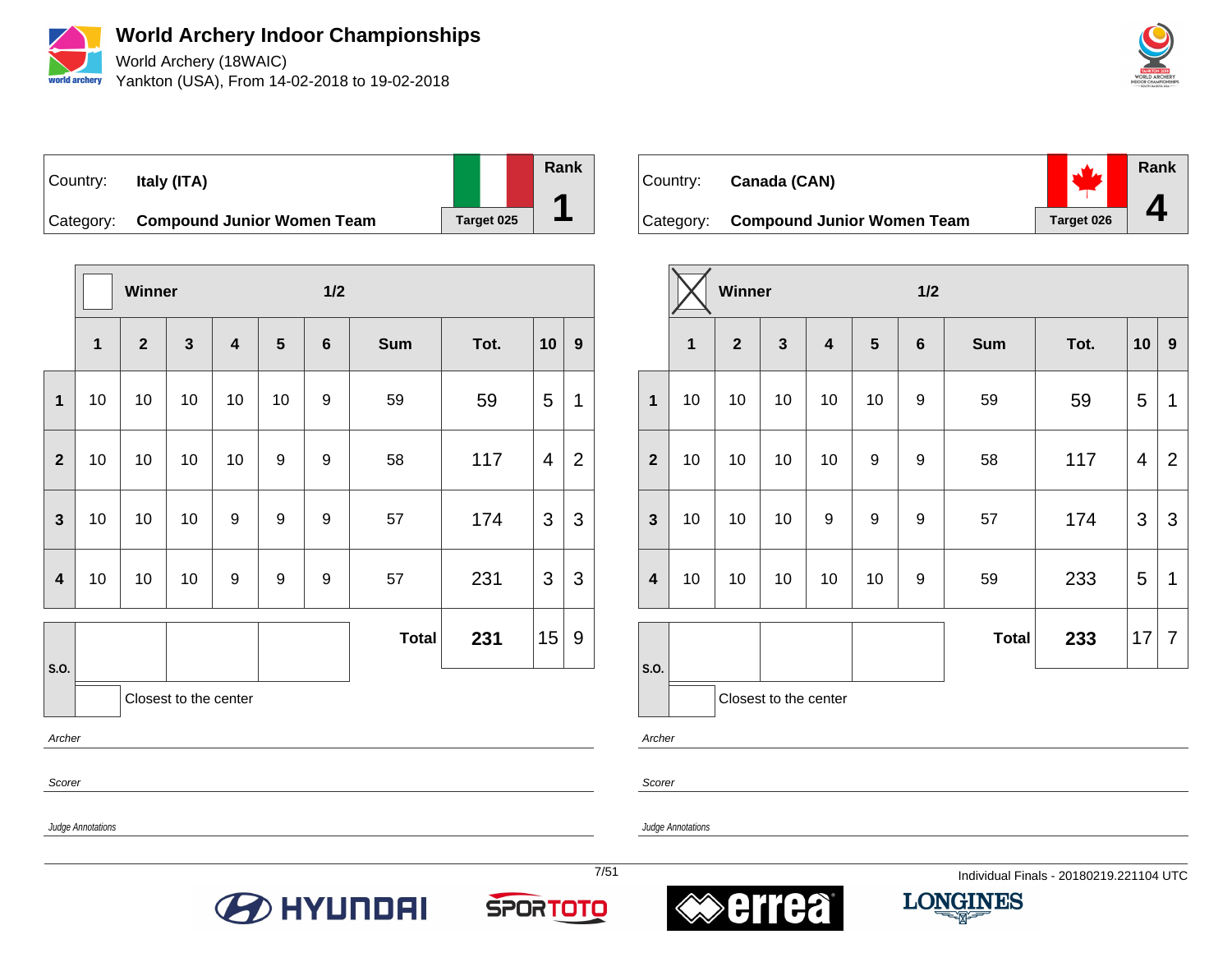# World Archery Indoor Championships

World Archery (18WAIC)

Yankton (USA), From 14-02-2018 to 19-02-2018

| Country: | **Italy (ITA)** | Rank |
|---|---|---|
| Category: | **Compound Junior Women Team** | Target 025 | **1** |

| | Winner | | | | | 1/2 | | | | |
|---|---|---|---|---|---|---|---|---|---|---|
| | **1** | **2** | **3** | **4** | **5** | **6** | **Sum** | **Tot.** | **10** | **9** |
| **1** | 10 | 10 | 10 | 10 | 10 | 9 | 59 | 59 | 5 | 1 |
| **2** | 10 | 10 | 10 | 10 | 9 | 9 | 58 | 117 | 4 | 2 |
| **3** | 10 | 10 | 10 | 9 | 9 | 9 | 57 | 174 | 3 | 3 |
| **4** | 10 | 10 | 10 | 9 | 9 | 9 | 57 | 231 | 3 | 3 |
| **S.O.** | | | | | | | **Total** | **231** | 15 | 9 |

Closest to the center

*Archer*

*Scorer*

*Judge Annotations*

| Country: | **Canada (CAN)** | Rank |
|---|---|---|
| Category: | **Compound Junior Women Team** | Target 026 | **4** |

| | Winner ☒ | | | | | 1/2 | | | | |
|---|---|---|---|---|---|---|---|---|---|---|
| | **1** | **2** | **3** | **4** | **5** | **6** | **Sum** | **Tot.** | **10** | **9** |
| **1** | 10 | 10 | 10 | 10 | 10 | 9 | 59 | 59 | 5 | 1 |
| **2** | 10 | 10 | 10 | 10 | 9 | 9 | 58 | 117 | 4 | 2 |
| **3** | 10 | 10 | 10 | 9 | 9 | 9 | 57 | 174 | 3 | 3 |
| **4** | 10 | 10 | 10 | 10 | 10 | 9 | 59 | 233 | 5 | 1 |
| **S.O.** | | | | | | | **Total** | **233** | 17 | 7 |

Closest to the center

*Archer*

*Scorer*

*Judge Annotations*

Individual Finals - 20180219.221104 UTC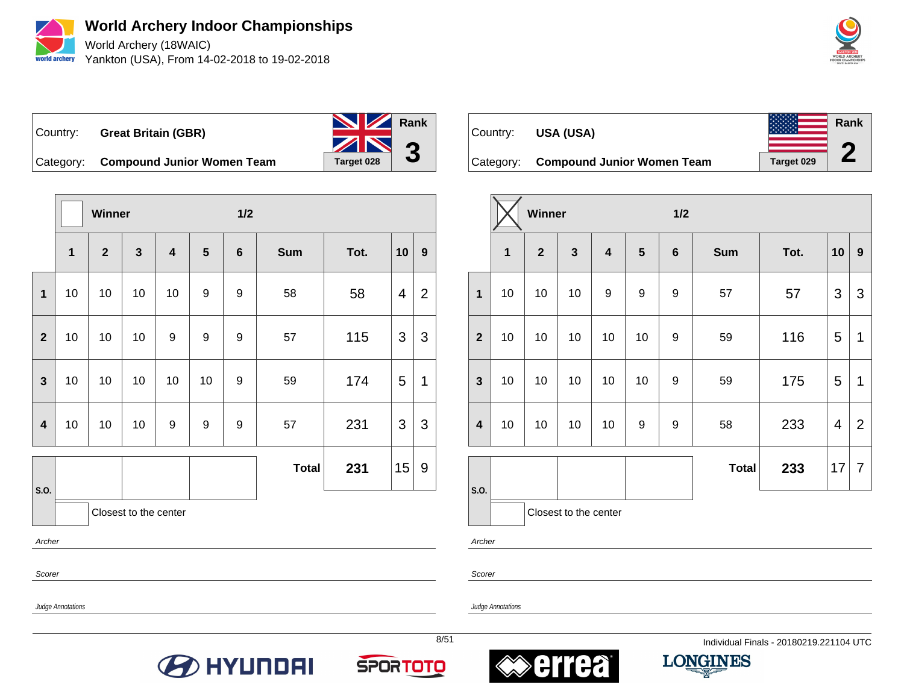# World Archery Indoor Championships

World Archery (18WAIC)

Yankton (USA), From 14-02-2018 to 19-02-2018

| Country: | **Great Britain (GBR)** | | Rank |
|---|---|---|---|
| Category: | **Compound Junior Women Team** | Target 028 | **3** |

| | Winner | | | | | 1/2 | | | | |
|---|---|---|---|---|---|---|---|---|---|---|
| | **1** | **2** | **3** | **4** | **5** | **6** | **Sum** | **Tot.** | **10** | **9** |
| **1** | 10 | 10 | 10 | 10 | 9 | 9 | 58 | 58 | 4 | 2 |
| **2** | 10 | 10 | 10 | 9 | 9 | 9 | 57 | 115 | 3 | 3 |
| **3** | 10 | 10 | 10 | 10 | 10 | 9 | 59 | 174 | 5 | 1 |
| **4** | 10 | 10 | 10 | 9 | 9 | 9 | 57 | 231 | 3 | 3 |
| **S.O.** | | | | | | | **Total** | **231** | 15 | 9 |

Closest to the center

Archer

Scorer

Judge Annotations

| Country: | **USA (USA)** | | Rank |
|---|---|---|---|
| Category: | **Compound Junior Women Team** | Target 029 | **2** |

| | Winner ☒ | | | | | 1/2 | | | | |
|---|---|---|---|---|---|---|---|---|---|---|
| | **1** | **2** | **3** | **4** | **5** | **6** | **Sum** | **Tot.** | **10** | **9** |
| **1** | 10 | 10 | 10 | 9 | 9 | 9 | 57 | 57 | 3 | 3 |
| **2** | 10 | 10 | 10 | 10 | 10 | 9 | 59 | 116 | 5 | 1 |
| **3** | 10 | 10 | 10 | 10 | 10 | 9 | 59 | 175 | 5 | 1 |
| **4** | 10 | 10 | 10 | 10 | 9 | 9 | 58 | 233 | 4 | 2 |
| **S.O.** | | | | | | | **Total** | **233** | 17 | 7 |

Closest to the center

Archer

Scorer

Judge Annotations

Individual Finals - 20180219.221104 UTC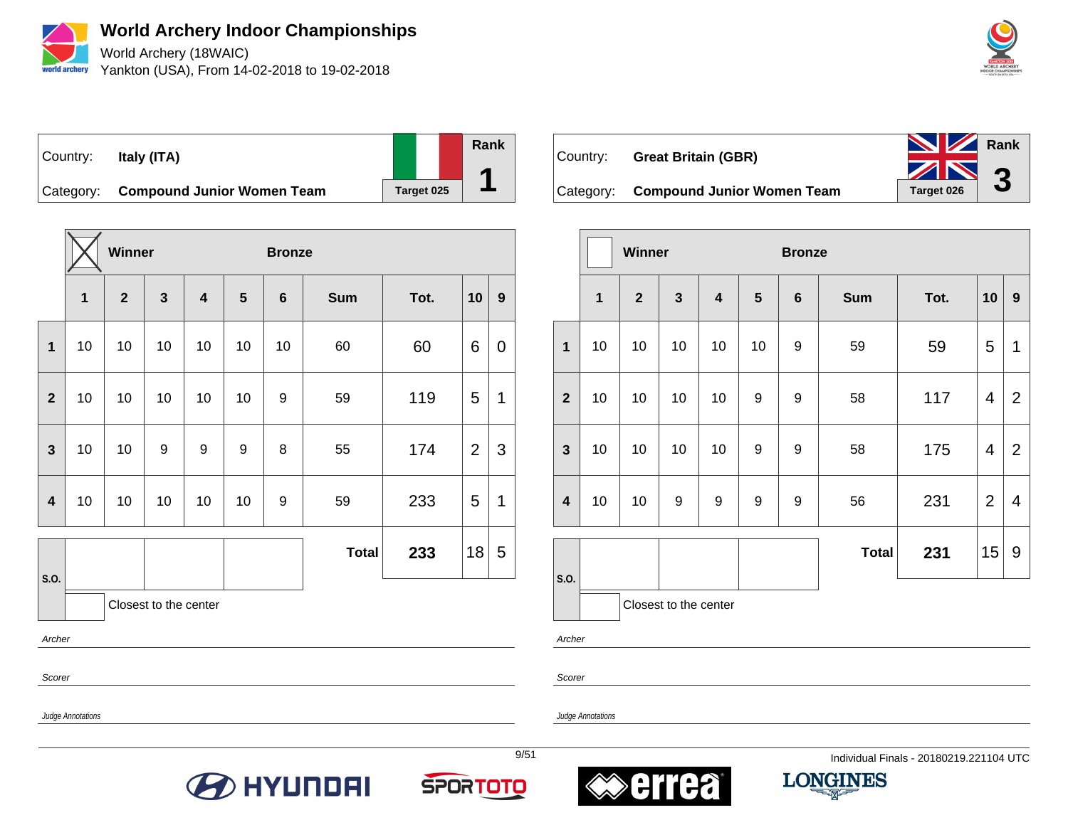# World Archery Indoor Championships

World Archery (18WAIC)

Yankton (USA), From 14-02-2018 to 19-02-2018

| Country: | Italy (ITA) | Rank |
|---|---|---|
| Category: | Compound Junior Women Team | 1 |
| | Target 025 | |

| | Winner | | | Bronze | | | | | | |
|---|---|---|---|---|---|---|---|---|---|---|
| | 1 | 2 | 3 | 4 | 5 | 6 | Sum | Tot. | 10 | 9 |
| 1 | 10 | 10 | 10 | 10 | 10 | 10 | 60 | 60 | 6 | 0 |
| 2 | 10 | 10 | 10 | 10 | 10 | 9 | 59 | 119 | 5 | 1 |
| 3 | 10 | 10 | 9 | 9 | 9 | 8 | 55 | 174 | 2 | 3 |
| 4 | 10 | 10 | 10 | 10 | 10 | 9 | 59 | 233 | 5 | 1 |
| S.O. | | | | | | | **Total** | **233** | 18 | 5 |

Closest to the center

*Archer*

*Scorer*

*Judge Annotations*

| Country: | Great Britain (GBR) | Rank |
|---|---|---|
| Category: | Compound Junior Women Team | 3 |
| | Target 026 | |

| | Winner | | | Bronze | | | | | | |
|---|---|---|---|---|---|---|---|---|---|---|
| | 1 | 2 | 3 | 4 | 5 | 6 | Sum | Tot. | 10 | 9 |
| 1 | 10 | 10 | 10 | 10 | 10 | 9 | 59 | 59 | 5 | 1 |
| 2 | 10 | 10 | 10 | 10 | 9 | 9 | 58 | 117 | 4 | 2 |
| 3 | 10 | 10 | 10 | 10 | 9 | 9 | 58 | 175 | 4 | 2 |
| 4 | 10 | 10 | 9 | 9 | 9 | 9 | 56 | 231 | 2 | 4 |
| S.O. | | | | | | | **Total** | **231** | 15 | 9 |

Closest to the center

*Archer*

*Scorer*

*Judge Annotations*

Individual Finals - 20180219.221104 UTC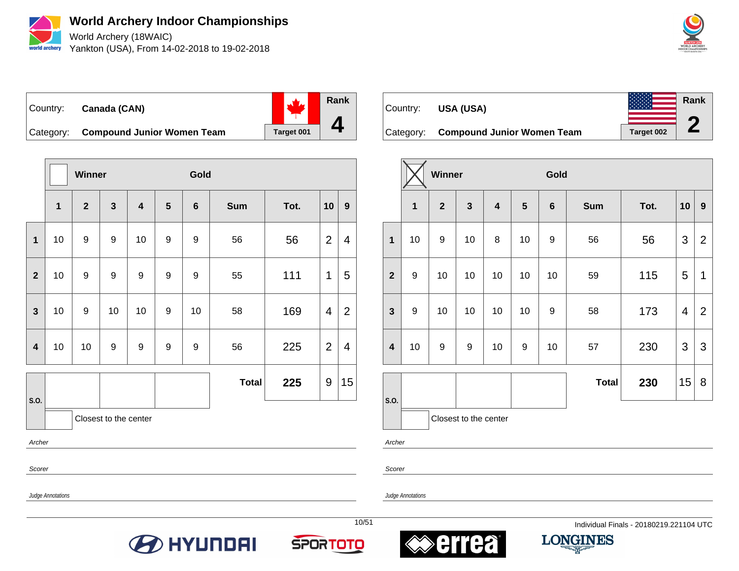# World Archery Indoor Championships

World Archery (18WAIC)

Yankton (USA), From 14-02-2018 to 19-02-2018

| Country: | **Canada (CAN)** | Rank |
|---|---|---|
| Category: | **Compound Junior Women Team** | **Target 001** | **4** |

| | Winner | | | | | Gold | | | | |
|---|---|---|---|---|---|---|---|---|---|---|
| | **1** | **2** | **3** | **4** | **5** | **6** | **Sum** | **Tot.** | **10** | **9** |
| **1** | 10 | 9 | 9 | 10 | 9 | 9 | 56 | 56 | 2 | 4 |
| **2** | 10 | 9 | 9 | 9 | 9 | 9 | 55 | 111 | 1 | 5 |
| **3** | 10 | 9 | 10 | 10 | 9 | 10 | 58 | 169 | 4 | 2 |
| **4** | 10 | 10 | 9 | 9 | 9 | 9 | 56 | 225 | 2 | 4 |
| **S.O.** | | | | | | | **Total** | **225** | 9 | 15 |

Closest to the center

*Archer*

*Scorer*

*Judge Annotations*

| Country: | **USA (USA)** | Rank |
|---|---|---|
| Category: | **Compound Junior Women Team** | **Target 002** | **2** |

| | Winner (X) | | | | | Gold | | | | |
|---|---|---|---|---|---|---|---|---|---|---|
| | **1** | **2** | **3** | **4** | **5** | **6** | **Sum** | **Tot.** | **10** | **9** |
| **1** | 10 | 9 | 10 | 8 | 10 | 9 | 56 | 56 | 3 | 2 |
| **2** | 9 | 10 | 10 | 10 | 10 | 10 | 59 | 115 | 5 | 1 |
| **3** | 9 | 10 | 10 | 10 | 10 | 9 | 58 | 173 | 4 | 2 |
| **4** | 10 | 9 | 9 | 10 | 9 | 10 | 57 | 230 | 3 | 3 |
| **S.O.** | | | | | | | **Total** | **230** | 15 | 8 |

Closest to the center

*Archer*

*Scorer*

*Judge Annotations*

Individual Finals - 20180219.221104 UTC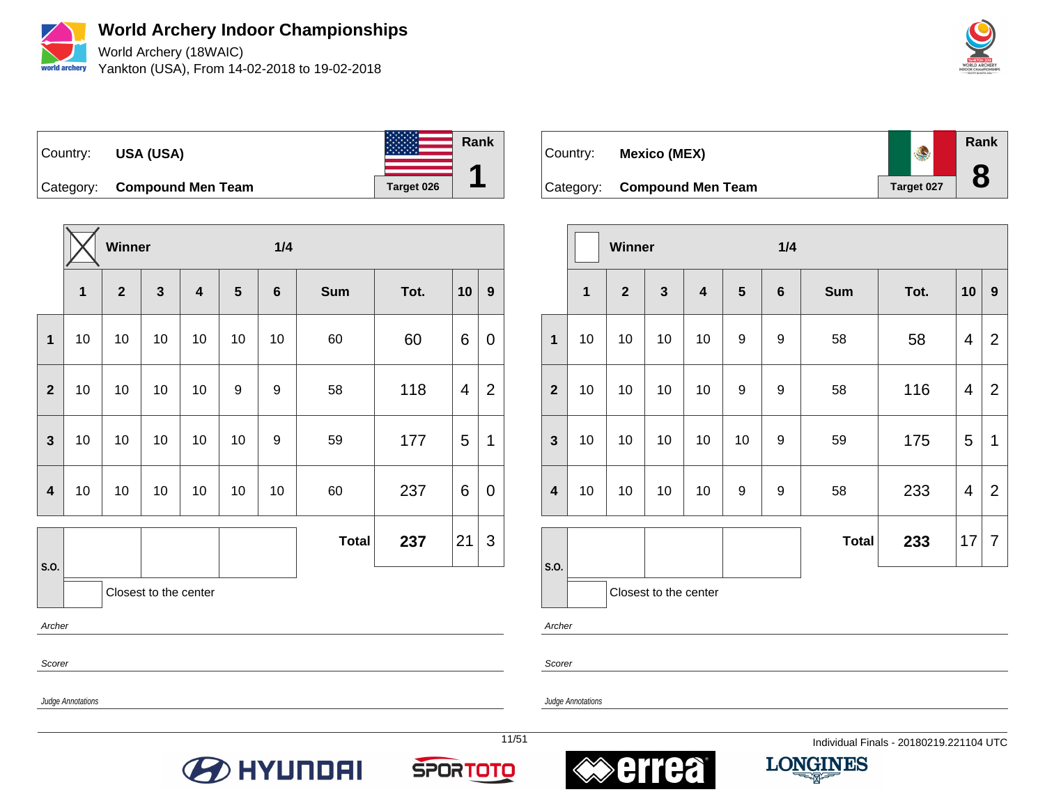# World Archery Indoor Championships

World Archery (18WAIC)
Yankton (USA), From 14-02-2018 to 19-02-2018

| Country: | USA (USA) | | Rank |
|---|---|---|---|
| Category: | Compound Men Team | Target 026 | 1 |

| | Winner | | | | | 1/4 | | | | |
|---|---|---|---|---|---|---|---|---|---|---|
| | 1 | 2 | 3 | 4 | 5 | 6 | Sum | Tot. | 10 | 9 |
| 1 | 10 | 10 | 10 | 10 | 10 | 10 | 60 | 60 | 6 | 0 |
| 2 | 10 | 10 | 10 | 10 | 9 | 9 | 58 | 118 | 4 | 2 |
| 3 | 10 | 10 | 10 | 10 | 10 | 9 | 59 | 177 | 5 | 1 |
| 4 | 10 | 10 | 10 | 10 | 10 | 10 | 60 | 237 | 6 | 0 |
| | | | | | | | **Total** | **237** | 21 | 3 |

S.O.

Closest to the center

*Archer*

*Scorer*

*Judge Annotations*

| Country: | Mexico (MEX) | | Rank |
|---|---|---|---|
| Category: | Compound Men Team | Target 027 | 8 |

| | Winner | | | | | 1/4 | | | | |
|---|---|---|---|---|---|---|---|---|---|---|
| | 1 | 2 | 3 | 4 | 5 | 6 | Sum | Tot. | 10 | 9 |
| 1 | 10 | 10 | 10 | 10 | 9 | 9 | 58 | 58 | 4 | 2 |
| 2 | 10 | 10 | 10 | 10 | 9 | 9 | 58 | 116 | 4 | 2 |
| 3 | 10 | 10 | 10 | 10 | 10 | 9 | 59 | 175 | 5 | 1 |
| 4 | 10 | 10 | 10 | 10 | 9 | 9 | 58 | 233 | 4 | 2 |
| | | | | | | | **Total** | **233** | 17 | 7 |

S.O.

Closest to the center

*Archer*

*Scorer*

*Judge Annotations*

Individual Finals - 20180219.221104 UTC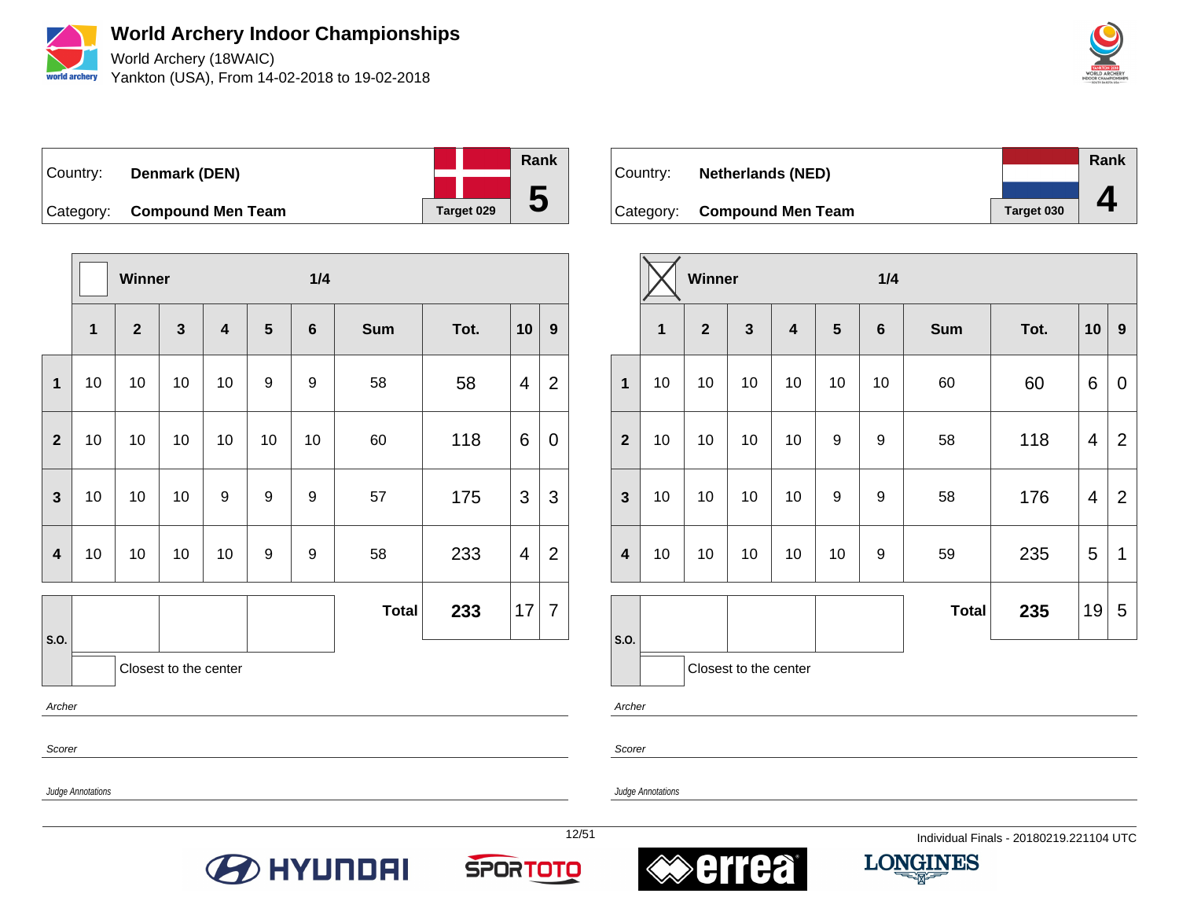# World Archery Indoor Championships

World Archery (18WAIC)

Yankton (USA), From 14-02-2018 to 19-02-2018

| Country: | Denmark (DEN) | Rank |
|---|---|---|
| Category: | Compound Men Team | Target 029 | 5 |

Winner: ☐ — 1/4

| | 1 | 2 | 3 | 4 | 5 | 6 | Sum | Tot. | 10 | 9 |
|---|---|---|---|---|---|---|---|---|---|---|
| 1 | 10 | 10 | 10 | 10 | 9 | 9 | 58 | 58 | 4 | 2 |
| 2 | 10 | 10 | 10 | 10 | 10 | 10 | 60 | 118 | 6 | 0 |
| 3 | 10 | 10 | 10 | 9 | 9 | 9 | 57 | 175 | 3 | 3 |
| 4 | 10 | 10 | 10 | 10 | 9 | 9 | 58 | 233 | 4 | 2 |
| | | | | | | | **Total** | **233** | 17 | 7 |

S.O.

Closest to the center

*Archer*

*Scorer*

*Judge Annotations*

| Country: | Netherlands (NED) | Rank |
|---|---|---|
| Category: | Compound Men Team | Target 030 | 4 |

Winner: ☒ — 1/4

| | 1 | 2 | 3 | 4 | 5 | 6 | Sum | Tot. | 10 | 9 |
|---|---|---|---|---|---|---|---|---|---|---|
| 1 | 10 | 10 | 10 | 10 | 10 | 10 | 60 | 60 | 6 | 0 |
| 2 | 10 | 10 | 10 | 10 | 9 | 9 | 58 | 118 | 4 | 2 |
| 3 | 10 | 10 | 10 | 10 | 9 | 9 | 58 | 176 | 4 | 2 |
| 4 | 10 | 10 | 10 | 10 | 10 | 9 | 59 | 235 | 5 | 1 |
| | | | | | | | **Total** | **235** | 19 | 5 |

S.O.

Closest to the center

*Archer*

*Scorer*

*Judge Annotations*

Individual Finals - 20180219.221104 UTC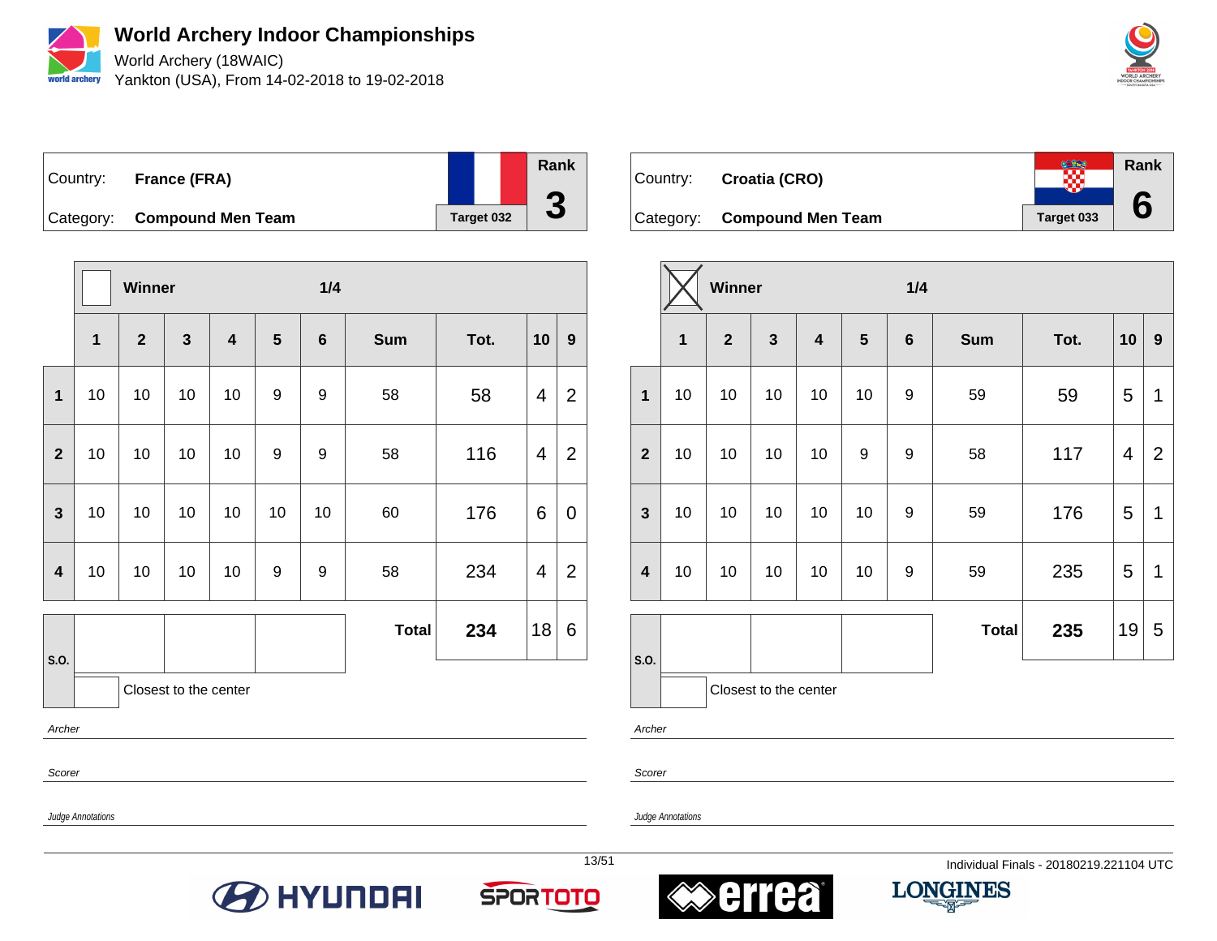# World Archery Indoor Championships

World Archery (18WAIC)

Yankton (USA), From 14-02-2018 to 19-02-2018

Country: **France (FRA)**

Category: **Compound Men Team**

Target 032

Rank **3**

Winner ☐ — 1/4

| | 1 | 2 | 3 | 4 | 5 | 6 | Sum | Tot. | 10 | 9 |
|---|---|---|---|---|---|---|---|---|---|---|
| 1 | 10 | 10 | 10 | 10 | 9 | 9 | 58 | 58 | 4 | 2 |
| 2 | 10 | 10 | 10 | 10 | 9 | 9 | 58 | 116 | 4 | 2 |
| 3 | 10 | 10 | 10 | 10 | 10 | 10 | 60 | 176 | 6 | 0 |
| 4 | 10 | 10 | 10 | 10 | 9 | 9 | 58 | 234 | 4 | 2 |
| | | | | | | | **Total** | **234** | 18 | 6 |

S.O.

Closest to the center

*Archer*

*Scorer*

*Judge Annotations*

Country: **Croatia (CRO)**

Category: **Compound Men Team**

Target 033

Rank **6**

Winner ☒ — 1/4

| | 1 | 2 | 3 | 4 | 5 | 6 | Sum | Tot. | 10 | 9 |
|---|---|---|---|---|---|---|---|---|---|---|
| 1 | 10 | 10 | 10 | 10 | 10 | 9 | 59 | 59 | 5 | 1 |
| 2 | 10 | 10 | 10 | 10 | 9 | 9 | 58 | 117 | 4 | 2 |
| 3 | 10 | 10 | 10 | 10 | 10 | 9 | 59 | 176 | 5 | 1 |
| 4 | 10 | 10 | 10 | 10 | 10 | 9 | 59 | 235 | 5 | 1 |
| | | | | | | | **Total** | **235** | 19 | 5 |

S.O.

Closest to the center

*Archer*

*Scorer*

*Judge Annotations*

Individual Finals - 20180219.221104 UTC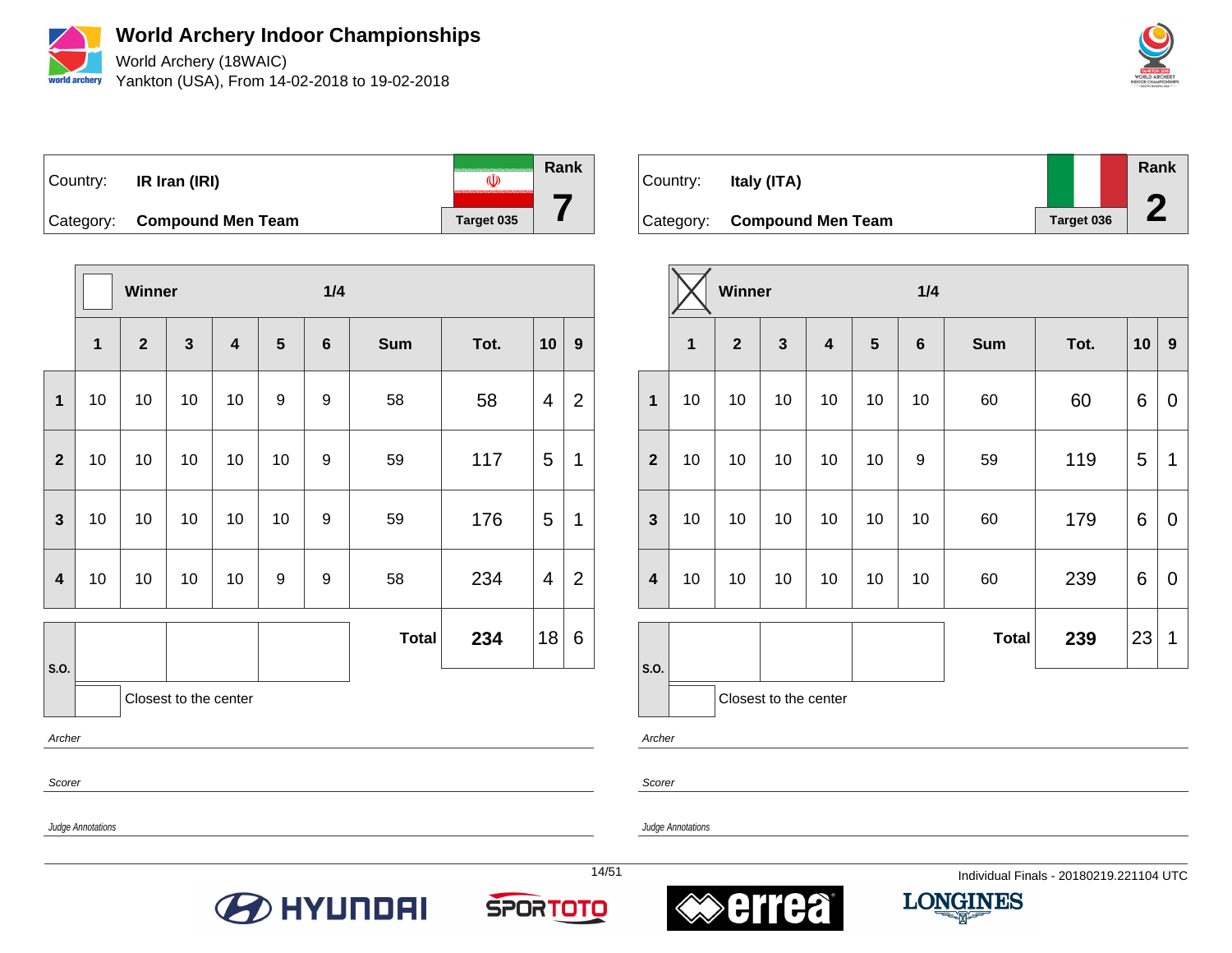# World Archery Indoor Championships

World Archery (18WAIC)
Yankton (USA), From 14-02-2018 to 19-02-2018

| Country: | IR Iran (IRI) | Rank |
|---|---|---|
| Category: | Compound Men Team | 7 |
| | Target 035 | |

Winner: ☐ — 1/4

| | 1 | 2 | 3 | 4 | 5 | 6 | Sum | Tot. | 10 | 9 |
|---|---|---|---|---|---|---|---|---|---|---|
| 1 | 10 | 10 | 10 | 10 | 9 | 9 | 58 | 58 | 4 | 2 |
| 2 | 10 | 10 | 10 | 10 | 10 | 9 | 59 | 117 | 5 | 1 |
| 3 | 10 | 10 | 10 | 10 | 10 | 9 | 59 | 176 | 5 | 1 |
| 4 | 10 | 10 | 10 | 10 | 9 | 9 | 58 | 234 | 4 | 2 |
| S.O. | | | | | | | **Total** | **234** | 18 | 6 |

Closest to the center

Archer

Scorer

Judge Annotations

| Country: | Italy (ITA) | Rank |
|---|---|---|
| Category: | Compound Men Team | 2 |
| | Target 036 | |

Winner: ☒ — 1/4

| | 1 | 2 | 3 | 4 | 5 | 6 | Sum | Tot. | 10 | 9 |
|---|---|---|---|---|---|---|---|---|---|---|
| 1 | 10 | 10 | 10 | 10 | 10 | 10 | 60 | 60 | 6 | 0 |
| 2 | 10 | 10 | 10 | 10 | 10 | 9 | 59 | 119 | 5 | 1 |
| 3 | 10 | 10 | 10 | 10 | 10 | 10 | 60 | 179 | 6 | 0 |
| 4 | 10 | 10 | 10 | 10 | 10 | 10 | 60 | 239 | 6 | 0 |
| S.O. | | | | | | | **Total** | **239** | 23 | 1 |

Closest to the center

Archer

Scorer

Judge Annotations

Individual Finals - 20180219.221104 UTC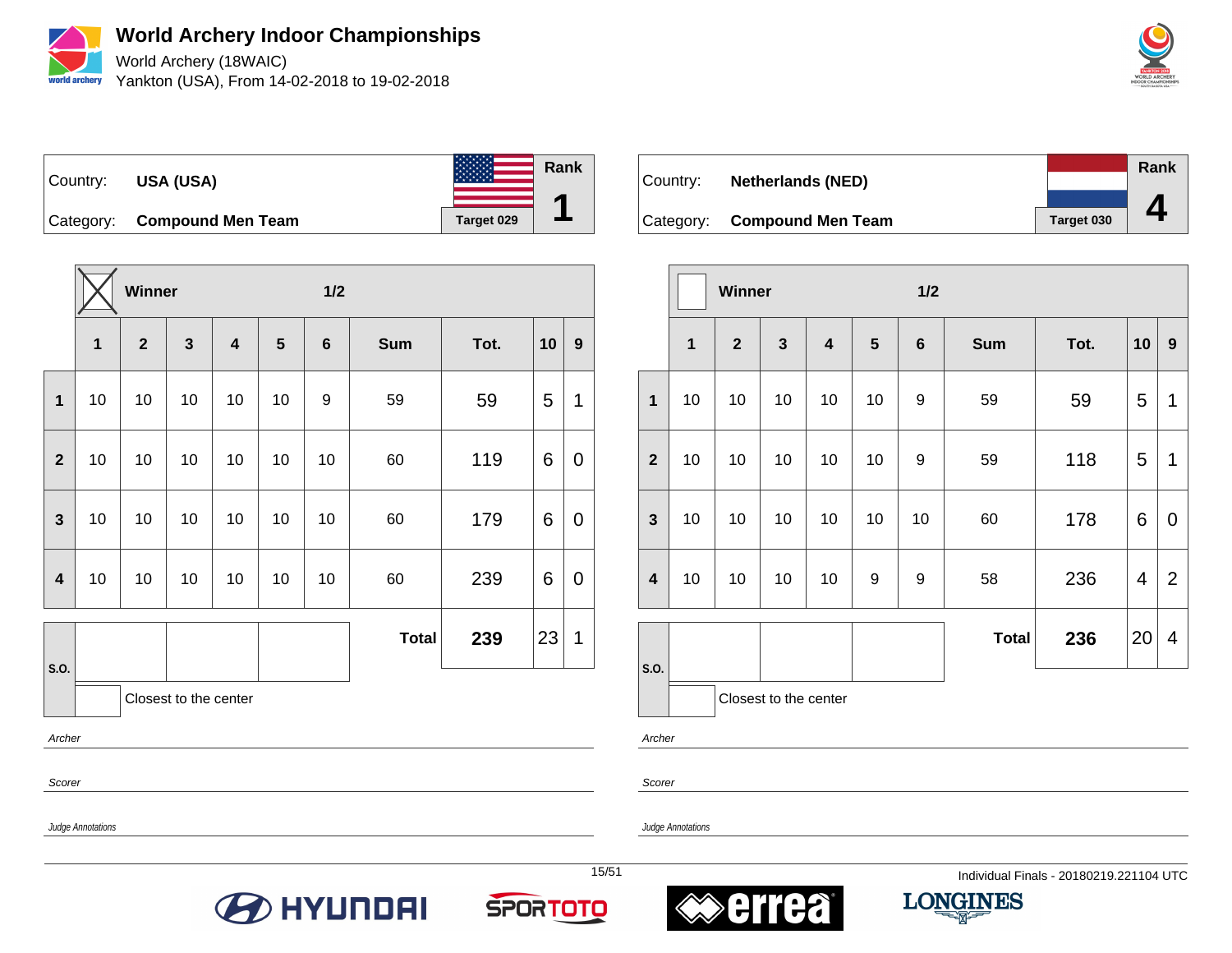# World Archery Indoor Championships

World Archery (18WAIC)
Yankton (USA), From 14-02-2018 to 19-02-2018

| Country: | USA (USA) | Rank |
|---|---|---|
| Category: | Compound Men Team | Target 029 | 1 |

Winner ☒ — 1/2

| | 1 | 2 | 3 | 4 | 5 | 6 | Sum | Tot. | 10 | 9 |
|---|---|---|---|---|---|---|---|---|---|---|
| 1 | 10 | 10 | 10 | 10 | 10 | 9 | 59 | 59 | 5 | 1 |
| 2 | 10 | 10 | 10 | 10 | 10 | 10 | 60 | 119 | 6 | 0 |
| 3 | 10 | 10 | 10 | 10 | 10 | 10 | 60 | 179 | 6 | 0 |
| 4 | 10 | 10 | 10 | 10 | 10 | 10 | 60 | 239 | 6 | 0 |
| S.O. | | | | | | | **Total** | **239** | 23 | 1 |

Closest to the center

Archer

Scorer

Judge Annotations

| Country: | Netherlands (NED) | Rank |
|---|---|---|
| Category: | Compound Men Team | Target 030 | 4 |

Winner ☐ — 1/2

| | 1 | 2 | 3 | 4 | 5 | 6 | Sum | Tot. | 10 | 9 |
|---|---|---|---|---|---|---|---|---|---|---|
| 1 | 10 | 10 | 10 | 10 | 10 | 9 | 59 | 59 | 5 | 1 |
| 2 | 10 | 10 | 10 | 10 | 10 | 9 | 59 | 118 | 5 | 1 |
| 3 | 10 | 10 | 10 | 10 | 10 | 10 | 60 | 178 | 6 | 0 |
| 4 | 10 | 10 | 10 | 10 | 9 | 9 | 58 | 236 | 4 | 2 |
| S.O. | | | | | | | **Total** | **236** | 20 | 4 |

Closest to the center

Archer

Scorer

Judge Annotations

Individual Finals - 20180219.221104 UTC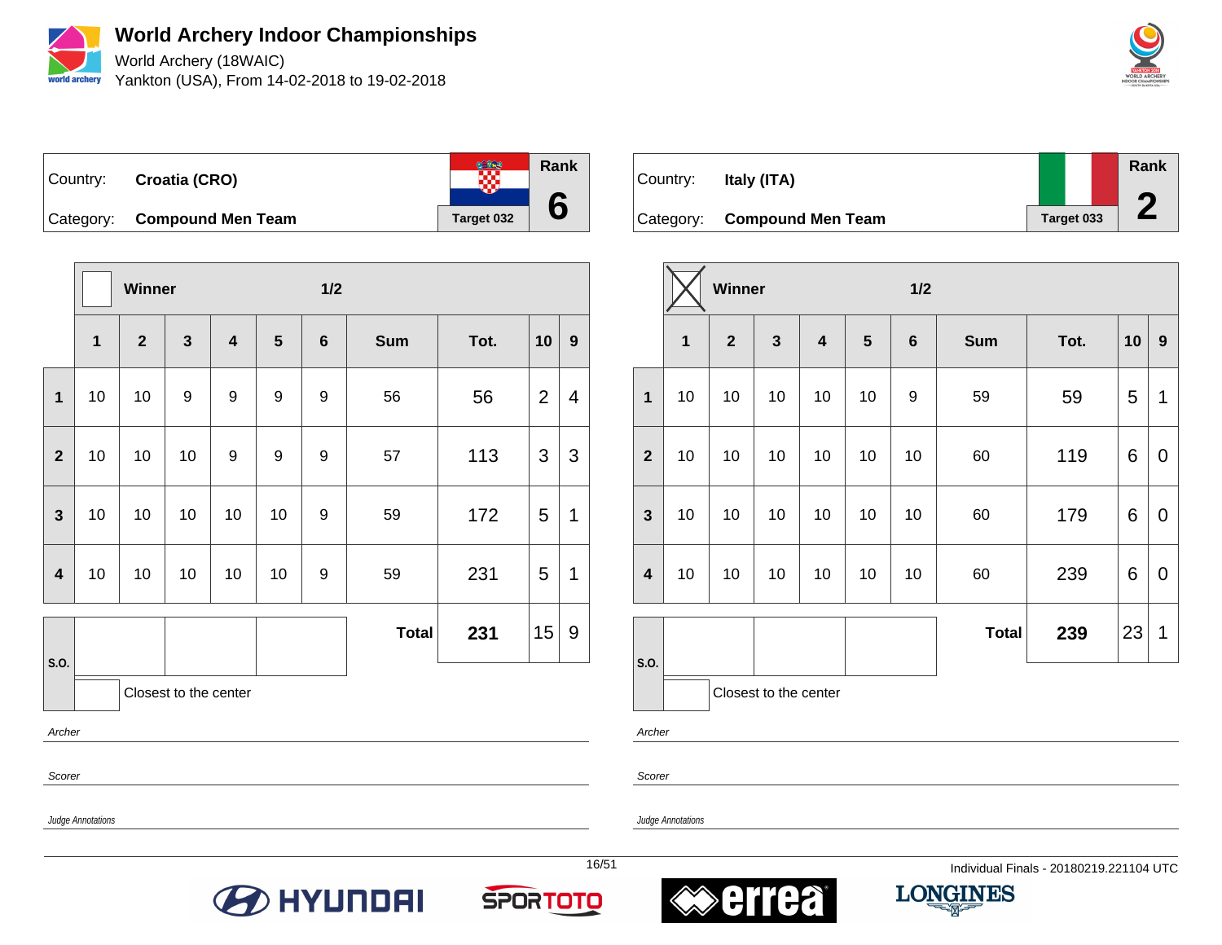# World Archery Indoor Championships

World Archery (18WAIC)
Yankton (USA), From 14-02-2018 to 19-02-2018

| Country: | **Croatia (CRO)** | Rank |
|---|---|---|
| Category: | **Compound Men Team** | **6** |
| | Target 032 | |

**Winner** ☐ — **1/2**

| | 1 | 2 | 3 | 4 | 5 | 6 | Sum | Tot. | 10 | 9 |
|---|---|---|---|---|---|---|---|---|---|---|
| **1** | 10 | 10 | 9 | 9 | 9 | 9 | 56 | 56 | 2 | 4 |
| **2** | 10 | 10 | 10 | 9 | 9 | 9 | 57 | 113 | 3 | 3 |
| **3** | 10 | 10 | 10 | 10 | 10 | 9 | 59 | 172 | 5 | 1 |
| **4** | 10 | 10 | 10 | 10 | 10 | 9 | 59 | 231 | 5 | 1 |
| **S.O.** | | | | | | | **Total** | **231** | 15 | 9 |

☐ Closest to the center

*Archer*

*Scorer*

*Judge Annotations*

| Country: | **Italy (ITA)** | Rank |
|---|---|---|
| Category: | **Compound Men Team** | **2** |
| | Target 033 | |

**Winner** ☒ — **1/2**

| | 1 | 2 | 3 | 4 | 5 | 6 | Sum | Tot. | 10 | 9 |
|---|---|---|---|---|---|---|---|---|---|---|
| **1** | 10 | 10 | 10 | 10 | 10 | 9 | 59 | 59 | 5 | 1 |
| **2** | 10 | 10 | 10 | 10 | 10 | 10 | 60 | 119 | 6 | 0 |
| **3** | 10 | 10 | 10 | 10 | 10 | 10 | 60 | 179 | 6 | 0 |
| **4** | 10 | 10 | 10 | 10 | 10 | 10 | 60 | 239 | 6 | 0 |
| **S.O.** | | | | | | | **Total** | **239** | 23 | 1 |

☐ Closest to the center

*Archer*

*Scorer*

*Judge Annotations*

Individual Finals - 20180219.221104 UTC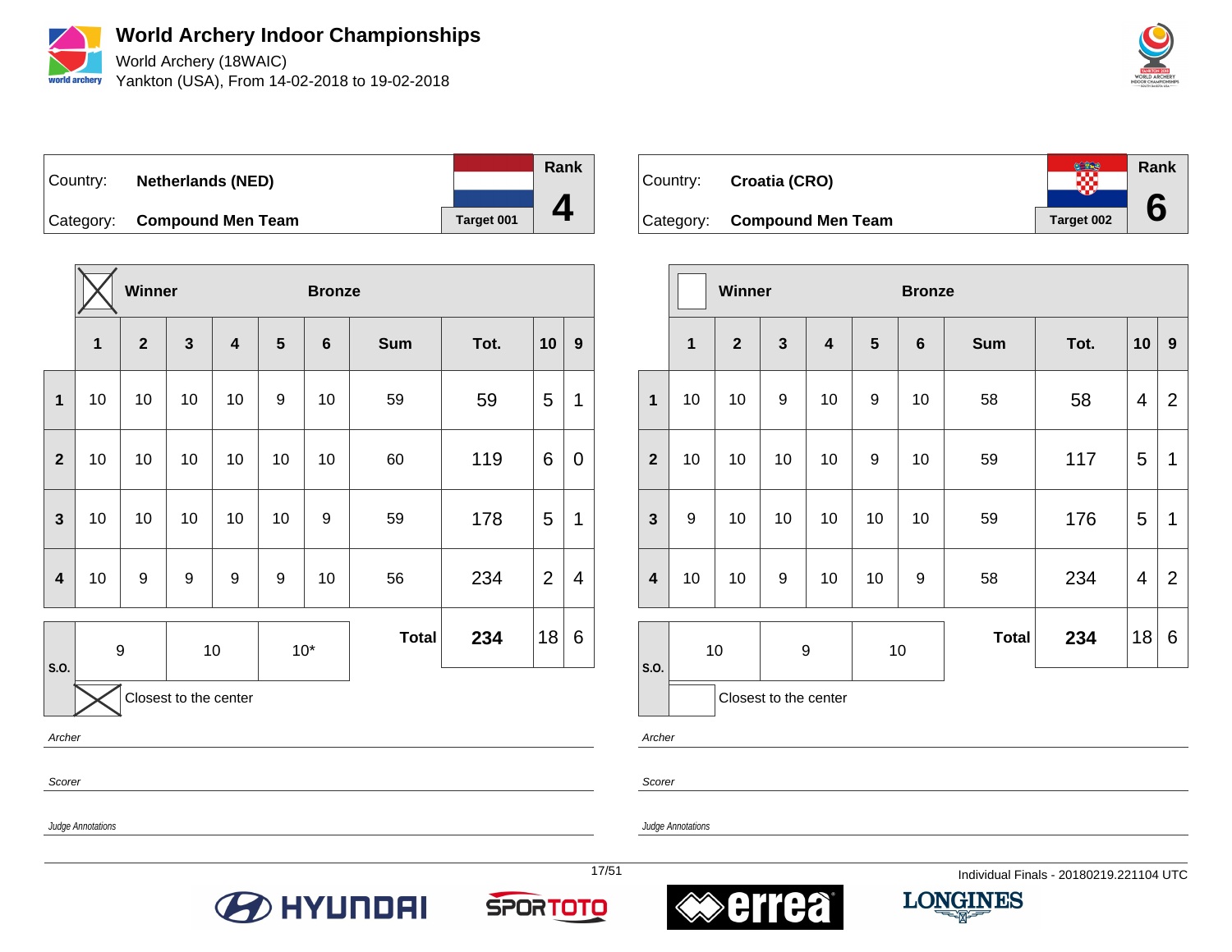# World Archery Indoor Championships

World Archery (18WAIC)
Yankton (USA), From 14-02-2018 to 19-02-2018

| Country: | **Netherlands (NED)** | Rank |
|---|---|---|
| Category: | **Compound Men Team** | Target 001 | **4** |

| | Winner: X | | | | | Bronze | | | | |
|---|---|---|---|---|---|---|---|---|---|---|
| | **1** | **2** | **3** | **4** | **5** | **6** | **Sum** | **Tot.** | **10** | **9** |
| **1** | 10 | 10 | 10 | 10 | 9 | 10 | 59 | 59 | 5 | 1 |
| **2** | 10 | 10 | 10 | 10 | 10 | 10 | 60 | 119 | 6 | 0 |
| **3** | 10 | 10 | 10 | 10 | 10 | 9 | 59 | 178 | 5 | 1 |
| **4** | 10 | 9 | 9 | 9 | 9 | 10 | 56 | 234 | 2 | 4 |
| | | | | | | | **Total** | **234** | 18 | 6 |

| S.O. | 9 | 10 | 10* |
|---|---|---|---|

Closest to the center: X

Archer

Scorer

Judge Annotations

| Country: | **Croatia (CRO)** | Rank |
|---|---|---|
| Category: | **Compound Men Team** | Target 002 | **6** |

| | Winner: | | | | | Bronze | | | | |
|---|---|---|---|---|---|---|---|---|---|---|
| | **1** | **2** | **3** | **4** | **5** | **6** | **Sum** | **Tot.** | **10** | **9** |
| **1** | 10 | 10 | 9 | 10 | 9 | 10 | 58 | 58 | 4 | 2 |
| **2** | 10 | 10 | 10 | 10 | 9 | 10 | 59 | 117 | 5 | 1 |
| **3** | 9 | 10 | 10 | 10 | 10 | 10 | 59 | 176 | 5 | 1 |
| **4** | 10 | 10 | 9 | 10 | 10 | 9 | 58 | 234 | 4 | 2 |
| | | | | | | | **Total** | **234** | 18 | 6 |

| S.O. | 10 | 9 | 10 |
|---|---|---|---|

Closest to the center:

Archer

Scorer

Judge Annotations

Individual Finals - 20180219.221104 UTC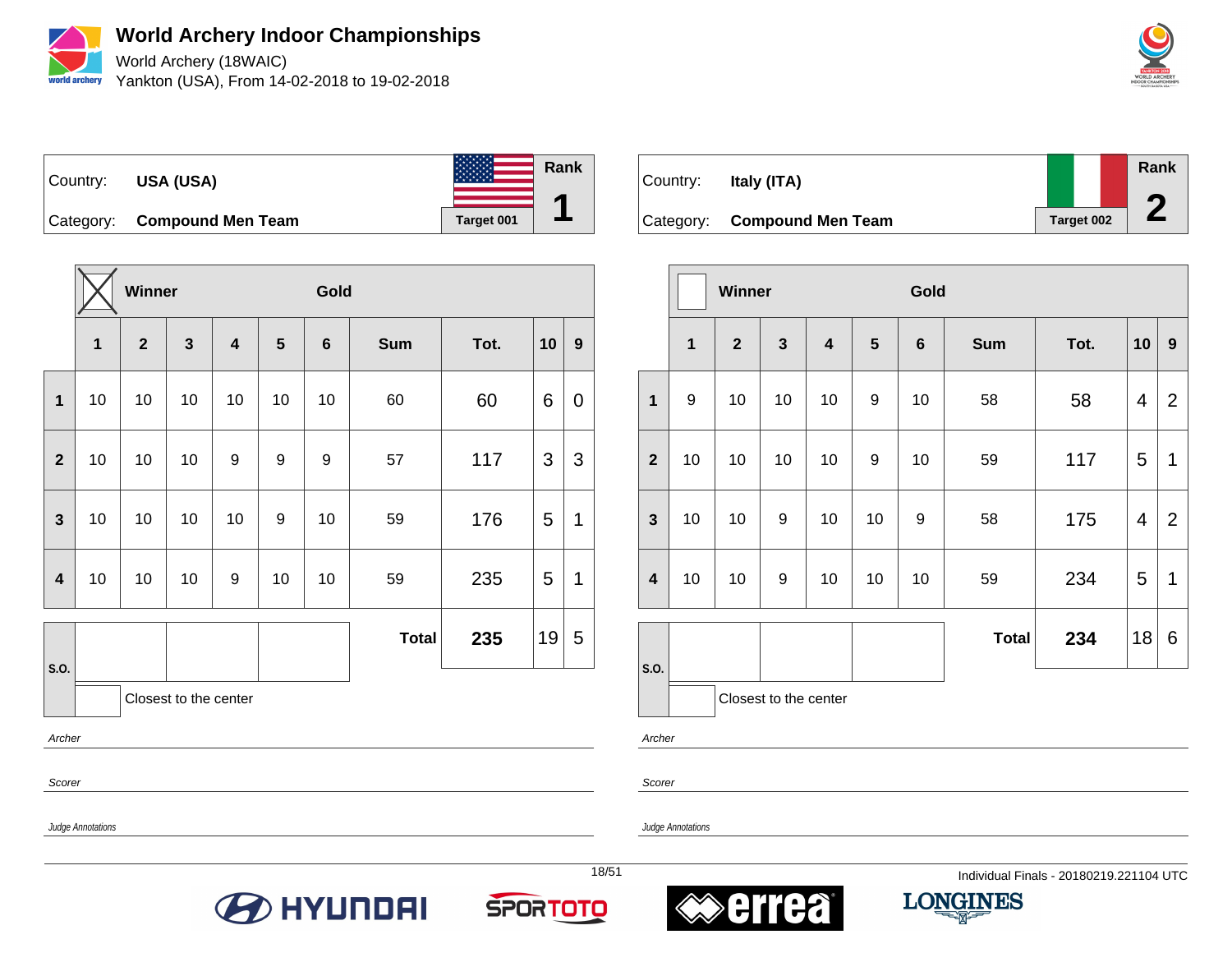# World Archery Indoor Championships

World Archery (18WAIC)
Yankton (USA), From 14-02-2018 to 19-02-2018

| Country: | USA (USA) | Target 001 | Rank 1 |
|---|---|---|---|
| Category: | Compound Men Team | | |

Winner: X — Gold

| | 1 | 2 | 3 | 4 | 5 | 6 | Sum | Tot. | 10 | 9 |
|---|---|---|---|---|---|---|---|---|---|---|
| 1 | 10 | 10 | 10 | 10 | 10 | 10 | 60 | 60 | 6 | 0 |
| 2 | 10 | 10 | 10 | 9 | 9 | 9 | 57 | 117 | 3 | 3 |
| 3 | 10 | 10 | 10 | 10 | 9 | 10 | 59 | 176 | 5 | 1 |
| 4 | 10 | 10 | 10 | 9 | 10 | 10 | 59 | 235 | 5 | 1 |
| S.O. | | | | | | | **Total** | **235** | 19 | 5 |

Closest to the center

Archer

Scorer

Judge Annotations

| Country: | Italy (ITA) | Target 002 | Rank 2 |
|---|---|---|---|
| Category: | Compound Men Team | | |

Winner: — Gold

| | 1 | 2 | 3 | 4 | 5 | 6 | Sum | Tot. | 10 | 9 |
|---|---|---|---|---|---|---|---|---|---|---|
| 1 | 9 | 10 | 10 | 10 | 9 | 10 | 58 | 58 | 4 | 2 |
| 2 | 10 | 10 | 10 | 10 | 9 | 10 | 59 | 117 | 5 | 1 |
| 3 | 10 | 10 | 9 | 10 | 10 | 9 | 58 | 175 | 4 | 2 |
| 4 | 10 | 10 | 9 | 10 | 10 | 10 | 59 | 234 | 5 | 1 |
| S.O. | | | | | | | **Total** | **234** | 18 | 6 |

Closest to the center

Archer

Scorer

Judge Annotations

Individual Finals - 20180219.221104 UTC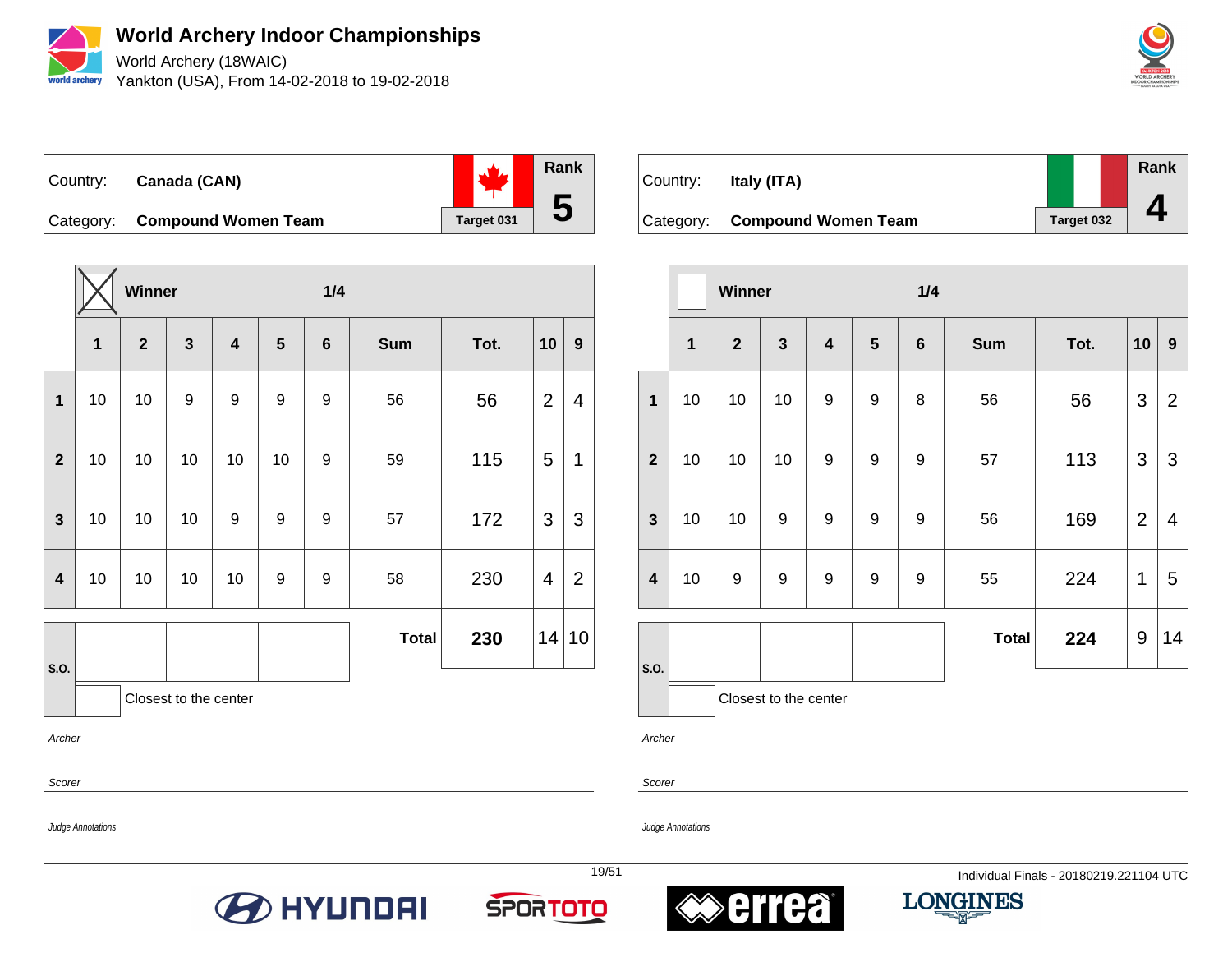# World Archery Indoor Championships

World Archery (18WAIC)

Yankton (USA), From 14-02-2018 to 19-02-2018

| Country: | **Canada (CAN)** | Rank |
|---|---|---|
| Category: | **Compound Women Team** | **5** |
| | Target 031 | |

**Winner** ☒ — **1/4**

| | 1 | 2 | 3 | 4 | 5 | 6 | Sum | Tot. | 10 | 9 |
|---|---|---|---|---|---|---|---|---|---|---|
| **1** | 10 | 10 | 9 | 9 | 9 | 9 | 56 | 56 | 2 | 4 |
| **2** | 10 | 10 | 10 | 10 | 10 | 9 | 59 | 115 | 5 | 1 |
| **3** | 10 | 10 | 10 | 9 | 9 | 9 | 57 | 172 | 3 | 3 |
| **4** | 10 | 10 | 10 | 10 | 9 | 9 | 58 | 230 | 4 | 2 |
| | | | | | | | **Total** | **230** | 14 | 10 |

S.O.

Closest to the center

*Archer*

*Scorer*

*Judge Annotations*

| Country: | **Italy (ITA)** | Rank |
|---|---|---|
| Category: | **Compound Women Team** | **4** |
| | Target 032 | |

**Winner** ☐ — **1/4**

| | 1 | 2 | 3 | 4 | 5 | 6 | Sum | Tot. | 10 | 9 |
|---|---|---|---|---|---|---|---|---|---|---|
| **1** | 10 | 10 | 10 | 9 | 9 | 8 | 56 | 56 | 3 | 2 |
| **2** | 10 | 10 | 10 | 9 | 9 | 9 | 57 | 113 | 3 | 3 |
| **3** | 10 | 10 | 9 | 9 | 9 | 9 | 56 | 169 | 2 | 4 |
| **4** | 10 | 9 | 9 | 9 | 9 | 9 | 55 | 224 | 1 | 5 |
| | | | | | | | **Total** | **224** | 9 | 14 |

S.O.

Closest to the center

*Archer*

*Scorer*

*Judge Annotations*

Individual Finals - 20180219.221104 UTC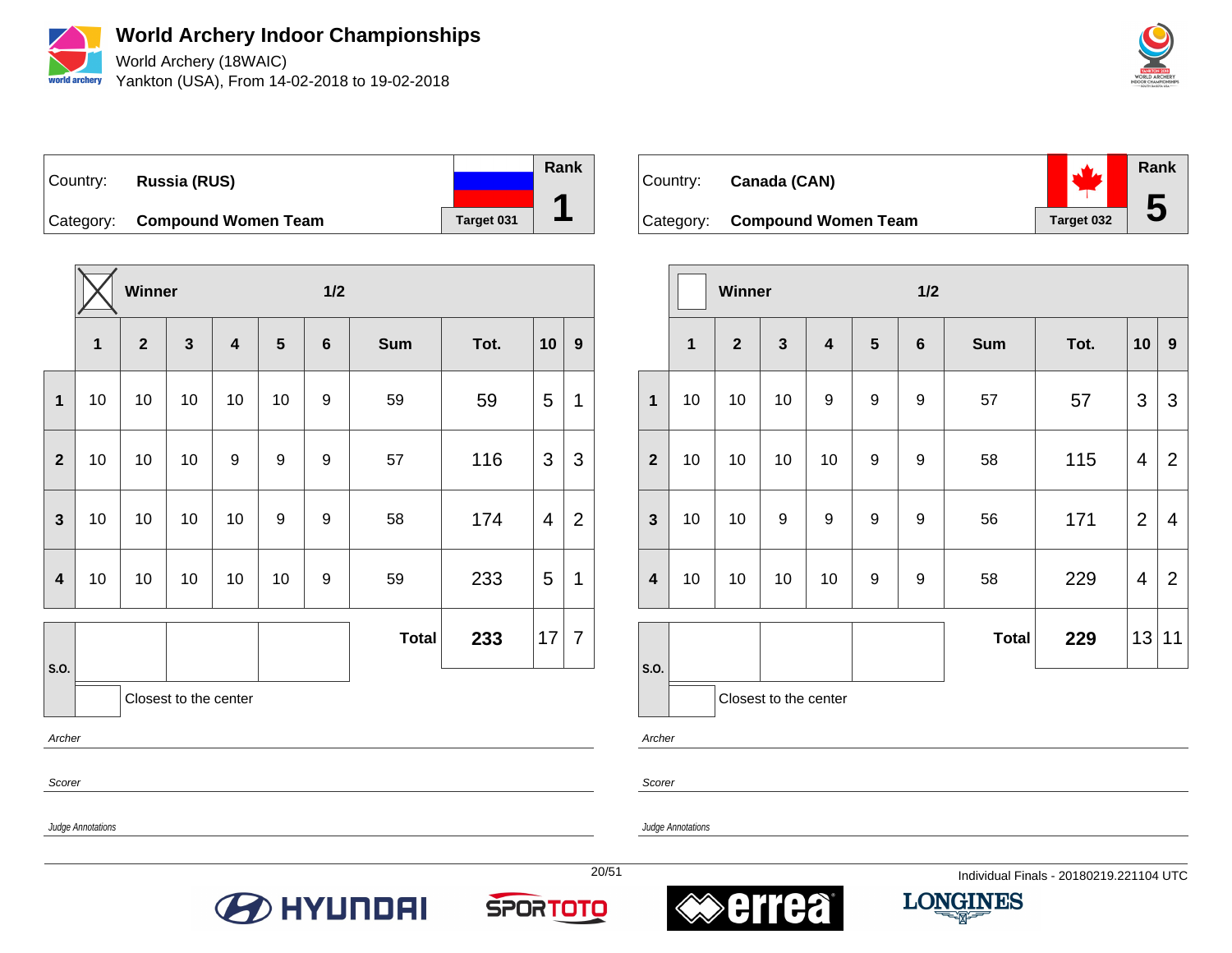# World Archery Indoor Championships

World Archery (18WAIC)
Yankton (USA), From 14-02-2018 to 19-02-2018

| Country: | **Russia (RUS)** | | Rank |
|---|---|---|---|
| Category: | **Compound Women Team** | Target 031 | **1** |

| | Winner ☒ | | | | | 1/2 | | | | |
|---|---|---|---|---|---|---|---|---|---|---|
| | **1** | **2** | **3** | **4** | **5** | **6** | **Sum** | **Tot.** | **10** | **9** |
| **1** | 10 | 10 | 10 | 10 | 10 | 9 | 59 | 59 | 5 | 1 |
| **2** | 10 | 10 | 10 | 9 | 9 | 9 | 57 | 116 | 3 | 3 |
| **3** | 10 | 10 | 10 | 10 | 9 | 9 | 58 | 174 | 4 | 2 |
| **4** | 10 | 10 | 10 | 10 | 10 | 9 | 59 | 233 | 5 | 1 |
| **S.O.** | | | | | | | **Total** | **233** | 17 | 7 |

Closest to the center

*Archer*

*Scorer*

*Judge Annotations*

| Country: | **Canada (CAN)** | | Rank |
|---|---|---|---|
| Category: | **Compound Women Team** | Target 032 | **5** |

| | Winner ☐ | | | | | 1/2 | | | | |
|---|---|---|---|---|---|---|---|---|---|---|
| | **1** | **2** | **3** | **4** | **5** | **6** | **Sum** | **Tot.** | **10** | **9** |
| **1** | 10 | 10 | 10 | 9 | 9 | 9 | 57 | 57 | 3 | 3 |
| **2** | 10 | 10 | 10 | 10 | 9 | 9 | 58 | 115 | 4 | 2 |
| **3** | 10 | 10 | 9 | 9 | 9 | 9 | 56 | 171 | 2 | 4 |
| **4** | 10 | 10 | 10 | 10 | 9 | 9 | 58 | 229 | 4 | 2 |
| **S.O.** | | | | | | | **Total** | **229** | 13 | 11 |

Closest to the center

*Archer*

*Scorer*

*Judge Annotations*

Individual Finals - 20180219.221104 UTC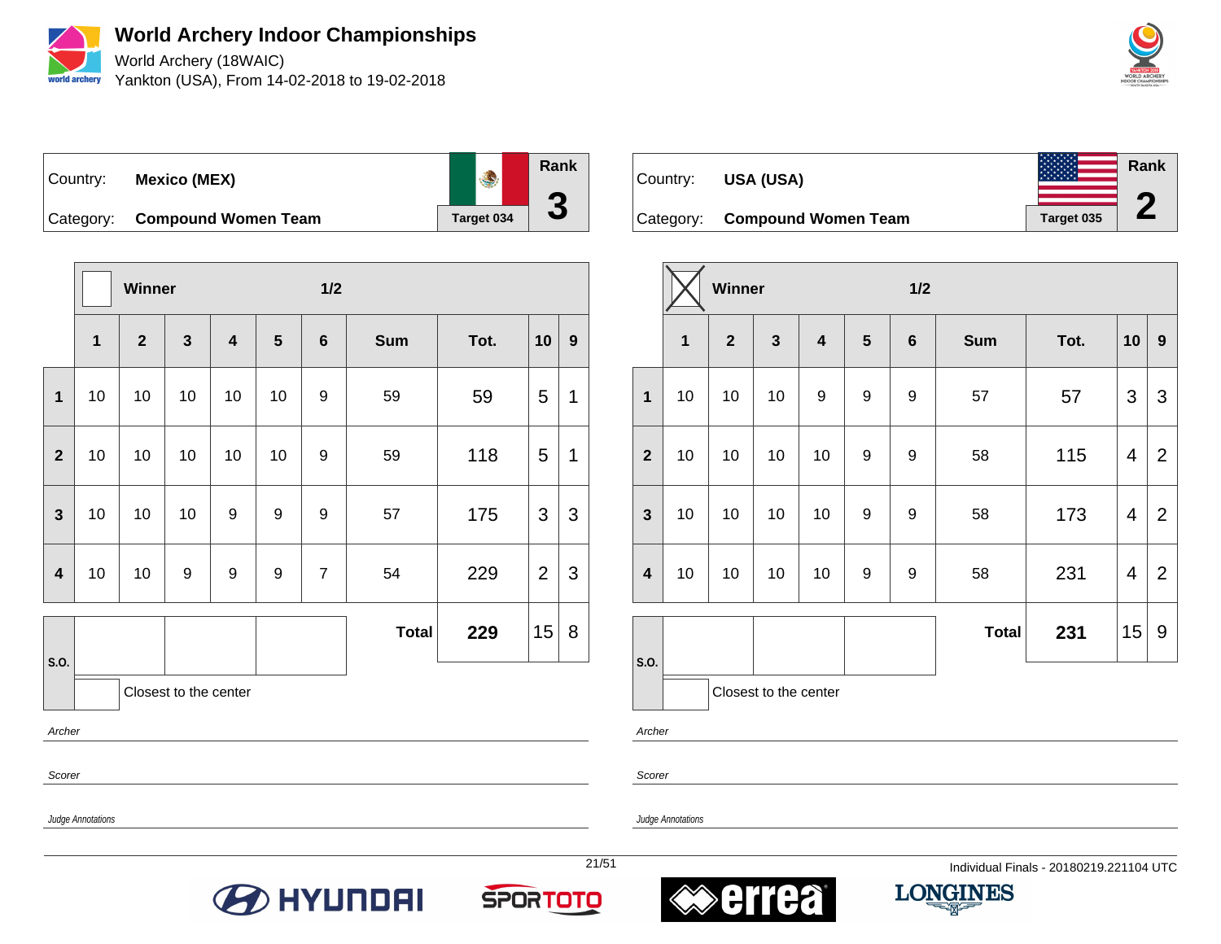# World Archery Indoor Championships

World Archery (18WAIC)
Yankton (USA), From 14-02-2018 to 19-02-2018

| Country: | **Mexico (MEX)** | Rank |
|---|---|---|
| Category: | **Compound Women Team** | **3** |
| | Target 034 | |

| | Winner | | | | | 1/2 | | | | |
|---|---|---|---|---|---|---|---|---|---|---|
| | **1** | **2** | **3** | **4** | **5** | **6** | **Sum** | **Tot.** | **10** | **9** |
| **1** | 10 | 10 | 10 | 10 | 10 | 9 | 59 | 59 | 5 | 1 |
| **2** | 10 | 10 | 10 | 10 | 10 | 9 | 59 | 118 | 5 | 1 |
| **3** | 10 | 10 | 10 | 9 | 9 | 9 | 57 | 175 | 3 | 3 |
| **4** | 10 | 10 | 9 | 9 | 9 | 7 | 54 | 229 | 2 | 3 |
| **S.O.** | | | | | | | **Total** | **229** | 15 | 8 |

Closest to the center

*Archer*

*Scorer*

*Judge Annotations*

| Country: | **USA (USA)** | Rank |
|---|---|---|
| Category: | **Compound Women Team** | **2** |
| | Target 035 | |

| | Winner (X) | | | | | 1/2 | | | | |
|---|---|---|---|---|---|---|---|---|---|---|
| | **1** | **2** | **3** | **4** | **5** | **6** | **Sum** | **Tot.** | **10** | **9** |
| **1** | 10 | 10 | 10 | 9 | 9 | 9 | 57 | 57 | 3 | 3 |
| **2** | 10 | 10 | 10 | 10 | 9 | 9 | 58 | 115 | 4 | 2 |
| **3** | 10 | 10 | 10 | 10 | 9 | 9 | 58 | 173 | 4 | 2 |
| **4** | 10 | 10 | 10 | 10 | 9 | 9 | 58 | 231 | 4 | 2 |
| **S.O.** | | | | | | | **Total** | **231** | 15 | 9 |

Closest to the center

*Archer*

*Scorer*

*Judge Annotations*

Individual Finals - 20180219.221104 UTC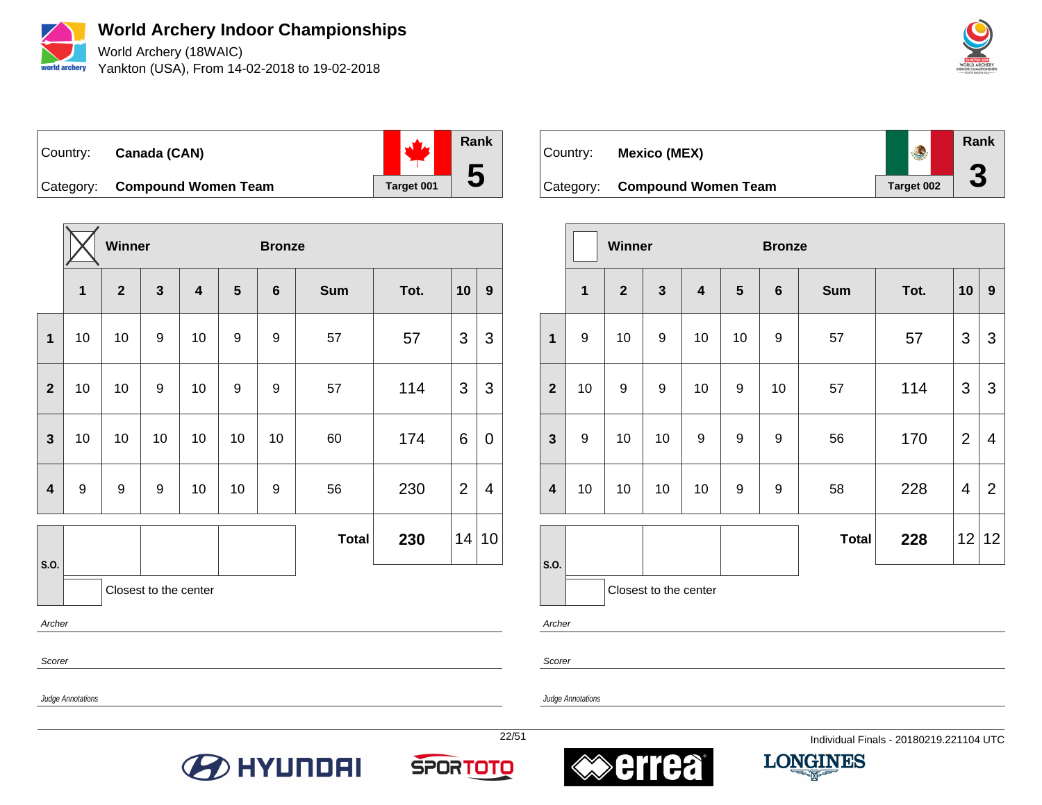# World Archery Indoor Championships

World Archery (18WAIC)

Yankton (USA), From 14-02-2018 to 19-02-2018

| Country: | Canada (CAN) | | Rank |
|---|---|---|---|
| Category: | Compound Women Team | Target 001 | 5 |

Winner: ☒ — Bronze

| | 1 | 2 | 3 | 4 | 5 | 6 | Sum | Tot. | 10 | 9 |
|---|---|---|---|---|---|---|---|---|---|---|
| 1 | 10 | 10 | 9 | 10 | 9 | 9 | 57 | 57 | 3 | 3 |
| 2 | 10 | 10 | 9 | 10 | 9 | 9 | 57 | 114 | 3 | 3 |
| 3 | 10 | 10 | 10 | 10 | 10 | 10 | 60 | 174 | 6 | 0 |
| 4 | 9 | 9 | 9 | 10 | 10 | 9 | 56 | 230 | 2 | 4 |
| | | | | | | | **Total** | **230** | 14 | 10 |

S.O.

Closest to the center

*Archer*

*Scorer*

*Judge Annotations*

| Country: | Mexico (MEX) | | Rank |
|---|---|---|---|
| Category: | Compound Women Team | Target 002 | 3 |

Winner: ☐ — Bronze

| | 1 | 2 | 3 | 4 | 5 | 6 | Sum | Tot. | 10 | 9 |
|---|---|---|---|---|---|---|---|---|---|---|
| 1 | 9 | 10 | 9 | 10 | 10 | 9 | 57 | 57 | 3 | 3 |
| 2 | 10 | 9 | 9 | 10 | 9 | 10 | 57 | 114 | 3 | 3 |
| 3 | 9 | 10 | 10 | 9 | 9 | 9 | 56 | 170 | 2 | 4 |
| 4 | 10 | 10 | 10 | 10 | 9 | 9 | 58 | 228 | 4 | 2 |
| | | | | | | | **Total** | **228** | 12 | 12 |

S.O.

Closest to the center

*Archer*

*Scorer*

*Judge Annotations*

Individual Finals - 20180219.221104 UTC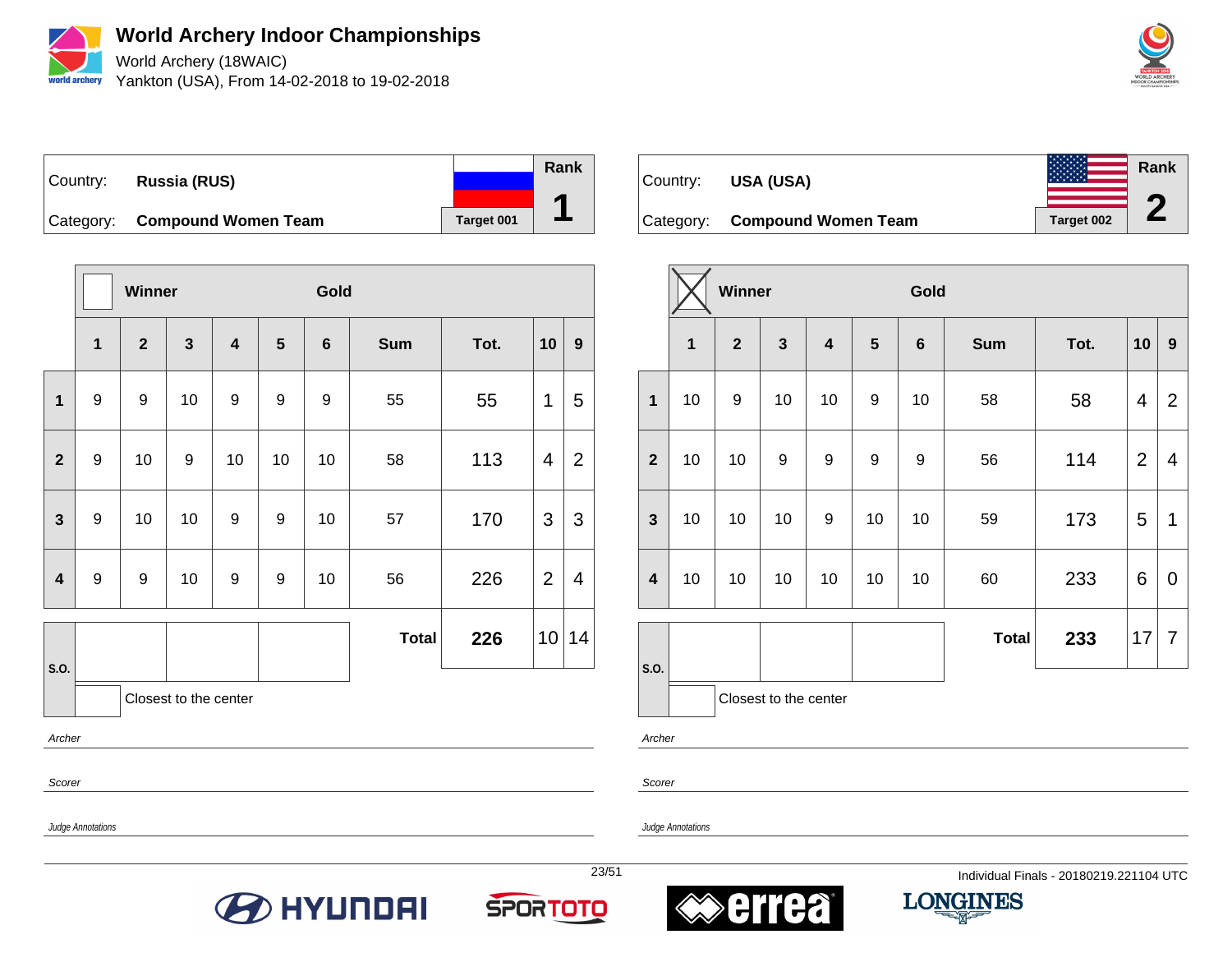# World Archery Indoor Championships

World Archery (18WAIC)

Yankton (USA), From 14-02-2018 to 19-02-2018

| Country: | **Russia (RUS)** | | Rank |
|---|---|---|---|
| Category: | **Compound Women Team** | Target 001 | **1** |

| | Winner | | | | | Gold | | | | |
|---|---|---|---|---|---|---|---|---|---|---|
| | **1** | **2** | **3** | **4** | **5** | **6** | **Sum** | **Tot.** | **10** | **9** |
| **1** | 9 | 9 | 10 | 9 | 9 | 9 | 55 | 55 | 1 | 5 |
| **2** | 9 | 10 | 9 | 10 | 10 | 10 | 58 | 113 | 4 | 2 |
| **3** | 9 | 10 | 10 | 9 | 9 | 10 | 57 | 170 | 3 | 3 |
| **4** | 9 | 9 | 10 | 9 | 9 | 10 | 56 | 226 | 2 | 4 |
| **S.O.** | | | | | | | **Total** | **226** | 10 | 14 |

Closest to the center

*Archer*

*Scorer*

*Judge Annotations*

| Country: | **USA (USA)** | | Rank |
|---|---|---|---|
| Category: | **Compound Women Team** | Target 002 | **2** |

| | Winner ☒ | | | | | Gold | | | | |
|---|---|---|---|---|---|---|---|---|---|---|
| | **1** | **2** | **3** | **4** | **5** | **6** | **Sum** | **Tot.** | **10** | **9** |
| **1** | 10 | 9 | 10 | 10 | 9 | 10 | 58 | 58 | 4 | 2 |
| **2** | 10 | 10 | 9 | 9 | 9 | 9 | 56 | 114 | 2 | 4 |
| **3** | 10 | 10 | 10 | 9 | 10 | 10 | 59 | 173 | 5 | 1 |
| **4** | 10 | 10 | 10 | 10 | 10 | 10 | 60 | 233 | 6 | 0 |
| **S.O.** | | | | | | | **Total** | **233** | 17 | 7 |

Closest to the center

*Archer*

*Scorer*

*Judge Annotations*

Individual Finals - 20180219.221104 UTC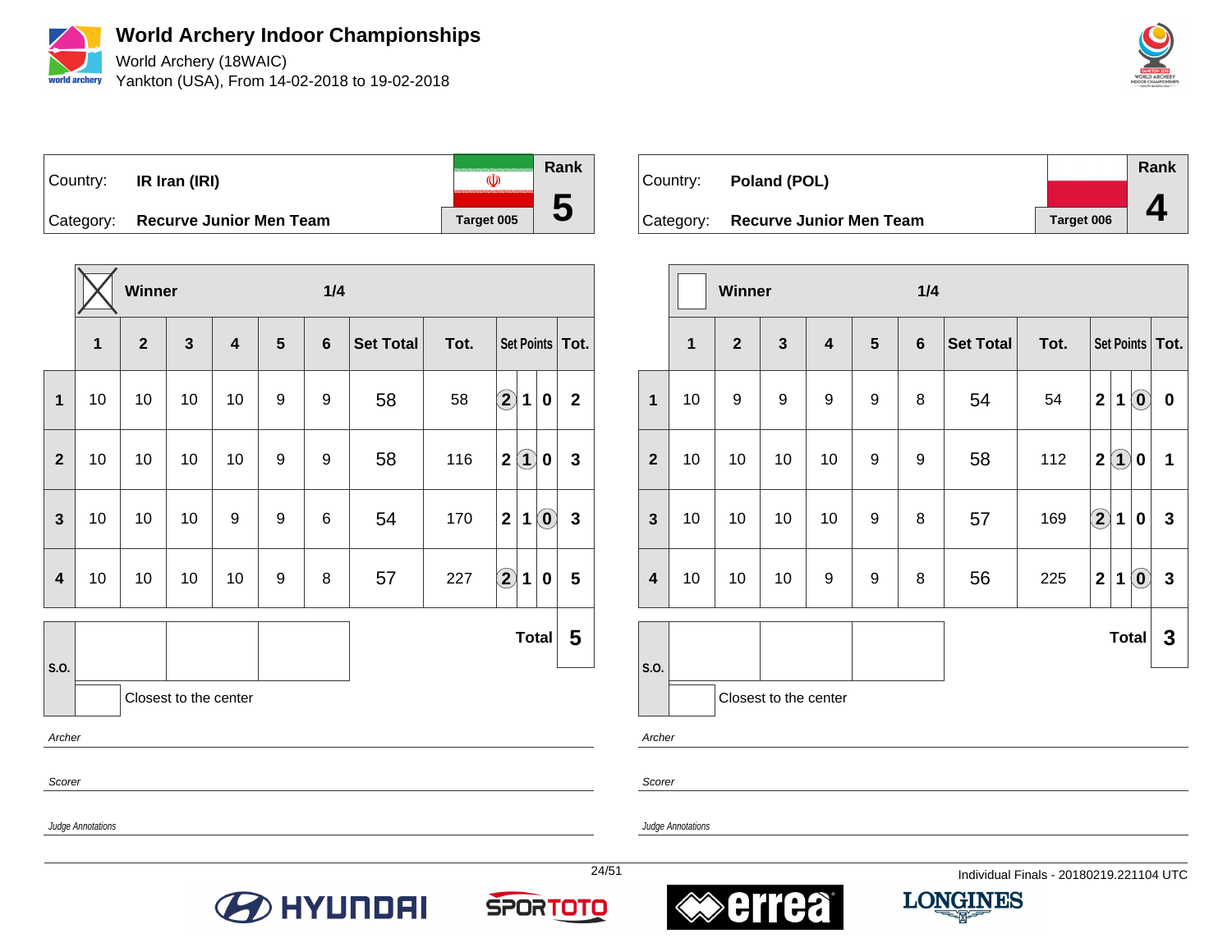# World Archery Indoor Championships

World Archery (18WAIC)
Yankton (USA), From 14-02-2018 to 19-02-2018

| Country: | IR Iran (IRI) | Rank |
|---|---|---|
| Category: | Recurve Junior Men Team | Target 005 | 5 |

Winner — 1/4

| | 1 | 2 | 3 | 4 | 5 | 6 | Set Total | Tot. | Set Points | | | Tot. |
|---|---|---|---|---|---|---|---|---|---|---|---|---|
| 1 | 10 | 10 | 10 | 10 | 9 | 9 | 58 | 58 | (2) | 1 | 0 | 2 |
| 2 | 10 | 10 | 10 | 10 | 9 | 9 | 58 | 116 | 2 | (1) | 0 | 3 |
| 3 | 10 | 10 | 10 | 9 | 9 | 6 | 54 | 170 | 2 | 1 | (0) | 3 |
| 4 | 10 | 10 | 10 | 10 | 9 | 8 | 57 | 227 | (2) | 1 | 0 | 5 |

S.O.

Total **5**

Closest to the center

*Archer*

*Scorer*

*Judge Annotations*

| Country: | Poland (POL) | Rank |
|---|---|---|
| Category: | Recurve Junior Men Team | Target 006 | 4 |

Winner — 1/4

| | 1 | 2 | 3 | 4 | 5 | 6 | Set Total | Tot. | Set Points | | | Tot. |
|---|---|---|---|---|---|---|---|---|---|---|---|---|
| 1 | 10 | 9 | 9 | 9 | 9 | 8 | 54 | 54 | 2 | 1 | (0) | 0 |
| 2 | 10 | 10 | 10 | 10 | 9 | 9 | 58 | 112 | 2 | (1) | 0 | 1 |
| 3 | 10 | 10 | 10 | 10 | 9 | 8 | 57 | 169 | (2) | 1 | 0 | 3 |
| 4 | 10 | 10 | 10 | 9 | 9 | 8 | 56 | 225 | 2 | 1 | (0) | 3 |

S.O.

Total **3**

Closest to the center

*Archer*

*Scorer*

*Judge Annotations*

Individual Finals - 20180219.221104 UTC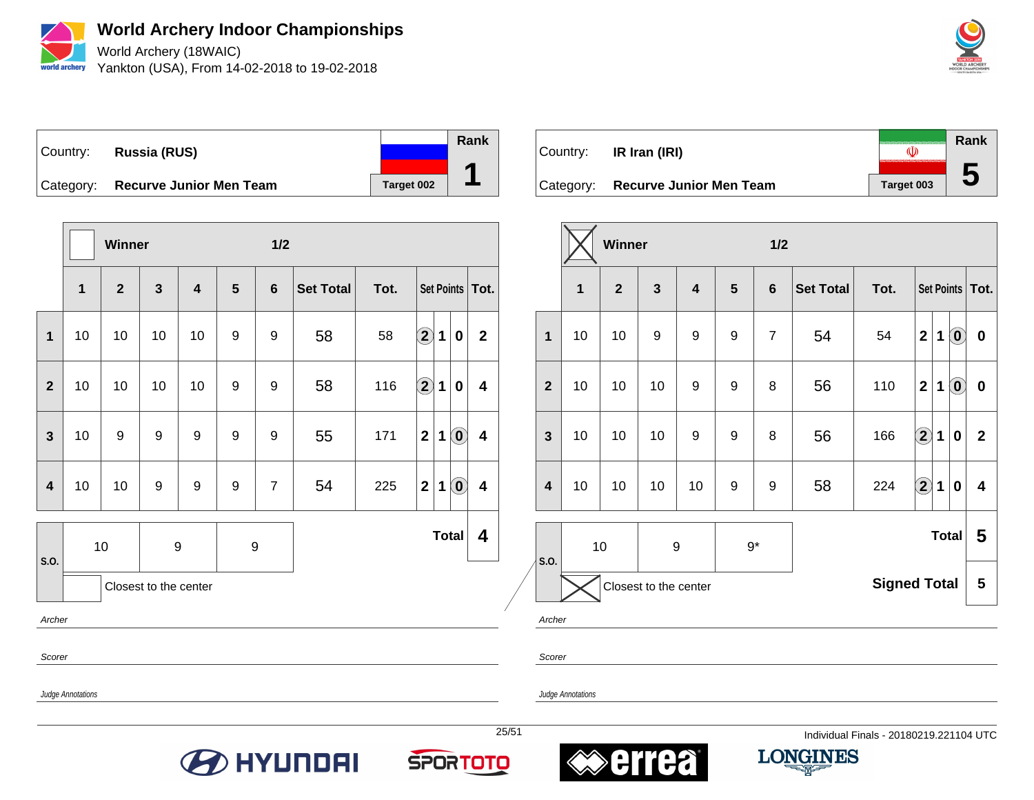# World Archery Indoor Championships

World Archery (18WAIC)

Yankton (USA), From 14-02-2018 to 19-02-2018

| Country: | **Russia (RUS)** | Rank |
|---|---|---|
| Category: | **Recurve Junior Men Team** | **1** |
| | Target 002 | |

**Winner** 1/2

| | 1 | 2 | 3 | 4 | 5 | 6 | Set Total | Tot. | Set Points | | | Tot. |
|---|---|---|---|---|---|---|---|---|---|---|---|---|
| 1 | 10 | 10 | 10 | 10 | 9 | 9 | 58 | 58 | (2) | 1 | 0 | 2 |
| 2 | 10 | 10 | 10 | 10 | 9 | 9 | 58 | 116 | (2) | 1 | 0 | 4 |
| 3 | 10 | 9 | 9 | 9 | 9 | 9 | 55 | 171 | 2 | 1 | (0) | 4 |
| 4 | 10 | 10 | 9 | 9 | 9 | 7 | 54 | 225 | 2 | 1 | (0) | 4 |

| S.O. | 10 | 9 | 9 | Total | 4 |
|---|---|---|---|---|---|

Closest to the center

*Archer*

*Scorer*

*Judge Annotations*

| Country: | **IR Iran (IRI)** | Rank |
|---|---|---|
| Category: | **Recurve Junior Men Team** | **5** |
| | Target 003 | |

**Winner** [X] 1/2

| | 1 | 2 | 3 | 4 | 5 | 6 | Set Total | Tot. | Set Points | | | Tot. |
|---|---|---|---|---|---|---|---|---|---|---|---|---|
| 1 | 10 | 10 | 9 | 9 | 9 | 7 | 54 | 54 | 2 | 1 | (0) | 0 |
| 2 | 10 | 10 | 10 | 9 | 9 | 8 | 56 | 110 | 2 | 1 | (0) | 0 |
| 3 | 10 | 10 | 10 | 9 | 9 | 8 | 56 | 166 | (2) | 1 | 0 | 2 |
| 4 | 10 | 10 | 10 | 10 | 9 | 9 | 58 | 224 | (2) | 1 | 0 | 4 |

| S.O. | 10 | 9 | 9* | Total | 5 |
|---|---|---|---|---|---|
| | | | | Signed Total | 5 |

[X] Closest to the center

*Archer*

*Scorer*

*Judge Annotations*

Individual Finals - 20180219.221104 UTC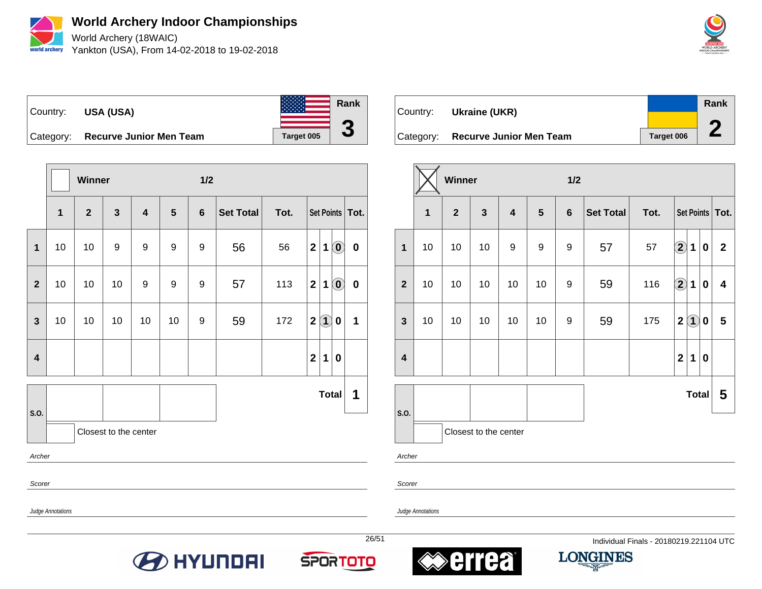# World Archery Indoor Championships

World Archery (18WAIC)
Yankton (USA), From 14-02-2018 to 19-02-2018

| Country: | USA (USA) | Rank |
|---|---|---|
| Category: | Recurve Junior Men Team | Target 005 | 3 |

Winner: ☐ — 1/2

| | 1 | 2 | 3 | 4 | 5 | 6 | Set Total | Tot. | Set Points | | | Tot. |
|---|---|---|---|---|---|---|---|---|---|---|---|---|
| 1 | 10 | 10 | 9 | 9 | 9 | 9 | 56 | 56 | 2 | 1 | (0) | 0 |
| 2 | 10 | 10 | 10 | 9 | 9 | 9 | 57 | 113 | 2 | 1 | (0) | 0 |
| 3 | 10 | 10 | 10 | 10 | 10 | 9 | 59 | 172 | 2 | (1) | 0 | 1 |
| 4 | | | | | | | | | 2 | 1 | 0 | |

S.O.: | | | |

Closest to the center ☐

**Total 1**

*Archer*

*Scorer*

*Judge Annotations*

| Country: | Ukraine (UKR) | Rank |
|---|---|---|
| Category: | Recurve Junior Men Team | Target 006 | 2 |

Winner: ☒ — 1/2

| | 1 | 2 | 3 | 4 | 5 | 6 | Set Total | Tot. | Set Points | | | Tot. |
|---|---|---|---|---|---|---|---|---|---|---|---|---|
| 1 | 10 | 10 | 10 | 9 | 9 | 9 | 57 | 57 | (2) | 1 | 0 | 2 |
| 2 | 10 | 10 | 10 | 10 | 10 | 9 | 59 | 116 | (2) | 1 | 0 | 4 |
| 3 | 10 | 10 | 10 | 10 | 10 | 9 | 59 | 175 | 2 | (1) | 0 | 5 |
| 4 | | | | | | | | | 2 | 1 | 0 | |

S.O.: | | | |

Closest to the center ☐

**Total 5**

*Archer*

*Scorer*

*Judge Annotations*

Individual Finals - 20180219.221104 UTC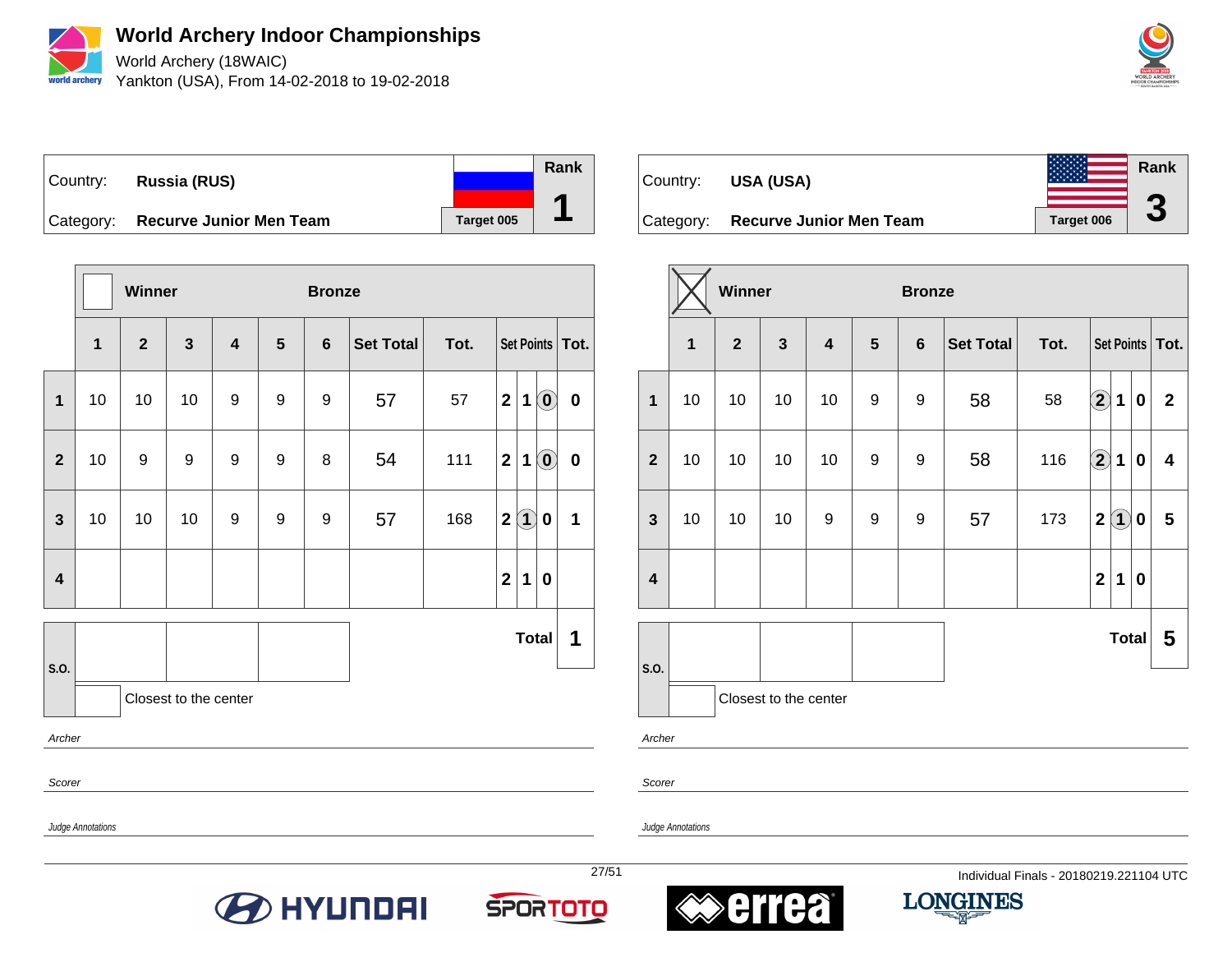# World Archery Indoor Championships

World Archery (18WAIC)
Yankton (USA), From 14-02-2018 to 19-02-2018

| Country: | Russia (RUS) | Rank |
|---|---|---|
| Category: | Recurve Junior Men Team | 1 |
| | Target 005 | |

Winner ☐ — Bronze

| | 1 | 2 | 3 | 4 | 5 | 6 | Set Total | Tot. | Set Points | | | Tot. |
|---|---|---|---|---|---|---|---|---|---|---|---|---|
| 1 | 10 | 10 | 10 | 9 | 9 | 9 | 57 | 57 | 2 | 1 | (0) | 0 |
| 2 | 10 | 9 | 9 | 9 | 9 | 8 | 54 | 111 | 2 | 1 | (0) | 0 |
| 3 | 10 | 10 | 10 | 9 | 9 | 9 | 57 | 168 | 2 | (1) | 0 | 1 |
| 4 | | | | | | | | | 2 | 1 | 0 | |

S.O.: | | | |

Closest to the center

**Total 1**

Archer

Scorer

Judge Annotations

| Country: | USA (USA) | Rank |
|---|---|---|
| Category: | Recurve Junior Men Team | 3 |
| | Target 006 | |

Winner ☒ — Bronze

| | 1 | 2 | 3 | 4 | 5 | 6 | Set Total | Tot. | Set Points | | | Tot. |
|---|---|---|---|---|---|---|---|---|---|---|---|---|
| 1 | 10 | 10 | 10 | 10 | 9 | 9 | 58 | 58 | (2) | 1 | 0 | 2 |
| 2 | 10 | 10 | 10 | 10 | 9 | 9 | 58 | 116 | (2) | 1 | 0 | 4 |
| 3 | 10 | 10 | 10 | 9 | 9 | 9 | 57 | 173 | 2 | (1) | 0 | 5 |
| 4 | | | | | | | | | 2 | 1 | 0 | |

S.O.: | | | |

Closest to the center

**Total 5**

Archer

Scorer

Judge Annotations

Individual Finals - 20180219.221104 UTC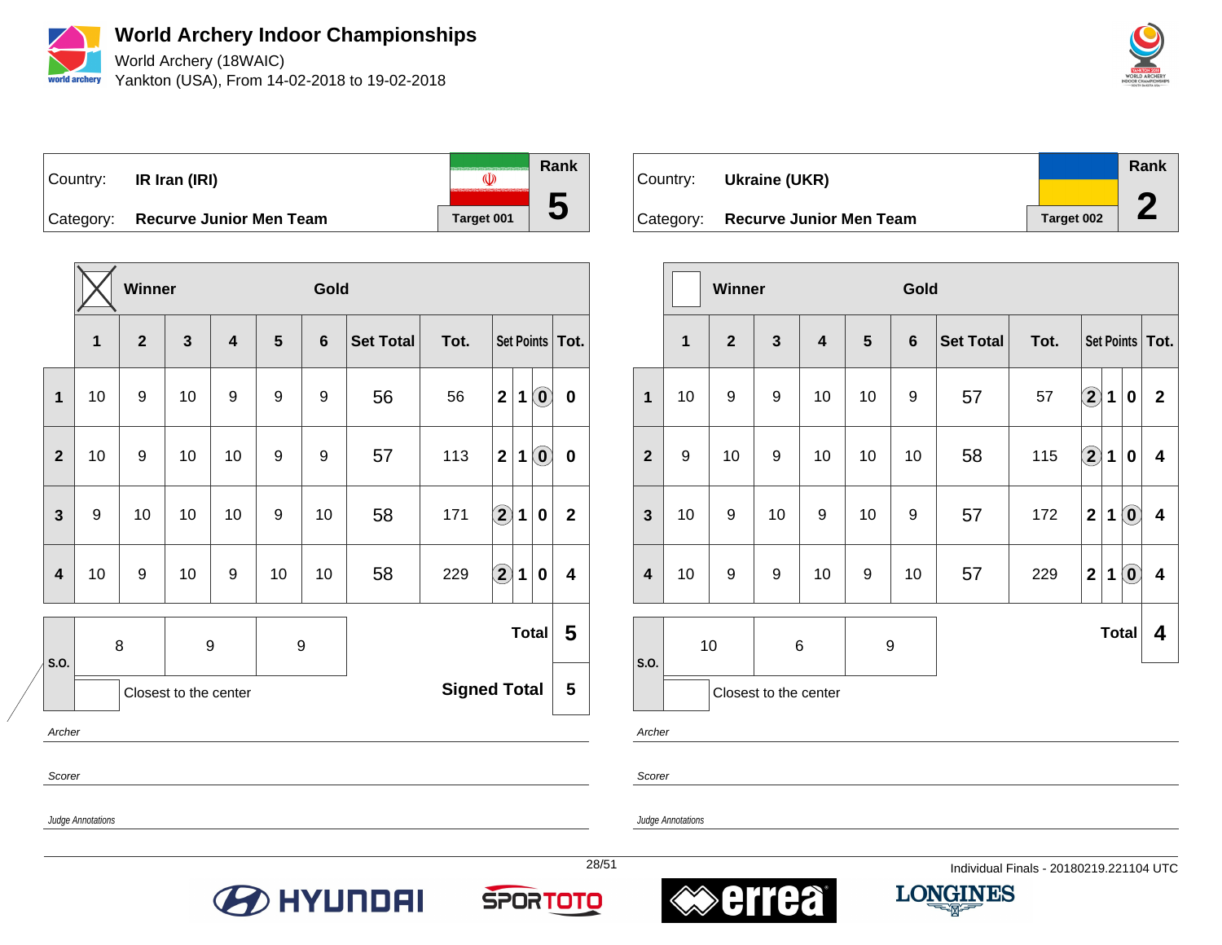# World Archery Indoor Championships

World Archery (18WAIC)

Yankton (USA), From 14-02-2018 to 19-02-2018

| Country: | IR Iran (IRI) | Rank |
|---|---|---|
| Category: | Recurve Junior Men Team | Target 001 | 5 |

Winner: X — Gold

| | 1 | 2 | 3 | 4 | 5 | 6 | Set Total | Tot. | Set Points | | | Tot. |
|---|---|---|---|---|---|---|---|---|---|---|---|---|
| 1 | 10 | 9 | 10 | 9 | 9 | 9 | 56 | 56 | 2 | 1 | (0) | 0 |
| 2 | 10 | 9 | 10 | 10 | 9 | 9 | 57 | 113 | 2 | 1 | (0) | 0 |
| 3 | 9 | 10 | 10 | 10 | 9 | 10 | 58 | 171 | (2) | 1 | 0 | 2 |
| 4 | 10 | 9 | 10 | 9 | 10 | 10 | 58 | 229 | (2) | 1 | 0 | 4 |

| S.O. | 8 | 9 | 9 |
|---|---|---|---|

Closest to the center

**Total** 5

**Signed Total** 5

*Archer*

*Scorer*

*Judge Annotations*

| Country: | Ukraine (UKR) | Rank |
|---|---|---|
| Category: | Recurve Junior Men Team | Target 002 | 2 |

Winner: — Gold

| | 1 | 2 | 3 | 4 | 5 | 6 | Set Total | Tot. | Set Points | | | Tot. |
|---|---|---|---|---|---|---|---|---|---|---|---|---|
| 1 | 10 | 9 | 9 | 10 | 10 | 9 | 57 | 57 | (2) | 1 | 0 | 2 |
| 2 | 9 | 10 | 9 | 10 | 10 | 10 | 58 | 115 | (2) | 1 | 0 | 4 |
| 3 | 10 | 9 | 10 | 9 | 10 | 9 | 57 | 172 | 2 | 1 | (0) | 4 |
| 4 | 10 | 9 | 9 | 10 | 9 | 10 | 57 | 229 | 2 | 1 | (0) | 4 |

| S.O. | 10 | 6 | 9 |
|---|---|---|---|

Closest to the center

**Total** 4

*Archer*

*Scorer*

*Judge Annotations*

Individual Finals - 20180219.221104 UTC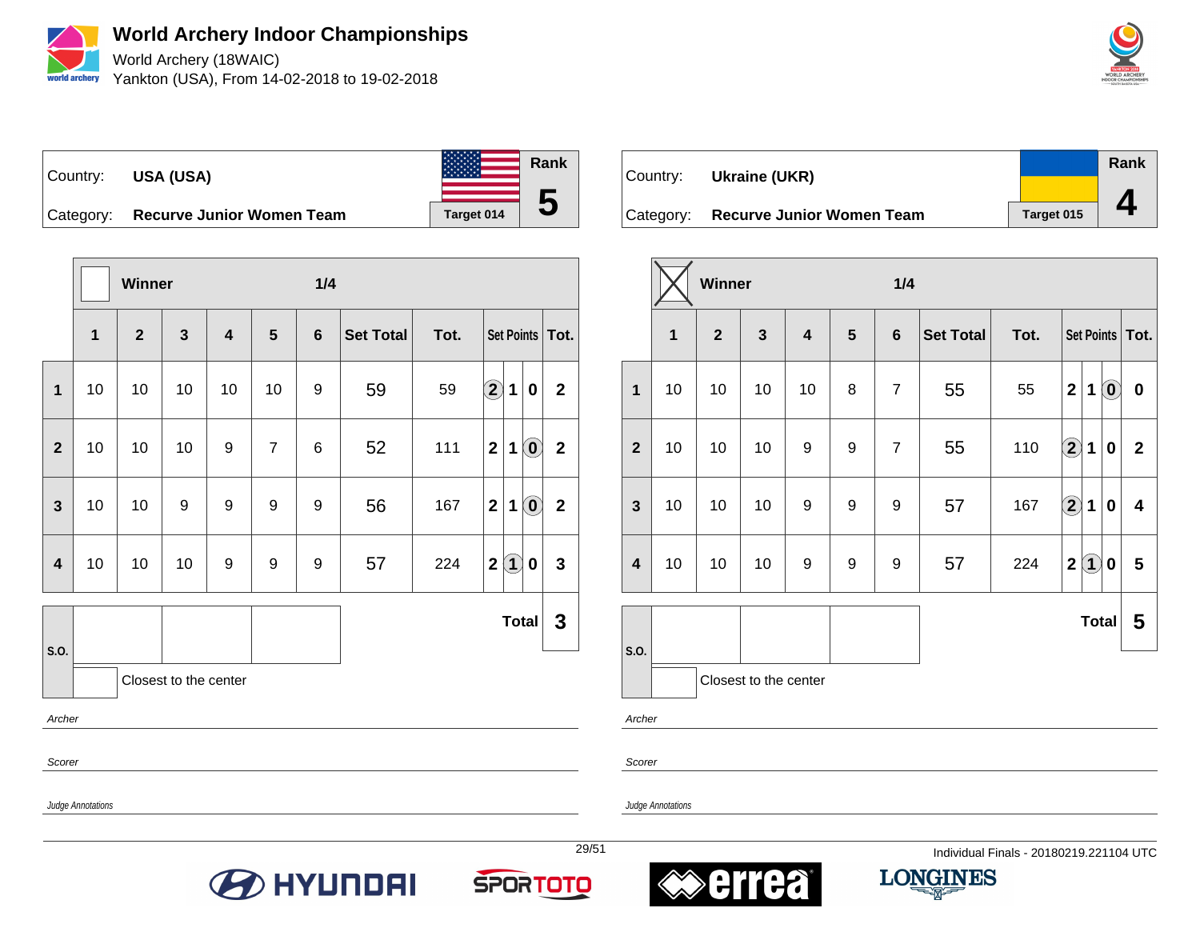# World Archery Indoor Championships

World Archery (18WAIC)

Yankton (USA), From 14-02-2018 to 19-02-2018

| Country: | USA (USA) | Rank |
|---|---|---|
| Category: | Recurve Junior Women Team | Target 014 | 5 |

| | Winner | | | | 1/4 | | | | | | | |
|---|---|---|---|---|---|---|---|---|---|---|---|---|
| | 1 | 2 | 3 | 4 | 5 | 6 | Set Total | Tot. | Set Points | | | Tot. |
| 1 | 10 | 10 | 10 | 10 | 10 | 9 | 59 | 59 | (2) | 1 | 0 | 2 |
| 2 | 10 | 10 | 10 | 9 | 7 | 6 | 52 | 111 | 2 | 1 | (0) | 2 |
| 3 | 10 | 10 | 9 | 9 | 9 | 9 | 56 | 167 | 2 | 1 | (0) | 2 |
| 4 | 10 | 10 | 10 | 9 | 9 | 9 | 57 | 224 | 2 | (1) | 0 | 3 |
| | | | | | | | | | | | Total | 3 |

S.O.

Closest to the center

Archer

Scorer

Judge Annotations

| Country: | Ukraine (UKR) | Rank |
|---|---|---|
| Category: | Recurve Junior Women Team | Target 015 | 4 |

| | Winner (X) | | | | 1/4 | | | | | | | |
|---|---|---|---|---|---|---|---|---|---|---|---|---|
| | 1 | 2 | 3 | 4 | 5 | 6 | Set Total | Tot. | Set Points | | | Tot. |
| 1 | 10 | 10 | 10 | 10 | 8 | 7 | 55 | 55 | 2 | 1 | (0) | 0 |
| 2 | 10 | 10 | 10 | 9 | 9 | 7 | 55 | 110 | (2) | 1 | 0 | 2 |
| 3 | 10 | 10 | 10 | 9 | 9 | 9 | 57 | 167 | (2) | 1 | 0 | 4 |
| 4 | 10 | 10 | 10 | 9 | 9 | 9 | 57 | 224 | 2 | (1) | 0 | 5 |
| | | | | | | | | | | | Total | 5 |

S.O.

Closest to the center

Archer

Scorer

Judge Annotations

Individual Finals - 20180219.221104 UTC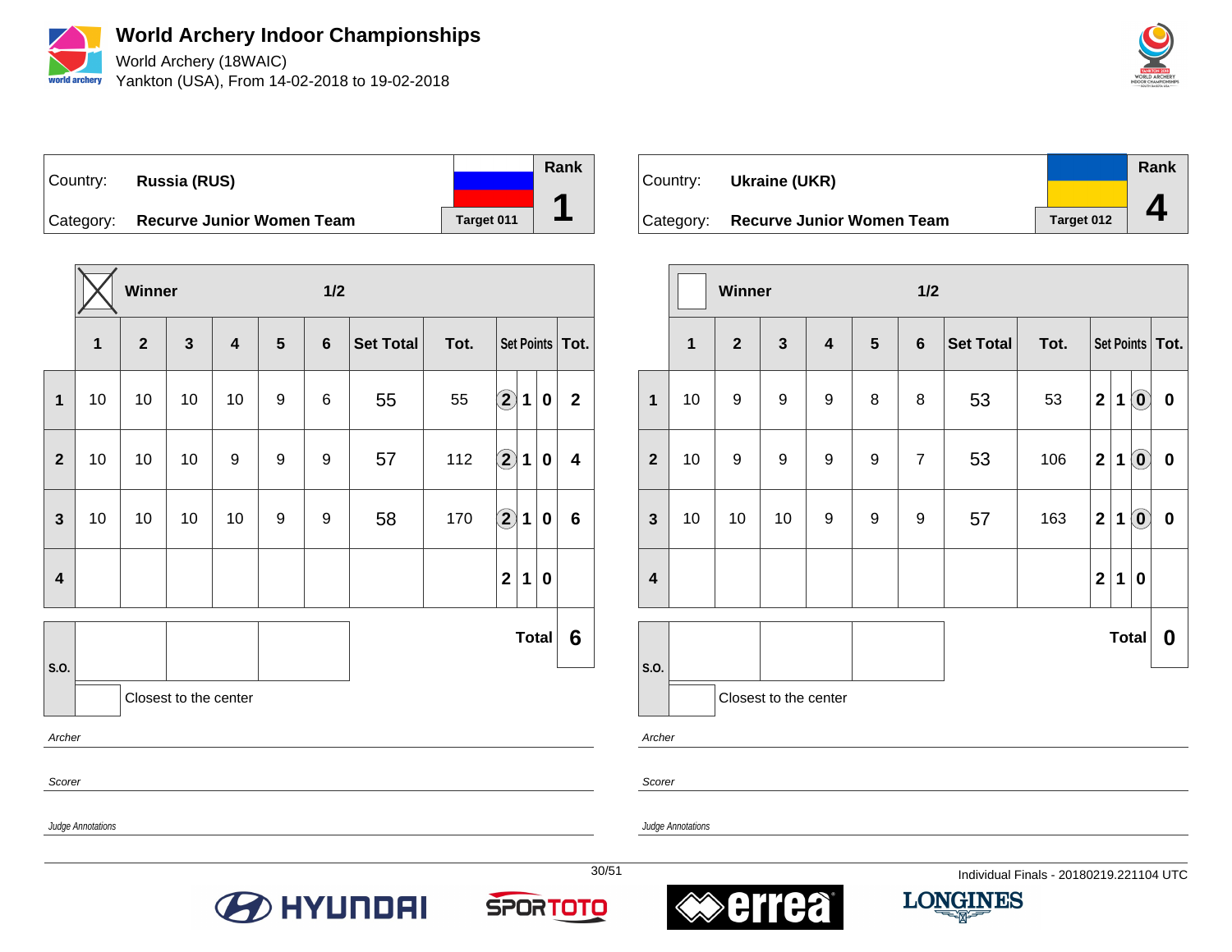# World Archery Indoor Championships

World Archery (18WAIC)

Yankton (USA), From 14-02-2018 to 19-02-2018

| Country: | **Russia (RUS)** | Rank |
|---|---|---|
| Category: | **Recurve Junior Women Team** | **1** |
| | Target 011 | |

**Winner** — 1/2

| | 1 | 2 | 3 | 4 | 5 | 6 | Set Total | Tot. | Set Points | | | Tot. |
|---|---|---|---|---|---|---|---|---|---|---|---|---|
| 1 | 10 | 10 | 10 | 10 | 9 | 6 | 55 | 55 | (2) | 1 | 0 | 2 |
| 2 | 10 | 10 | 10 | 9 | 9 | 9 | 57 | 112 | (2) | 1 | 0 | 4 |
| 3 | 10 | 10 | 10 | 10 | 9 | 9 | 58 | 170 | (2) | 1 | 0 | 6 |
| 4 | | | | | | | | | 2 | 1 | 0 | |

S.O.

Closest to the center

**Total 6**

*Archer*

*Scorer*

*Judge Annotations*

| Country: | **Ukraine (UKR)** | Rank |
|---|---|---|
| Category: | **Recurve Junior Women Team** | **4** |
| | Target 012 | |

**Winner** — 1/2

| | 1 | 2 | 3 | 4 | 5 | 6 | Set Total | Tot. | Set Points | | | Tot. |
|---|---|---|---|---|---|---|---|---|---|---|---|---|
| 1 | 10 | 9 | 9 | 9 | 8 | 8 | 53 | 53 | 2 | 1 | (0) | 0 |
| 2 | 10 | 9 | 9 | 9 | 9 | 7 | 53 | 106 | 2 | 1 | (0) | 0 |
| 3 | 10 | 10 | 10 | 9 | 9 | 9 | 57 | 163 | 2 | 1 | (0) | 0 |
| 4 | | | | | | | | | 2 | 1 | 0 | |

S.O.

Closest to the center

**Total 0**

*Archer*

*Scorer*

*Judge Annotations*

Individual Finals - 20180219.221104 UTC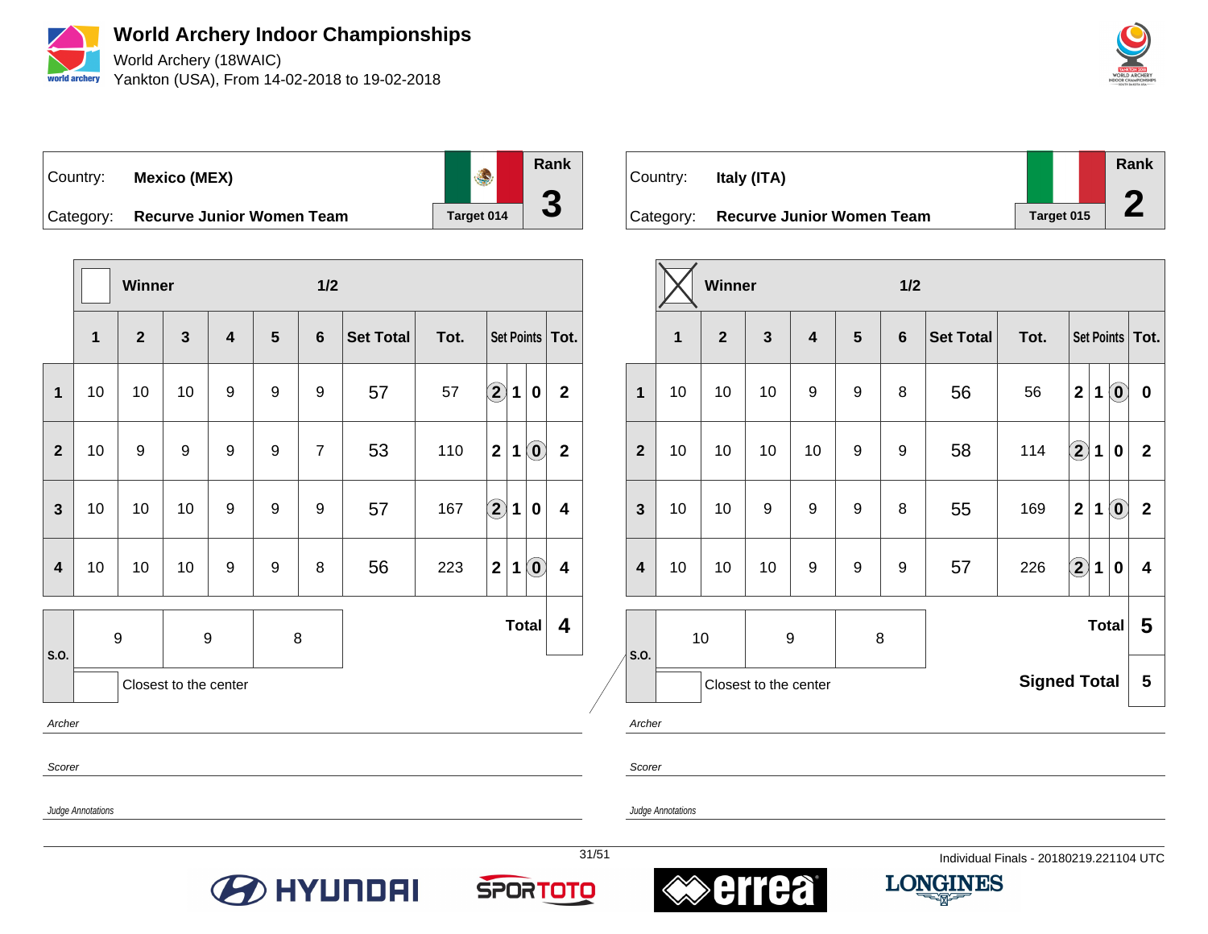# World Archery Indoor Championships

World Archery (18WAIC)
Yankton (USA), From 14-02-2018 to 19-02-2018

| Country: | **Mexico (MEX)** | Rank |
|---|---|---|
| Category: | **Recurve Junior Women Team** | **Target 014** | **3** |

Winner 1/2

| | 1 | 2 | 3 | 4 | 5 | 6 | Set Total | Tot. | Set Points | | | Tot. |
|---|---|---|---|---|---|---|---|---|---|---|---|---|
| **1** | 10 | 10 | 10 | 9 | 9 | 9 | 57 | 57 | (2) | 1 | 0 | 2 |
| **2** | 10 | 9 | 9 | 9 | 9 | 7 | 53 | 110 | 2 | 1 | (0) | 2 |
| **3** | 10 | 10 | 10 | 9 | 9 | 9 | 57 | 167 | (2) | 1 | 0 | 4 |
| **4** | 10 | 10 | 10 | 9 | 9 | 8 | 56 | 223 | 2 | 1 | (0) | 4 |

| S.O. | 9 | 9 | 8 | **Total** | **4** |
|---|---|---|---|---|---|

Closest to the center

*Archer*

*Scorer*

*Judge Annotations*

| Country: | **Italy (ITA)** | Rank |
|---|---|---|
| Category: | **Recurve Junior Women Team** | **Target 015** | **2** |

Winner (X) 1/2

| | 1 | 2 | 3 | 4 | 5 | 6 | Set Total | Tot. | Set Points | | | Tot. |
|---|---|---|---|---|---|---|---|---|---|---|---|---|
| **1** | 10 | 10 | 10 | 9 | 9 | 8 | 56 | 56 | 2 | 1 | (0) | 0 |
| **2** | 10 | 10 | 10 | 10 | 9 | 9 | 58 | 114 | (2) | 1 | 0 | 2 |
| **3** | 10 | 10 | 9 | 9 | 9 | 8 | 55 | 169 | 2 | 1 | (0) | 2 |
| **4** | 10 | 10 | 10 | 9 | 9 | 9 | 57 | 226 | (2) | 1 | 0 | 4 |

| S.O. | 10 | 9 | 8 | **Total** | **5** |
|---|---|---|---|---|---|

Closest to the center

**Signed Total** **5**

*Archer*

*Scorer*

*Judge Annotations*

Individual Finals - 20180219.221104 UTC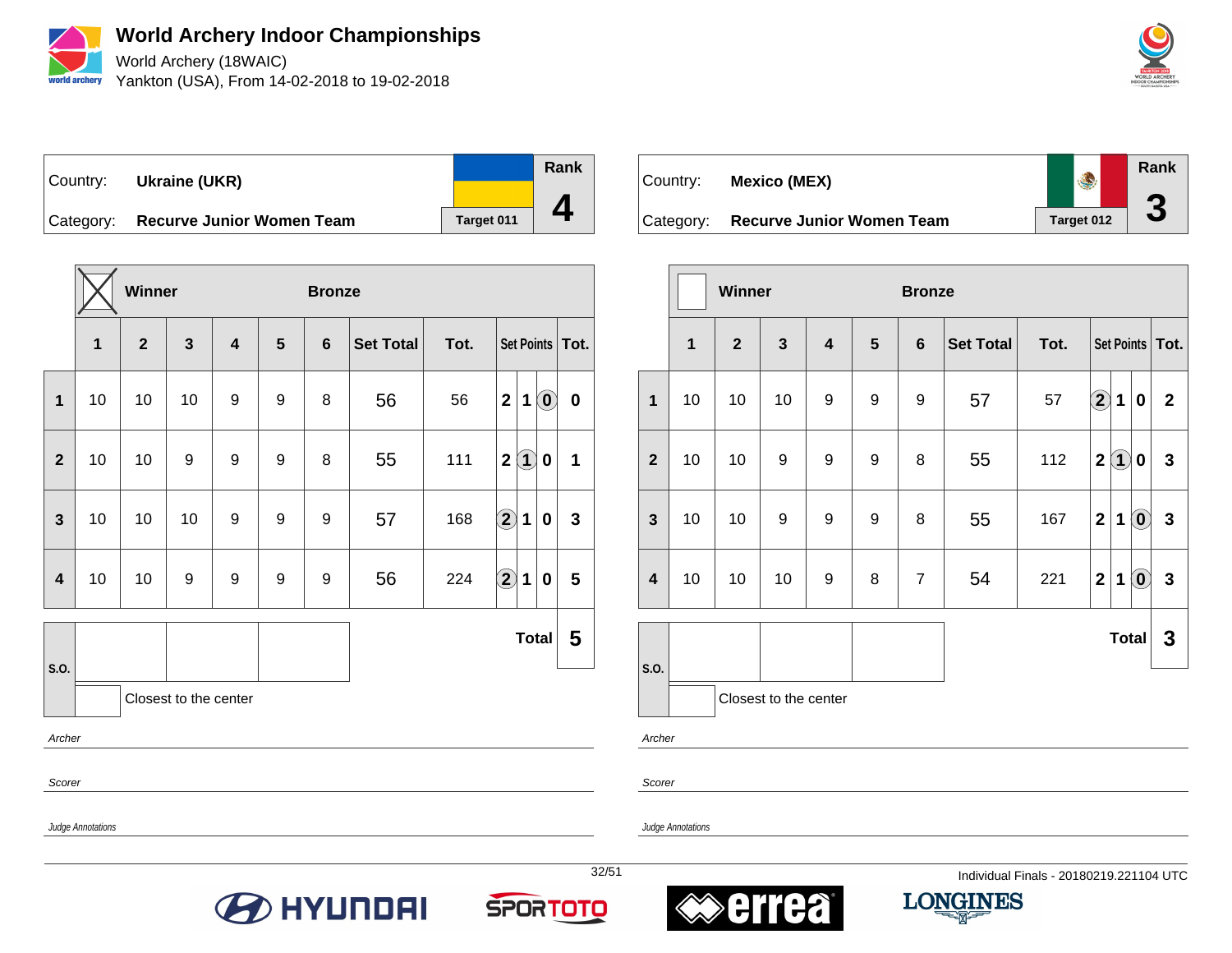# World Archery Indoor Championships

World Archery (18WAIC)

Yankton (USA), From 14-02-2018 to 19-02-2018

| Country: | **Ukraine (UKR)** | | Rank |
|---|---|---|---|
| Category: | **Recurve Junior Women Team** | Target 011 | **4** |

**Winner** [X] — **Bronze**

| | 1 | 2 | 3 | 4 | 5 | 6 | Set Total | Tot. | Set Points | | | Tot. |
|---|---|---|---|---|---|---|---|---|---|---|---|---|
| **1** | 10 | 10 | 10 | 9 | 9 | 8 | 56 | 56 | 2 | 1 | (0) | 0 |
| **2** | 10 | 10 | 9 | 9 | 9 | 8 | 55 | 111 | 2 | (1) | 0 | 1 |
| **3** | 10 | 10 | 10 | 9 | 9 | 9 | 57 | 168 | (2) | 1 | 0 | 3 |
| **4** | 10 | 10 | 9 | 9 | 9 | 9 | 56 | 224 | (2) | 1 | 0 | 5 |
| | | | | | | | | | | | **Total** | **5** |

S.O.

Closest to the center

Archer

Scorer

Judge Annotations

| Country: | **Mexico (MEX)** | | Rank |
|---|---|---|---|
| Category: | **Recurve Junior Women Team** | Target 012 | **3** |

**Winner** [ ] — **Bronze**

| | 1 | 2 | 3 | 4 | 5 | 6 | Set Total | Tot. | Set Points | | | Tot. |
|---|---|---|---|---|---|---|---|---|---|---|---|---|
| **1** | 10 | 10 | 10 | 9 | 9 | 9 | 57 | 57 | (2) | 1 | 0 | 2 |
| **2** | 10 | 10 | 9 | 9 | 9 | 8 | 55 | 112 | 2 | (1) | 0 | 3 |
| **3** | 10 | 10 | 9 | 9 | 9 | 8 | 55 | 167 | 2 | 1 | (0) | 3 |
| **4** | 10 | 10 | 10 | 9 | 8 | 7 | 54 | 221 | 2 | 1 | (0) | 3 |
| | | | | | | | | | | | **Total** | **3** |

S.O.

Closest to the center

Archer

Scorer

Judge Annotations

Individual Finals - 20180219.221104 UTC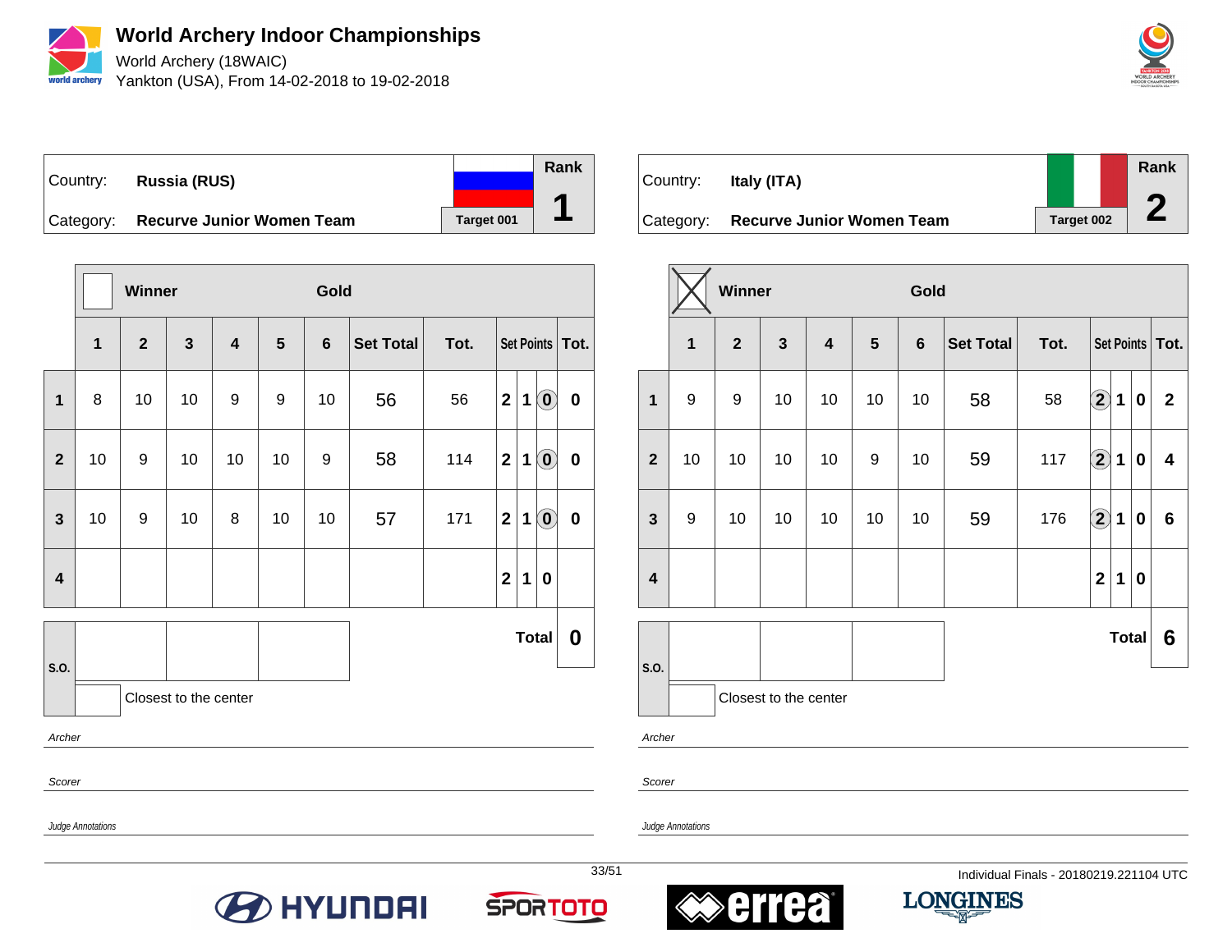# World Archery Indoor Championships

World Archery (18WAIC)

Yankton (USA), From 14-02-2018 to 19-02-2018

| Country: | **Russia (RUS)** | Rank |
|---|---|---|
| Category: | **Recurve Junior Women Team** | **1** |
| | Target 001 | |

Winner | Gold

| | 1 | 2 | 3 | 4 | 5 | 6 | Set Total | Tot. | Set Points | Tot. |
|---|---|---|---|---|---|---|---|---|---|---|
| 1 | 8 | 10 | 10 | 9 | 9 | 10 | 56 | 56 | 2 1 (0) | 0 |
| 2 | 10 | 9 | 10 | 10 | 10 | 9 | 58 | 114 | 2 1 (0) | 0 |
| 3 | 10 | 9 | 10 | 8 | 10 | 10 | 57 | 171 | 2 1 (0) | 0 |
| 4 | | | | | | | | | 2 1 0 | |
| S.O. | | | | | | | | | Total | 0 |

Closest to the center

Archer

Scorer

Judge Annotations

| Country: | **Italy (ITA)** | Rank |
|---|---|---|
| Category: | **Recurve Junior Women Team** | **2** |
| | Target 002 | |

☒ Winner | Gold

| | 1 | 2 | 3 | 4 | 5 | 6 | Set Total | Tot. | Set Points | Tot. |
|---|---|---|---|---|---|---|---|---|---|---|
| 1 | 9 | 9 | 10 | 10 | 10 | 10 | 58 | 58 | (2) 1 0 | 2 |
| 2 | 10 | 10 | 10 | 10 | 9 | 10 | 59 | 117 | (2) 1 0 | 4 |
| 3 | 9 | 10 | 10 | 10 | 10 | 10 | 59 | 176 | (2) 1 0 | 6 |
| 4 | | | | | | | | | 2 1 0 | |
| S.O. | | | | | | | | | Total | 6 |

Closest to the center

Archer

Scorer

Judge Annotations

Individual Finals - 20180219.221104 UTC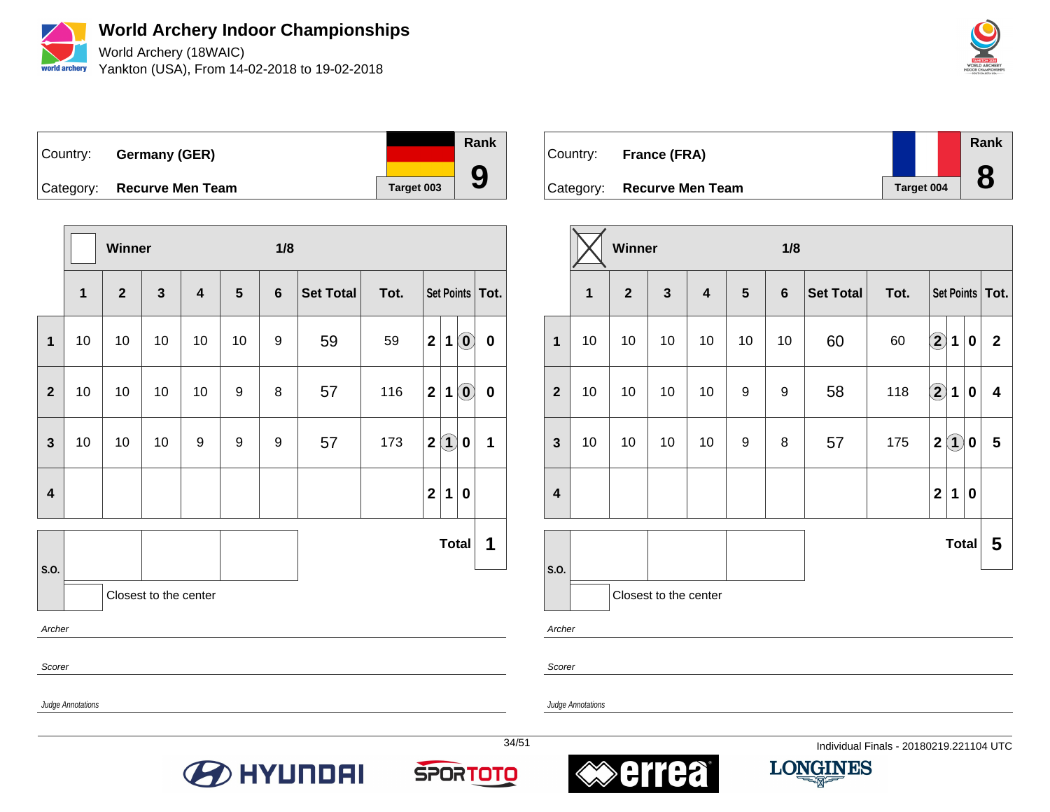# World Archery Indoor Championships

World Archery (18WAIC)

Yankton (USA), From 14-02-2018 to 19-02-2018

| Country: | Germany (GER) | Rank |
|---|---|---|
| Category: | Recurve Men Team | Target 003 | 9 |

Winner ☐ 1/8

| | 1 | 2 | 3 | 4 | 5 | 6 | Set Total | Tot. | Set Points | | | Tot. |
|---|---|---|---|---|---|---|---|---|---|---|---|---|
| 1 | 10 | 10 | 10 | 10 | 10 | 9 | 59 | 59 | 2 | 1 | (0) | 0 |
| 2 | 10 | 10 | 10 | 10 | 9 | 8 | 57 | 116 | 2 | 1 | (0) | 0 |
| 3 | 10 | 10 | 10 | 9 | 9 | 9 | 57 | 173 | 2 | (1) | 0 | 1 |
| 4 | | | | | | | | | 2 | 1 | 0 | |
| | | | | | | | | | | | Total | 1 |

S.O.

Closest to the center

*Archer*

*Scorer*

*Judge Annotations*

| Country: | France (FRA) | Rank |
|---|---|---|
| Category: | Recurve Men Team | Target 004 | 8 |

Winner ☒ 1/8

| | 1 | 2 | 3 | 4 | 5 | 6 | Set Total | Tot. | Set Points | | | Tot. |
|---|---|---|---|---|---|---|---|---|---|---|---|---|
| 1 | 10 | 10 | 10 | 10 | 10 | 10 | 60 | 60 | (2) | 1 | 0 | 2 |
| 2 | 10 | 10 | 10 | 10 | 9 | 9 | 58 | 118 | (2) | 1 | 0 | 4 |
| 3 | 10 | 10 | 10 | 10 | 9 | 8 | 57 | 175 | 2 | (1) | 0 | 5 |
| 4 | | | | | | | | | 2 | 1 | 0 | |
| | | | | | | | | | | | Total | 5 |

S.O.

Closest to the center

*Archer*

*Scorer*

*Judge Annotations*

Individual Finals - 20180219.221104 UTC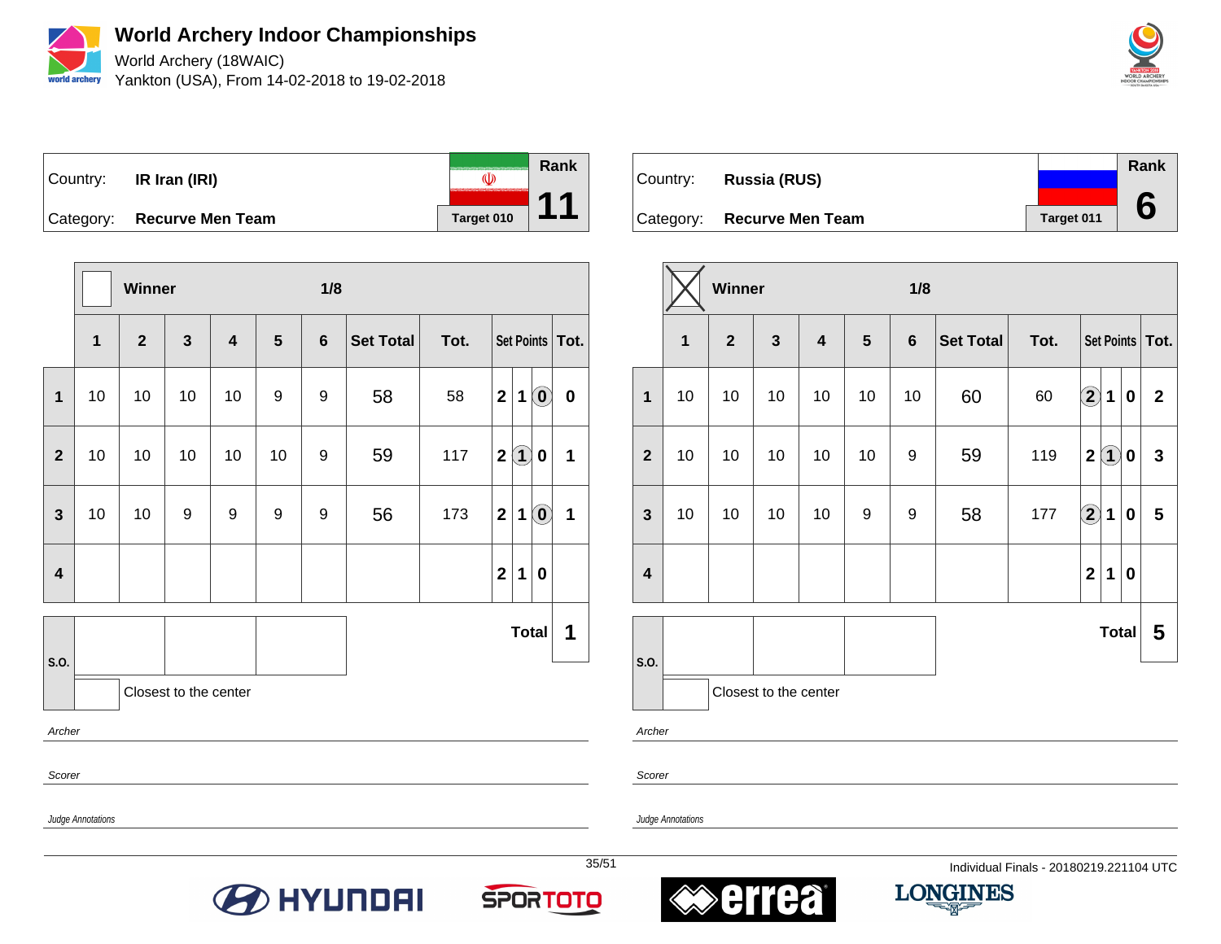# World Archery Indoor Championships

World Archery (18WAIC)

Yankton (USA), From 14-02-2018 to 19-02-2018

| Country: | IR Iran (IRI) | Rank |
|---|---|---|
| Category: | Recurve Men Team | Target 010 | 11 |

**Winner** 1/8

| | 1 | 2 | 3 | 4 | 5 | 6 | Set Total | Tot. | Set Points | | | Tot. |
|---|---|---|---|---|---|---|---|---|---|---|---|---|
| 1 | 10 | 10 | 10 | 10 | 9 | 9 | 58 | 58 | 2 | 1 | (0) | 0 |
| 2 | 10 | 10 | 10 | 10 | 10 | 9 | 59 | 117 | 2 | (1) | 0 | 1 |
| 3 | 10 | 10 | 9 | 9 | 9 | 9 | 56 | 173 | 2 | 1 | (0) | 1 |
| 4 | | | | | | | | | 2 | 1 | 0 | |
| S.O. | | | | | | | | | | | Total | 1 |

Closest to the center

*Archer*

*Scorer*

*Judge Annotations*

| Country: | Russia (RUS) | Rank |
|---|---|---|
| Category: | Recurve Men Team | Target 011 | 6 |

**Winner** [X] 1/8

| | 1 | 2 | 3 | 4 | 5 | 6 | Set Total | Tot. | Set Points | | | Tot. |
|---|---|---|---|---|---|---|---|---|---|---|---|---|
| 1 | 10 | 10 | 10 | 10 | 10 | 10 | 60 | 60 | (2) | 1 | 0 | 2 |
| 2 | 10 | 10 | 10 | 10 | 10 | 9 | 59 | 119 | 2 | (1) | 0 | 3 |
| 3 | 10 | 10 | 10 | 10 | 9 | 9 | 58 | 177 | (2) | 1 | 0 | 5 |
| 4 | | | | | | | | | 2 | 1 | 0 | |
| S.O. | | | | | | | | | | | Total | 5 |

Closest to the center

*Archer*

*Scorer*

*Judge Annotations*

Individual Finals - 20180219.221104 UTC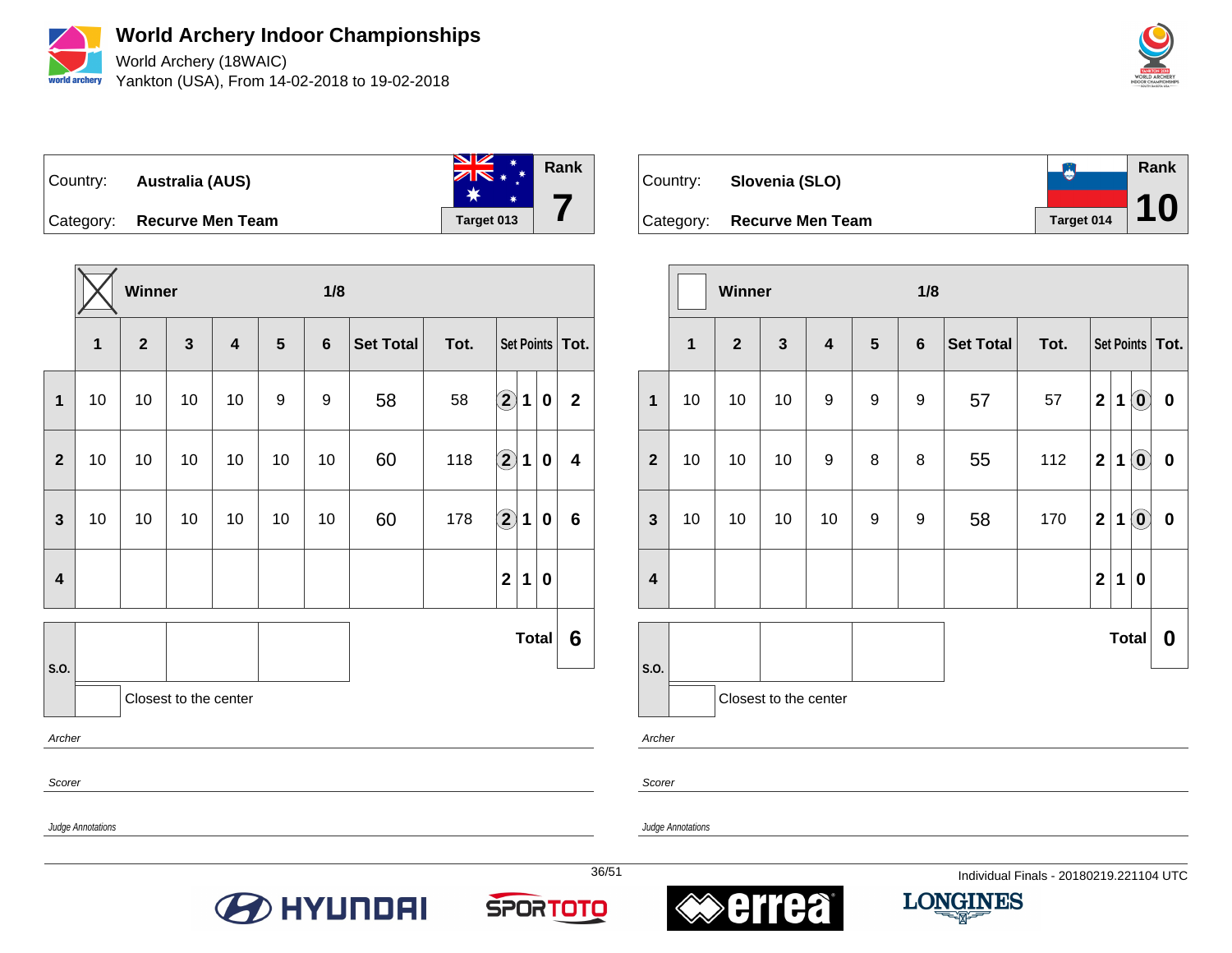# World Archery Indoor Championships

World Archery (18WAIC)

Yankton (USA), From 14-02-2018 to 19-02-2018

Country: **Australia (AUS)** | Rank **7**

Category: **Recurve Men Team** | Target 013

Winner ☒ — 1/8

| | 1 | 2 | 3 | 4 | 5 | 6 | Set Total | Tot. | Set Points | | | Tot. |
|---|---|---|---|---|---|---|---|---|---|---|---|---|
| 1 | 10 | 10 | 10 | 10 | 9 | 9 | 58 | 58 | (2) | 1 | 0 | 2 |
| 2 | 10 | 10 | 10 | 10 | 10 | 10 | 60 | 118 | (2) | 1 | 0 | 4 |
| 3 | 10 | 10 | 10 | 10 | 10 | 10 | 60 | 178 | (2) | 1 | 0 | 6 |
| 4 | | | | | | | | | 2 | 1 | 0 | |

**Total 6**

S.O.

Closest to the center

*Archer*

*Scorer*

*Judge Annotations*

---

Country: **Slovenia (SLO)** | Rank **10**

Category: **Recurve Men Team** | Target 014

Winner ☐ — 1/8

| | 1 | 2 | 3 | 4 | 5 | 6 | Set Total | Tot. | Set Points | | | Tot. |
|---|---|---|---|---|---|---|---|---|---|---|---|---|
| 1 | 10 | 10 | 10 | 9 | 9 | 9 | 57 | 57 | 2 | 1 | (0) | 0 |
| 2 | 10 | 10 | 10 | 9 | 8 | 8 | 55 | 112 | 2 | 1 | (0) | 0 |
| 3 | 10 | 10 | 10 | 10 | 9 | 9 | 58 | 170 | 2 | 1 | (0) | 0 |
| 4 | | | | | | | | | 2 | 1 | 0 | |

**Total 0**

S.O.

Closest to the center

*Archer*

*Scorer*

*Judge Annotations*

Individual Finals - 20180219.221104 UTC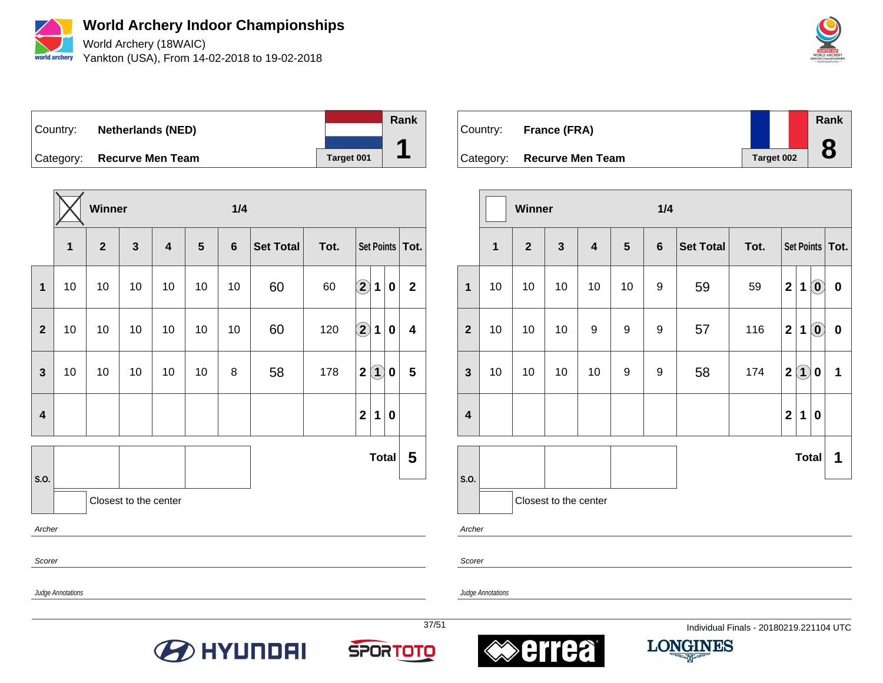# World Archery Indoor Championships

World Archery (18WAIC)

Yankton (USA), From 14-02-2018 to 19-02-2018

| Country: | Netherlands (NED) | Rank |
|---|---|---|
| Category: | Recurve Men Team | Target 001 | 1 |

Winner ☒ — 1/4

| | 1 | 2 | 3 | 4 | 5 | 6 | Set Total | Tot. | Set Points | | | Tot. |
|---|---|---|---|---|---|---|---|---|---|---|---|---|
| 1 | 10 | 10 | 10 | 10 | 10 | 10 | 60 | 60 | (2) | 1 | 0 | 2 |
| 2 | 10 | 10 | 10 | 10 | 10 | 10 | 60 | 120 | (2) | 1 | 0 | 4 |
| 3 | 10 | 10 | 10 | 10 | 10 | 8 | 58 | 178 | 2 | (1) | 0 | 5 |
| 4 | | | | | | | | | 2 | 1 | 0 | |
| | | | | | | | | | | | Total | 5 |

S.O.

Closest to the center

*Archer*

*Scorer*

*Judge Annotations*

| Country: | France (FRA) | Rank |
|---|---|---|
| Category: | Recurve Men Team | Target 002 | 8 |

Winner ☐ — 1/4

| | 1 | 2 | 3 | 4 | 5 | 6 | Set Total | Tot. | Set Points | | | Tot. |
|---|---|---|---|---|---|---|---|---|---|---|---|---|
| 1 | 10 | 10 | 10 | 10 | 10 | 9 | 59 | 59 | 2 | 1 | (0) | 0 |
| 2 | 10 | 10 | 10 | 9 | 9 | 9 | 57 | 116 | 2 | 1 | (0) | 0 |
| 3 | 10 | 10 | 10 | 10 | 9 | 9 | 58 | 174 | 2 | (1) | 0 | 1 |
| 4 | | | | | | | | | 2 | 1 | 0 | |
| | | | | | | | | | | | Total | 1 |

S.O.

Closest to the center

*Archer*

*Scorer*

*Judge Annotations*

Individual Finals - 20180219.221104 UTC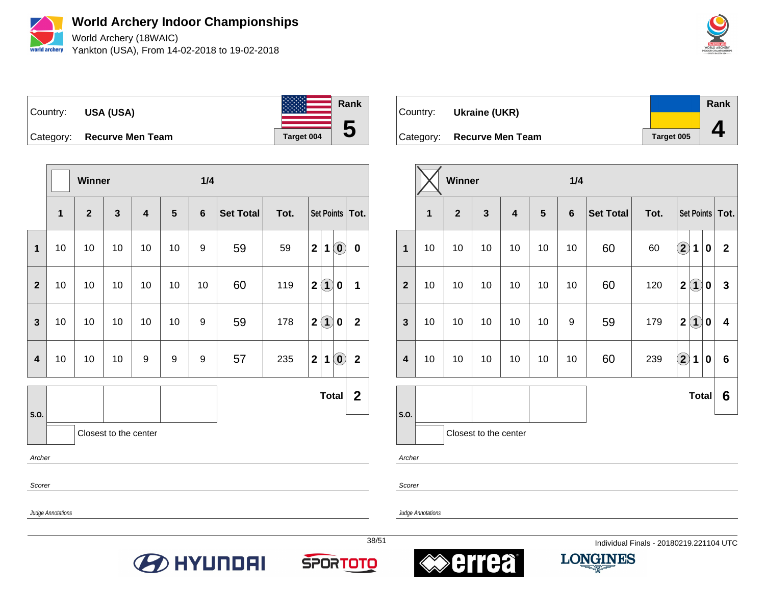# World Archery Indoor Championships

World Archery (18WAIC)

Yankton (USA), From 14-02-2018 to 19-02-2018

| Country: | USA (USA) | Rank |
|---|---|---|
| Category: | Recurve Men Team | Target 004 | 5 |

Winner 1/4

| | 1 | 2 | 3 | 4 | 5 | 6 | Set Total | Tot. | Set Points | | | Tot. |
|---|---|---|---|---|---|---|---|---|---|---|---|---|
| 1 | 10 | 10 | 10 | 10 | 10 | 9 | 59 | 59 | 2 | 1 | (0) | 0 |
| 2 | 10 | 10 | 10 | 10 | 10 | 10 | 60 | 119 | 2 | (1) | 0 | 1 |
| 3 | 10 | 10 | 10 | 10 | 10 | 9 | 59 | 178 | 2 | (1) | 0 | 2 |
| 4 | 10 | 10 | 10 | 9 | 9 | 9 | 57 | 235 | 2 | 1 | (0) | 2 |

S.O. | | | | Total **2**

Closest to the center

*Archer*

*Scorer*

*Judge Annotations*

| Country: | Ukraine (UKR) | Rank |
|---|---|---|
| Category: | Recurve Men Team | Target 005 | 4 |

Winner [X] 1/4

| | 1 | 2 | 3 | 4 | 5 | 6 | Set Total | Tot. | Set Points | | | Tot. |
|---|---|---|---|---|---|---|---|---|---|---|---|---|
| 1 | 10 | 10 | 10 | 10 | 10 | 10 | 60 | 60 | (2) | 1 | 0 | 2 |
| 2 | 10 | 10 | 10 | 10 | 10 | 10 | 60 | 120 | 2 | (1) | 0 | 3 |
| 3 | 10 | 10 | 10 | 10 | 10 | 9 | 59 | 179 | 2 | (1) | 0 | 4 |
| 4 | 10 | 10 | 10 | 10 | 10 | 10 | 60 | 239 | (2) | 1 | 0 | 6 |

S.O. | | | | Total **6**

Closest to the center

*Archer*

*Scorer*

*Judge Annotations*

Individual Finals - 20180219.221104 UTC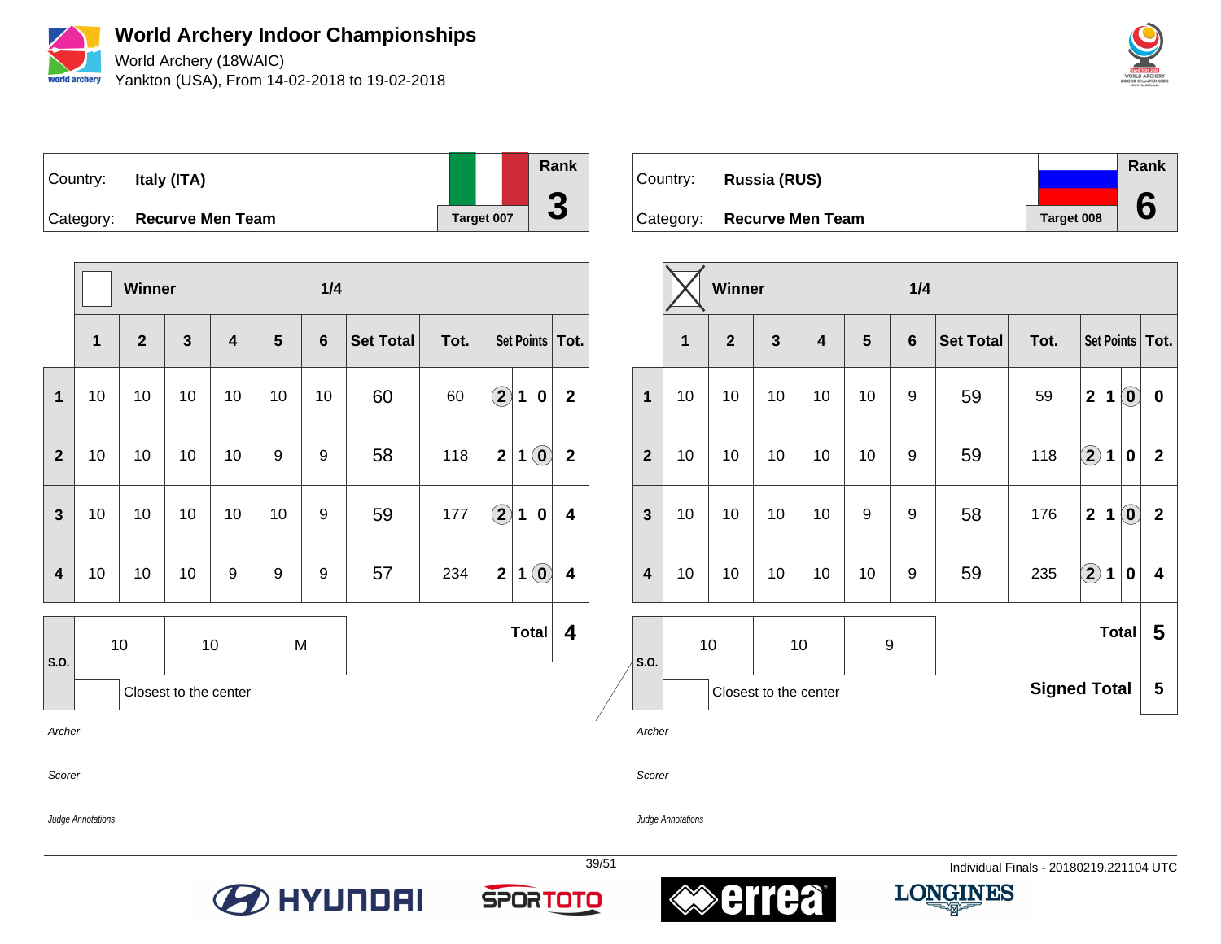# World Archery Indoor Championships

World Archery (18WAIC)
Yankton (USA), From 14-02-2018 to 19-02-2018

## Italy (ITA)

| Country: | Italy (ITA) | Rank |
|---|---|---|
| Category: | Recurve Men Team | Target 007 — 3 |

Winner — 1/4

| | 1 | 2 | 3 | 4 | 5 | 6 | Set Total | Tot. | Set Points | | | Tot. |
|---|---|---|---|---|---|---|---|---|---|---|---|---|
| 1 | 10 | 10 | 10 | 10 | 10 | 10 | 60 | 60 | (2) | 1 | 0 | 2 |
| 2 | 10 | 10 | 10 | 10 | 9 | 9 | 58 | 118 | 2 | 1 | (0) | 2 |
| 3 | 10 | 10 | 10 | 10 | 10 | 9 | 59 | 177 | (2) | 1 | 0 | 4 |
| 4 | 10 | 10 | 10 | 9 | 9 | 9 | 57 | 234 | 2 | 1 | (0) | 4 |

| S.O. | 10 | 10 | M |
|---|---|---|---|

Closest to the center

**Total: 4**

Archer

Scorer

Judge Annotations

## Russia (RUS)

| Country: | Russia (RUS) | Rank |
|---|---|---|
| Category: | Recurve Men Team | Target 008 — 6 |

Winner (crossed) — 1/4

| | 1 | 2 | 3 | 4 | 5 | 6 | Set Total | Tot. | Set Points | | | Tot. |
|---|---|---|---|---|---|---|---|---|---|---|---|---|
| 1 | 10 | 10 | 10 | 10 | 10 | 9 | 59 | 59 | 2 | 1 | (0) | 0 |
| 2 | 10 | 10 | 10 | 10 | 10 | 9 | 59 | 118 | (2) | 1 | 0 | 2 |
| 3 | 10 | 10 | 10 | 10 | 9 | 9 | 58 | 176 | 2 | 1 | (0) | 2 |
| 4 | 10 | 10 | 10 | 10 | 10 | 9 | 59 | 235 | (2) | 1 | 0 | 4 |

| S.O. | 10 | 10 | 9 |
|---|---|---|---|

Closest to the center

**Total: 5**

**Signed Total: 5**

Archer

Scorer

Judge Annotations

Individual Finals - 20180219.221104 UTC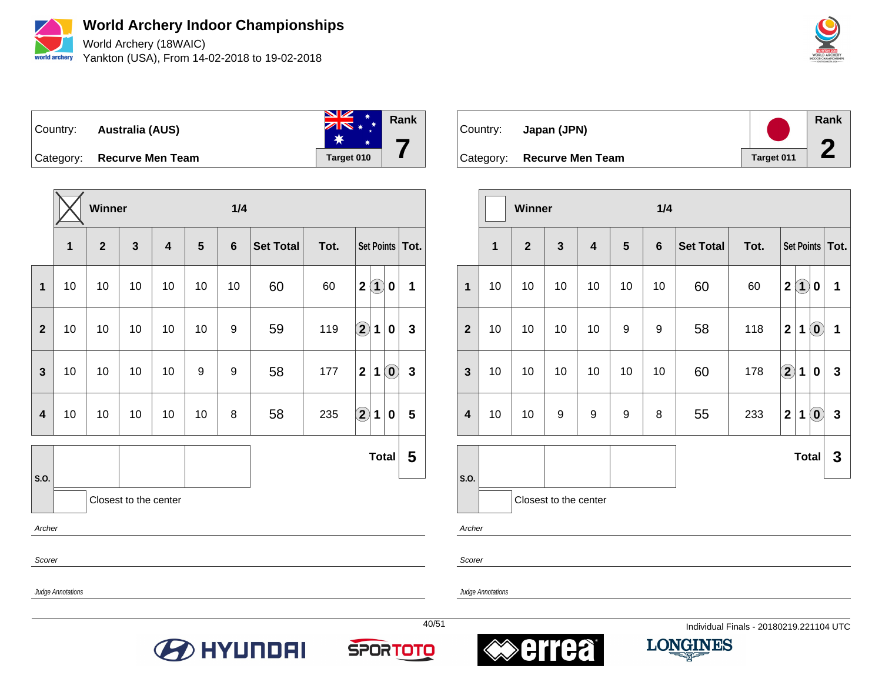# World Archery Indoor Championships

World Archery (18WAIC)

Yankton (USA), From 14-02-2018 to 19-02-2018

| Country: | **Australia (AUS)** | Rank |
|---|---|---|
| Category: | **Recurve Men Team** | **7** |
| | Target 010 | |

**Winner** ☒ — 1/4

| | 1 | 2 | 3 | 4 | 5 | 6 | Set Total | Tot. | Set Points | | | Tot. |
|---|---|---|---|---|---|---|---|---|---|---|---|---|
| 1 | 10 | 10 | 10 | 10 | 10 | 10 | 60 | 60 | 2 | (1) | 0 | 1 |
| 2 | 10 | 10 | 10 | 10 | 10 | 9 | 59 | 119 | (2) | 1 | 0 | 3 |
| 3 | 10 | 10 | 10 | 10 | 9 | 9 | 58 | 177 | 2 | 1 | (0) | 3 |
| 4 | 10 | 10 | 10 | 10 | 10 | 8 | 58 | 235 | (2) | 1 | 0 | 5 |

S.O.

Closest to the center

**Total 5**

Archer

Scorer

Judge Annotations

| Country: | **Japan (JPN)** | Rank |
|---|---|---|
| Category: | **Recurve Men Team** | **2** |
| | Target 011 | |

**Winner** ☐ — 1/4

| | 1 | 2 | 3 | 4 | 5 | 6 | Set Total | Tot. | Set Points | | | Tot. |
|---|---|---|---|---|---|---|---|---|---|---|---|---|
| 1 | 10 | 10 | 10 | 10 | 10 | 10 | 60 | 60 | 2 | (1) | 0 | 1 |
| 2 | 10 | 10 | 10 | 10 | 9 | 9 | 58 | 118 | 2 | 1 | (0) | 1 |
| 3 | 10 | 10 | 10 | 10 | 10 | 10 | 60 | 178 | (2) | 1 | 0 | 3 |
| 4 | 10 | 10 | 9 | 9 | 9 | 8 | 55 | 233 | 2 | 1 | (0) | 3 |

S.O.

Closest to the center

**Total 3**

Archer

Scorer

Judge Annotations

Individual Finals - 20180219.221104 UTC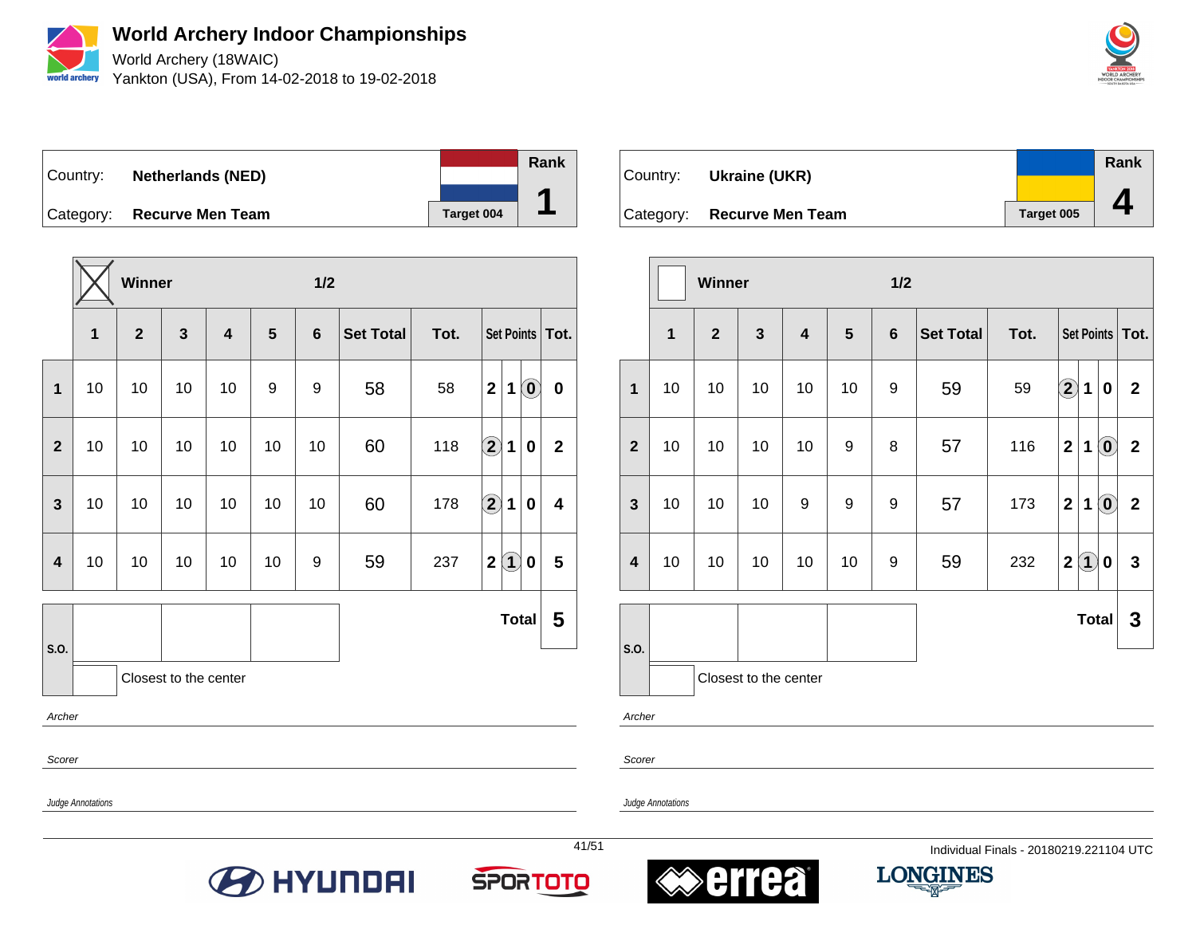# World Archery Indoor Championships

World Archery (18WAIC)
Yankton (USA), From 14-02-2018 to 19-02-2018

| Country: | Netherlands (NED) | Rank |
|---|---|---|
| Category: | Recurve Men Team | Target 004 | 1 |

**Winner** ☒ **1/2**

| | 1 | 2 | 3 | 4 | 5 | 6 | Set Total | Tot. | Set Points | | | Tot. |
|---|---|---|---|---|---|---|---|---|---|---|---|---|
| 1 | 10 | 10 | 10 | 10 | 9 | 9 | 58 | 58 | 2 | 1 | (0) | 0 |
| 2 | 10 | 10 | 10 | 10 | 10 | 10 | 60 | 118 | (2) | 1 | 0 | 2 |
| 3 | 10 | 10 | 10 | 10 | 10 | 10 | 60 | 178 | (2) | 1 | 0 | 4 |
| 4 | 10 | 10 | 10 | 10 | 10 | 9 | 59 | 237 | 2 | (1) | 0 | 5 |
| | | | | | | | | | | | **Total** | **5** |

S.O.

Closest to the center

Archer

Scorer

Judge Annotations

| Country: | Ukraine (UKR) | Rank |
|---|---|---|
| Category: | Recurve Men Team | Target 005 | 4 |

**Winner** ☐ **1/2**

| | 1 | 2 | 3 | 4 | 5 | 6 | Set Total | Tot. | Set Points | | | Tot. |
|---|---|---|---|---|---|---|---|---|---|---|---|---|
| 1 | 10 | 10 | 10 | 10 | 10 | 9 | 59 | 59 | (2) | 1 | 0 | 2 |
| 2 | 10 | 10 | 10 | 10 | 9 | 8 | 57 | 116 | 2 | 1 | (0) | 2 |
| 3 | 10 | 10 | 10 | 9 | 9 | 9 | 57 | 173 | 2 | 1 | (0) | 2 |
| 4 | 10 | 10 | 10 | 10 | 10 | 9 | 59 | 232 | 2 | (1) | 0 | 3 |
| | | | | | | | | | | | **Total** | **3** |

S.O.

Closest to the center

Archer

Scorer

Judge Annotations

Individual Finals - 20180219.221104 UTC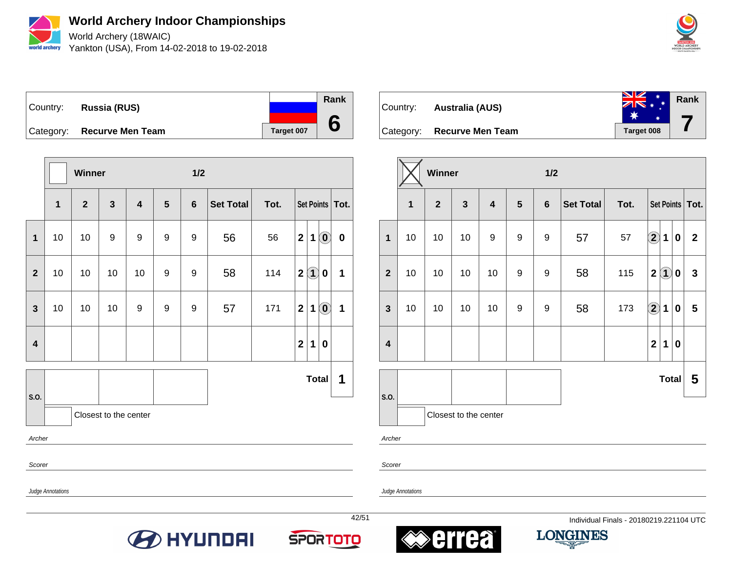# World Archery Indoor Championships

World Archery (18WAIC)

Yankton (USA), From 14-02-2018 to 19-02-2018

| Country: | Russia (RUS) | | Rank |
|---|---|---|---|
| Category: | Recurve Men Team | Target 007 | 6 |

| | Winner | | | | | 1/2 | | | | | | |
|---|---|---|---|---|---|---|---|---|---|---|---|---|
| | 1 | 2 | 3 | 4 | 5 | 6 | Set Total | Tot. | Set Points | | | Tot. |
| 1 | 10 | 10 | 9 | 9 | 9 | 9 | 56 | 56 | 2 | 1 | (0) | 0 |
| 2 | 10 | 10 | 10 | 10 | 9 | 9 | 58 | 114 | 2 | (1) | 0 | 1 |
| 3 | 10 | 10 | 10 | 9 | 9 | 9 | 57 | 171 | 2 | 1 | (0) | 1 |
| 4 | | | | | | | | | 2 | 1 | 0 | |
| | | | | | | | | | | | Total | 1 |

S.O.

Closest to the center

*Archer*

*Scorer*

*Judge Annotations*

| Country: | Australia (AUS) | | Rank |
|---|---|---|---|
| Category: | Recurve Men Team | Target 008 | 7 |

| | Winner ☒ | | | | | 1/2 | | | | | | |
|---|---|---|---|---|---|---|---|---|---|---|---|---|
| | 1 | 2 | 3 | 4 | 5 | 6 | Set Total | Tot. | Set Points | | | Tot. |
| 1 | 10 | 10 | 10 | 9 | 9 | 9 | 57 | 57 | (2) | 1 | 0 | 2 |
| 2 | 10 | 10 | 10 | 10 | 9 | 9 | 58 | 115 | 2 | (1) | 0 | 3 |
| 3 | 10 | 10 | 10 | 10 | 9 | 9 | 58 | 173 | (2) | 1 | 0 | 5 |
| 4 | | | | | | | | | 2 | 1 | 0 | |
| | | | | | | | | | | | Total | 5 |

S.O.

Closest to the center

*Archer*

*Scorer*

*Judge Annotations*

Individual Finals - 20180219.221104 UTC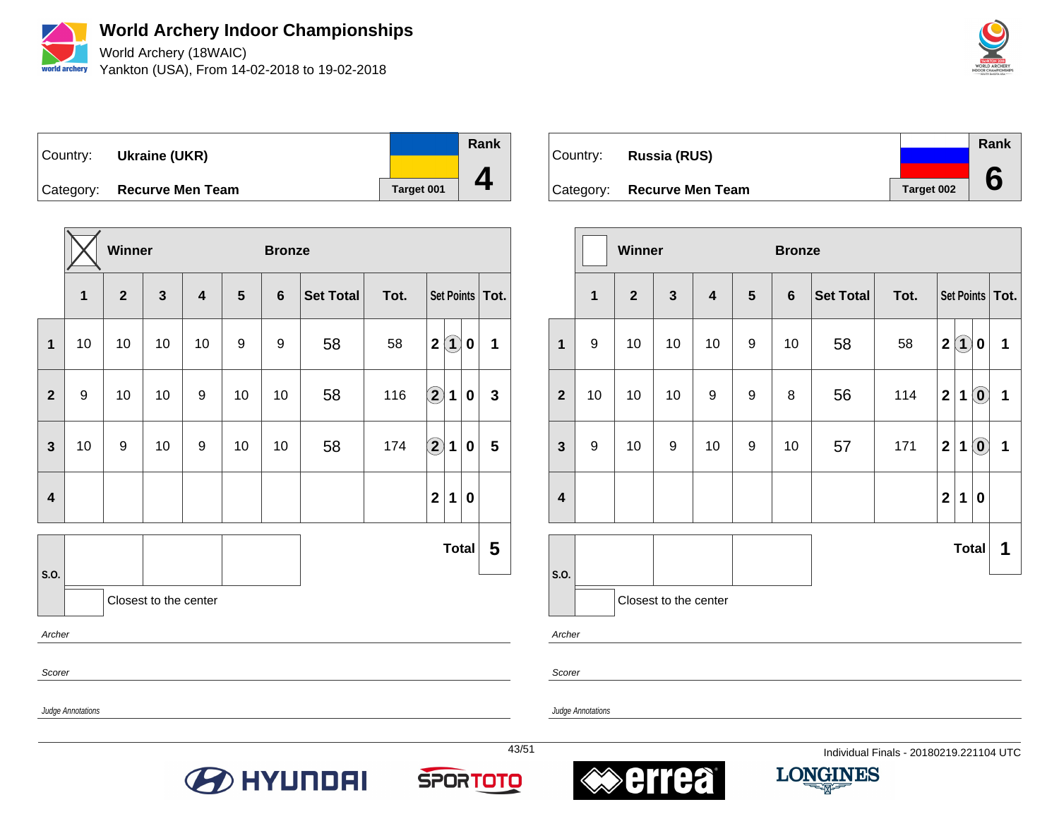# World Archery Indoor Championships

World Archery (18WAIC)
Yankton (USA), From 14-02-2018 to 19-02-2018

| Country: | Ukraine (UKR) | Rank |
|---|---|---|
| Category: | Recurve Men Team | 4 |
| | Target 001 | |

Winner ☒ Bronze

| | 1 | 2 | 3 | 4 | 5 | 6 | Set Total | Tot. | Set Points | | | Tot. |
|---|---|---|---|---|---|---|---|---|---|---|---|---|
| 1 | 10 | 10 | 10 | 10 | 9 | 9 | 58 | 58 | 2 | (1) | 0 | 1 |
| 2 | 9 | 10 | 10 | 9 | 10 | 10 | 58 | 116 | (2) | 1 | 0 | 3 |
| 3 | 10 | 9 | 10 | 9 | 10 | 10 | 58 | 174 | (2) | 1 | 0 | 5 |
| 4 | | | | | | | | | 2 | 1 | 0 | |

Total: **5**

S.O.

Closest to the center

Archer

Scorer

Judge Annotations

| Country: | Russia (RUS) | Rank |
|---|---|---|
| Category: | Recurve Men Team | 6 |
| | Target 002 | |

Winner ☐ Bronze

| | 1 | 2 | 3 | 4 | 5 | 6 | Set Total | Tot. | Set Points | | | Tot. |
|---|---|---|---|---|---|---|---|---|---|---|---|---|
| 1 | 9 | 10 | 10 | 10 | 9 | 10 | 58 | 58 | 2 | (1) | 0 | 1 |
| 2 | 10 | 10 | 10 | 9 | 9 | 8 | 56 | 114 | 2 | 1 | (0) | 1 |
| 3 | 9 | 10 | 9 | 10 | 9 | 10 | 57 | 171 | 2 | 1 | (0) | 1 |
| 4 | | | | | | | | | 2 | 1 | 0 | |

Total: **1**

S.O.

Closest to the center

Archer

Scorer

Judge Annotations

Individual Finals - 20180219.221104 UTC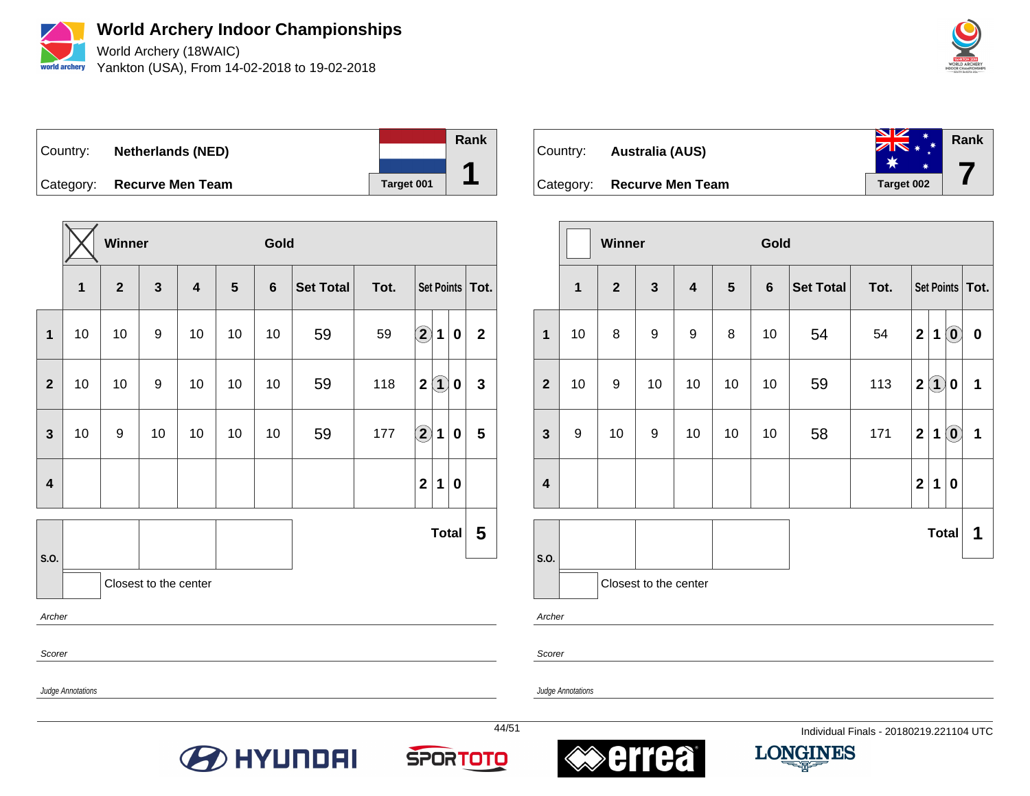# World Archery Indoor Championships

World Archery (18WAIC)
Yankton (USA), From 14-02-2018 to 19-02-2018

| Country: | Netherlands (NED) | Rank |
|---|---|---|
| Category: | Recurve Men Team | 1 |
| | Target 001 | |

Winner: X — Gold

| | 1 | 2 | 3 | 4 | 5 | 6 | Set Total | Tot. | Set Points | | | Tot. |
|---|---|---|---|---|---|---|---|---|---|---|---|---|
| 1 | 10 | 10 | 9 | 10 | 10 | 10 | 59 | 59 | (2) | 1 | 0 | 2 |
| 2 | 10 | 10 | 9 | 10 | 10 | 10 | 59 | 118 | 2 | (1) | 0 | 3 |
| 3 | 10 | 9 | 10 | 10 | 10 | 10 | 59 | 177 | (2) | 1 | 0 | 5 |
| 4 | | | | | | | | | 2 | 1 | 0 | |
| | | | | | | | | | | | Total | 5 |

S.O.

Closest to the center

*Archer*

*Scorer*

*Judge Annotations*

| Country: | Australia (AUS) | Rank |
|---|---|---|
| Category: | Recurve Men Team | 7 |
| | Target 002 | |

Winner: — Gold

| | 1 | 2 | 3 | 4 | 5 | 6 | Set Total | Tot. | Set Points | | | Tot. |
|---|---|---|---|---|---|---|---|---|---|---|---|---|
| 1 | 10 | 8 | 9 | 9 | 8 | 10 | 54 | 54 | 2 | 1 | (0) | 0 |
| 2 | 10 | 9 | 10 | 10 | 10 | 10 | 59 | 113 | 2 | (1) | 0 | 1 |
| 3 | 9 | 10 | 9 | 10 | 10 | 10 | 58 | 171 | 2 | 1 | (0) | 1 |
| 4 | | | | | | | | | 2 | 1 | 0 | |
| | | | | | | | | | | | Total | 1 |

S.O.

Closest to the center

*Archer*

*Scorer*

*Judge Annotations*

Individual Finals - 20180219.221104 UTC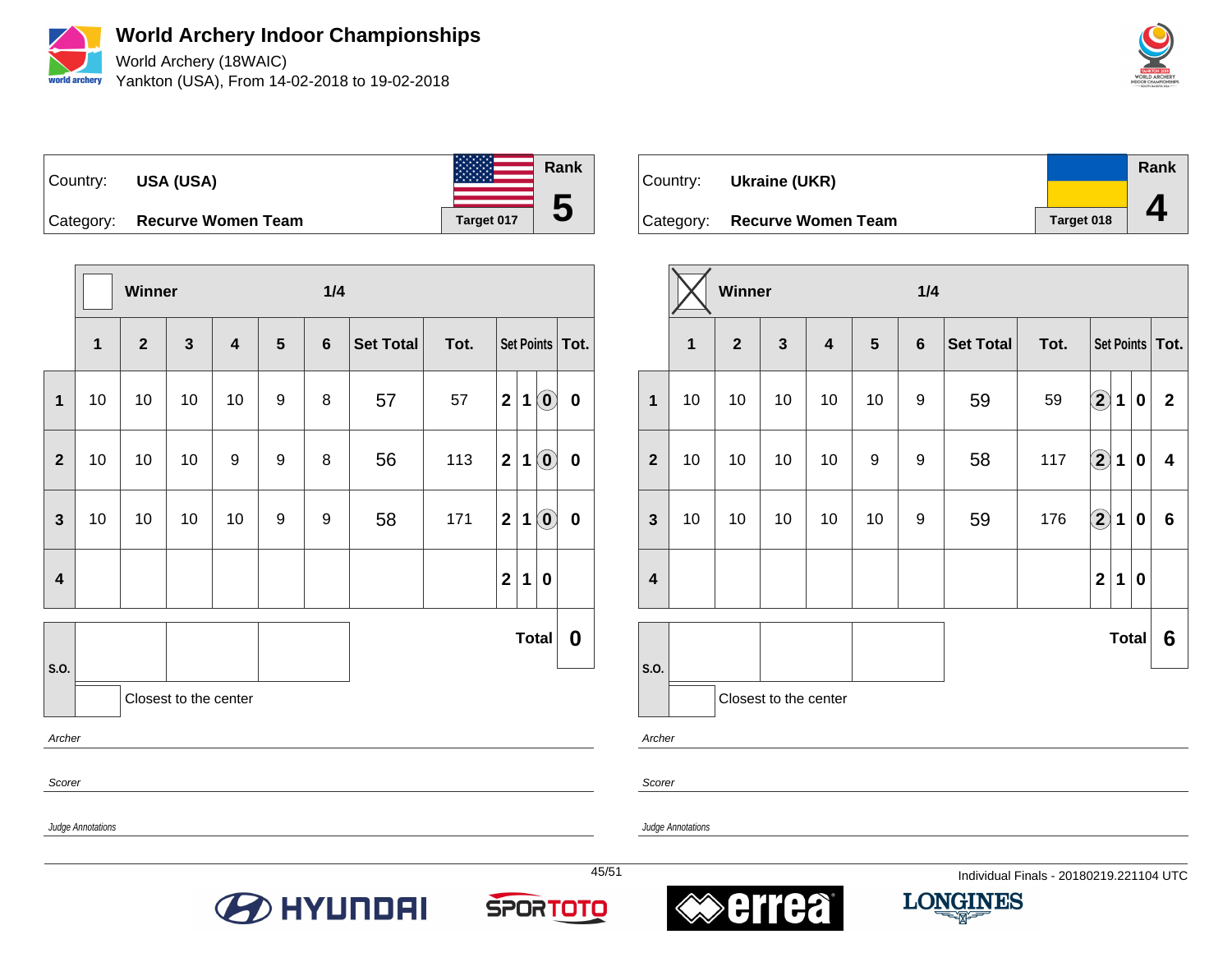# World Archery Indoor Championships

World Archery (18WAIC)
Yankton (USA), From 14-02-2018 to 19-02-2018

Country: **USA (USA)**
Category: **Recurve Women Team**
Target 017
Rank **5**

| | Winner | | | | | 1/4 | | | Set Points | | | |
|---|---|---|---|---|---|---|---|---|---|---|---|---|
| | 1 | 2 | 3 | 4 | 5 | 6 | Set Total | Tot. | | | | Tot. |
| 1 | 10 | 10 | 10 | 10 | 9 | 8 | 57 | 57 | 2 | 1 | (0) | 0 |
| 2 | 10 | 10 | 10 | 9 | 9 | 8 | 56 | 113 | 2 | 1 | (0) | 0 |
| 3 | 10 | 10 | 10 | 10 | 9 | 9 | 58 | 171 | 2 | 1 | (0) | 0 |
| 4 | | | | | | | | | 2 | 1 | 0 | |

S.O. | | | | **Total** **0**

Closest to the center

*Archer*

*Scorer*

*Judge Annotations*

Country: **Ukraine (UKR)**
Category: **Recurve Women Team**
Target 018
Rank **4**

| | Winner ☒ | | | | | 1/4 | | | Set Points | | | |
|---|---|---|---|---|---|---|---|---|---|---|---|---|
| | 1 | 2 | 3 | 4 | 5 | 6 | Set Total | Tot. | | | | Tot. |
| 1 | 10 | 10 | 10 | 10 | 10 | 9 | 59 | 59 | (2) | 1 | 0 | 2 |
| 2 | 10 | 10 | 10 | 10 | 9 | 9 | 58 | 117 | (2) | 1 | 0 | 4 |
| 3 | 10 | 10 | 10 | 10 | 10 | 9 | 59 | 176 | (2) | 1 | 0 | 6 |
| 4 | | | | | | | | | 2 | 1 | 0 | |

S.O. | | | | **Total** **6**

Closest to the center

*Archer*

*Scorer*

*Judge Annotations*

Individual Finals - 20180219.221104 UTC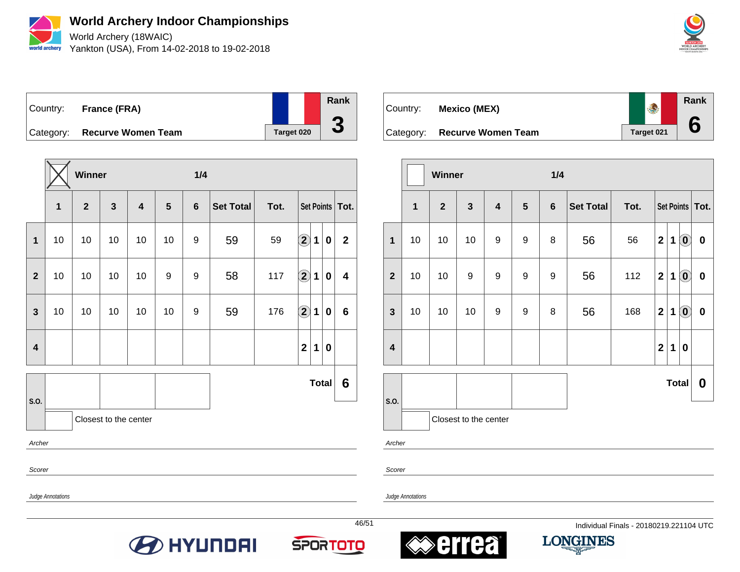# World Archery Indoor Championships

World Archery (18WAIC)
Yankton (USA), From 14-02-2018 to 19-02-2018

| Country: | France (FRA) | Rank |
|---|---|---|
| Category: | Recurve Women Team | 3 |
| | Target 020 | |

Winner — 1/4

| | 1 | 2 | 3 | 4 | 5 | 6 | Set Total | Tot. | Set Points | | | Tot. |
|---|---|---|---|---|---|---|---|---|---|---|---|---|
| 1 | 10 | 10 | 10 | 10 | 10 | 9 | 59 | 59 | (2) | 1 | 0 | 2 |
| 2 | 10 | 10 | 10 | 10 | 9 | 9 | 58 | 117 | (2) | 1 | 0 | 4 |
| 3 | 10 | 10 | 10 | 10 | 10 | 9 | 59 | 176 | (2) | 1 | 0 | 6 |
| 4 | | | | | | | | | 2 | 1 | 0 | |
| | | | | | | | | | | | Total | 6 |

S.O.

Closest to the center

Archer

Scorer

Judge Annotations

| Country: | Mexico (MEX) | Rank |
|---|---|---|
| Category: | Recurve Women Team | 6 |
| | Target 021 | |

Winner — 1/4

| | 1 | 2 | 3 | 4 | 5 | 6 | Set Total | Tot. | Set Points | | | Tot. |
|---|---|---|---|---|---|---|---|---|---|---|---|---|
| 1 | 10 | 10 | 10 | 9 | 9 | 8 | 56 | 56 | 2 | 1 | (0) | 0 |
| 2 | 10 | 10 | 9 | 9 | 9 | 9 | 56 | 112 | 2 | 1 | (0) | 0 |
| 3 | 10 | 10 | 10 | 9 | 9 | 8 | 56 | 168 | 2 | 1 | (0) | 0 |
| 4 | | | | | | | | | 2 | 1 | 0 | |
| | | | | | | | | | | | Total | 0 |

S.O.

Closest to the center

Archer

Scorer

Judge Annotations

Individual Finals - 20180219.221104 UTC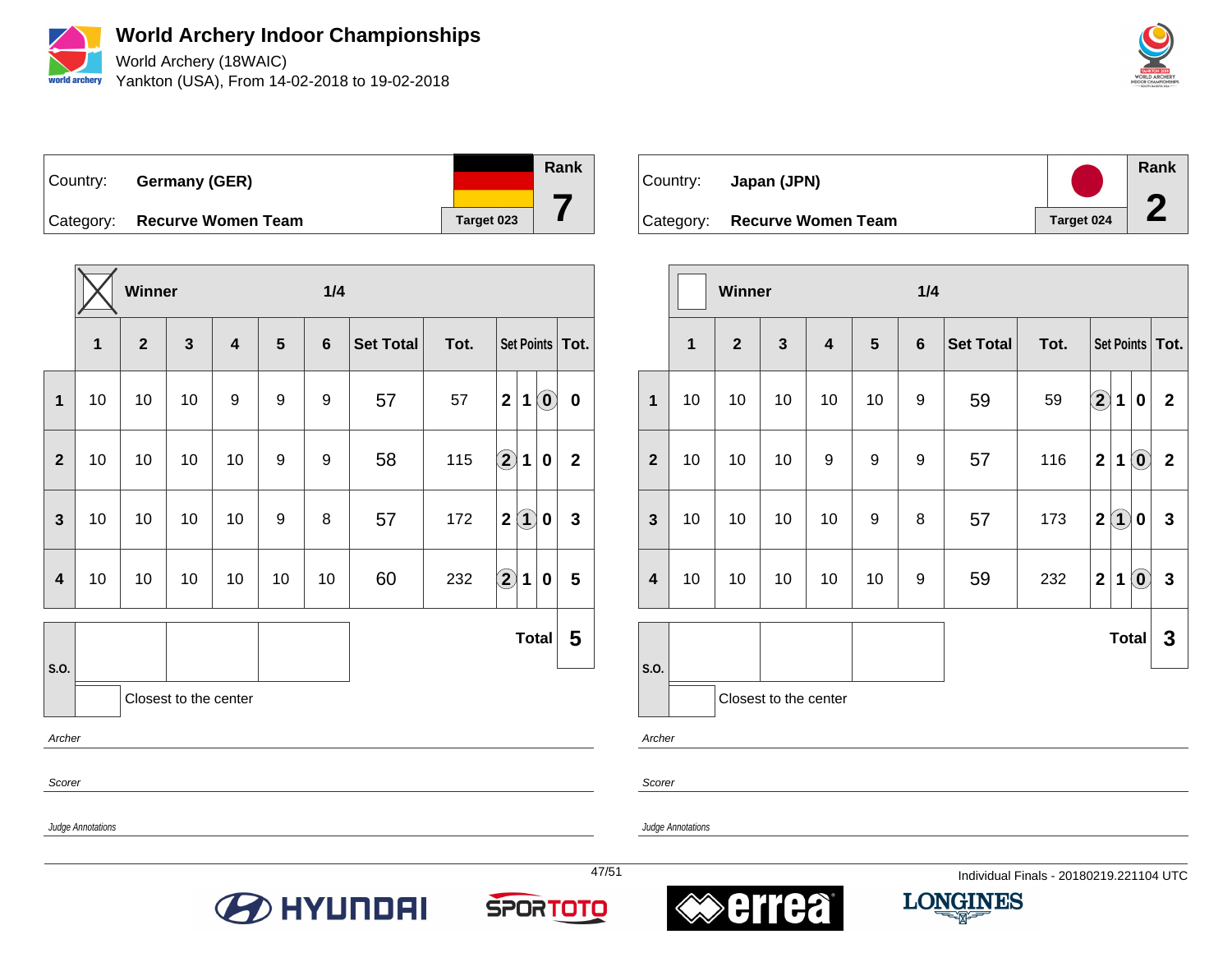# World Archery Indoor Championships

World Archery (18WAIC)

Yankton (USA), From 14-02-2018 to 19-02-2018

| Country: | **Germany (GER)** | | **Rank** |
|---|---|---|---|
| Category: | **Recurve Women Team** | Target 023 | **7** |

Winner: ☒ — 1/4

| | 1 | 2 | 3 | 4 | 5 | 6 | Set Total | Tot. | Set Points | | | Tot. |
|---|---|---|---|---|---|---|---|---|---|---|---|---|
| 1 | 10 | 10 | 10 | 9 | 9 | 9 | 57 | 57 | 2 | 1 | (0) | 0 |
| 2 | 10 | 10 | 10 | 10 | 9 | 9 | 58 | 115 | (2) | 1 | 0 | 2 |
| 3 | 10 | 10 | 10 | 10 | 9 | 8 | 57 | 172 | 2 | (1) | 0 | 3 |
| 4 | 10 | 10 | 10 | 10 | 10 | 10 | 60 | 232 | (2) | 1 | 0 | 5 |
| | | | | | | | | | | | **Total** | **5** |

S.O.

Closest to the center

*Archer*

*Scorer*

*Judge Annotations*

| Country: | **Japan (JPN)** | | **Rank** |
|---|---|---|---|
| Category: | **Recurve Women Team** | Target 024 | **2** |

Winner: ☐ — 1/4

| | 1 | 2 | 3 | 4 | 5 | 6 | Set Total | Tot. | Set Points | | | Tot. |
|---|---|---|---|---|---|---|---|---|---|---|---|---|
| 1 | 10 | 10 | 10 | 10 | 10 | 9 | 59 | 59 | (2) | 1 | 0 | 2 |
| 2 | 10 | 10 | 10 | 9 | 9 | 9 | 57 | 116 | 2 | 1 | (0) | 2 |
| 3 | 10 | 10 | 10 | 10 | 9 | 8 | 57 | 173 | 2 | (1) | 0 | 3 |
| 4 | 10 | 10 | 10 | 10 | 10 | 9 | 59 | 232 | 2 | 1 | (0) | 3 |
| | | | | | | | | | | | **Total** | **3** |

S.O.

Closest to the center

*Archer*

*Scorer*

*Judge Annotations*

Individual Finals - 20180219.221104 UTC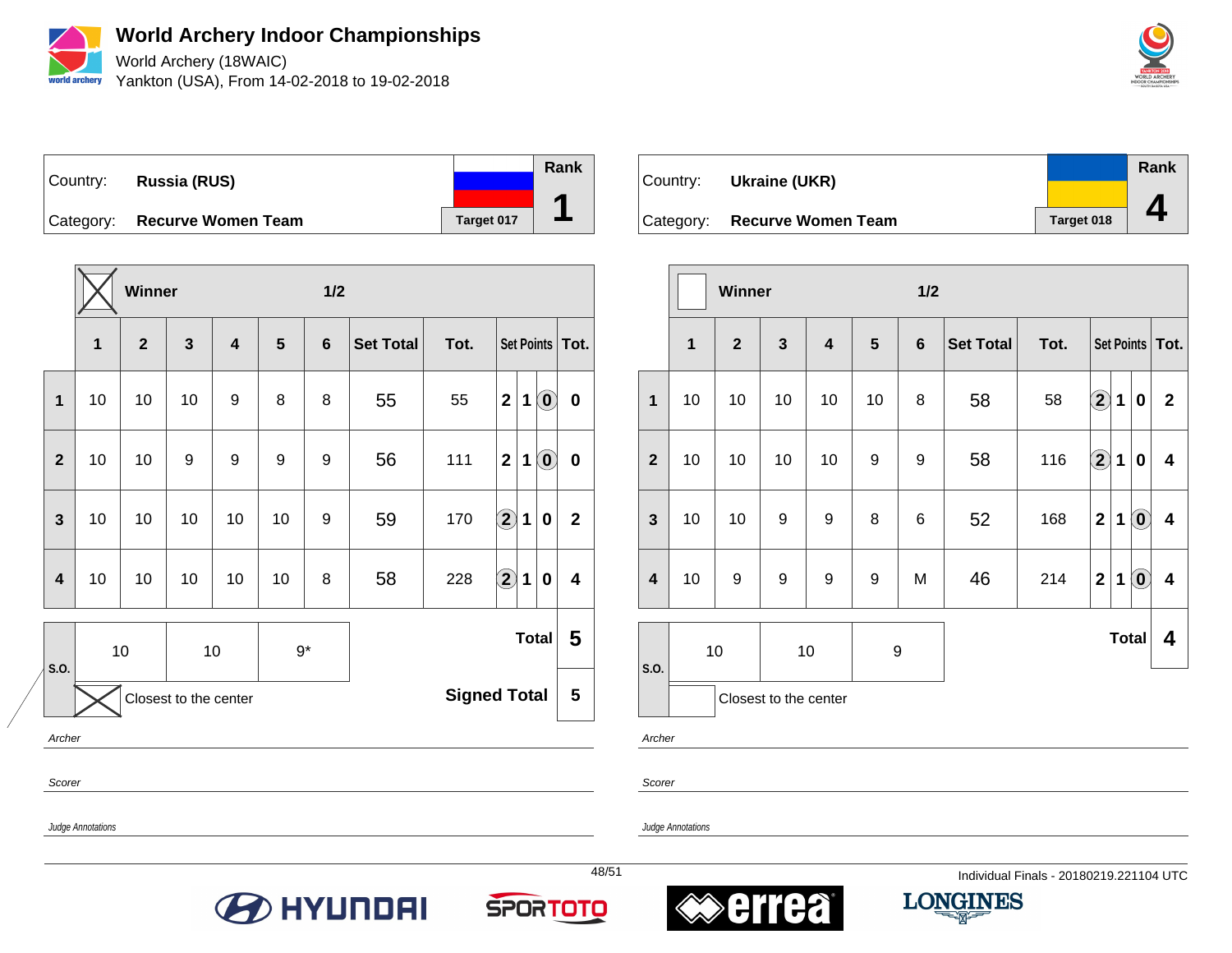# World Archery Indoor Championships

World Archery (18WAIC)
Yankton (USA), From 14-02-2018 to 19-02-2018

| Country: | Russia (RUS) | | Rank |
|---|---|---|---|
| Category: | Recurve Women Team | Target 017 | 1 |

**Winner** (X) — 1/2

| | 1 | 2 | 3 | 4 | 5 | 6 | Set Total | Tot. | Set Points | | | Tot. |
|---|---|---|---|---|---|---|---|---|---|---|---|---|
| 1 | 10 | 10 | 10 | 9 | 8 | 8 | 55 | 55 | 2 | 1 | (0) | 0 |
| 2 | 10 | 10 | 9 | 9 | 9 | 9 | 56 | 111 | 2 | 1 | (0) | 0 |
| 3 | 10 | 10 | 10 | 10 | 10 | 9 | 59 | 170 | (2) | 1 | 0 | 2 |
| 4 | 10 | 10 | 10 | 10 | 10 | 8 | 58 | 228 | (2) | 1 | 0 | 4 |

| S.O. | 10 | 10 | 9* |
|---|---|---|---|

Closest to the center: X

**Total** 5

**Signed Total** 5

*Archer*

*Scorer*

*Judge Annotations*

| Country: | Ukraine (UKR) | | Rank |
|---|---|---|---|
| Category: | Recurve Women Team | Target 018 | 4 |

**Winner** — 1/2

| | 1 | 2 | 3 | 4 | 5 | 6 | Set Total | Tot. | Set Points | | | Tot. |
|---|---|---|---|---|---|---|---|---|---|---|---|---|
| 1 | 10 | 10 | 10 | 10 | 10 | 8 | 58 | 58 | (2) | 1 | 0 | 2 |
| 2 | 10 | 10 | 10 | 10 | 9 | 9 | 58 | 116 | (2) | 1 | 0 | 4 |
| 3 | 10 | 10 | 9 | 9 | 8 | 6 | 52 | 168 | 2 | 1 | (0) | 4 |
| 4 | 10 | 9 | 9 | 9 | 9 | M | 46 | 214 | 2 | 1 | (0) | 4 |

| S.O. | 10 | 10 | 9 |
|---|---|---|---|

Closest to the center

**Total** 4

*Archer*

*Scorer*

*Judge Annotations*

Individual Finals - 20180219.221104 UTC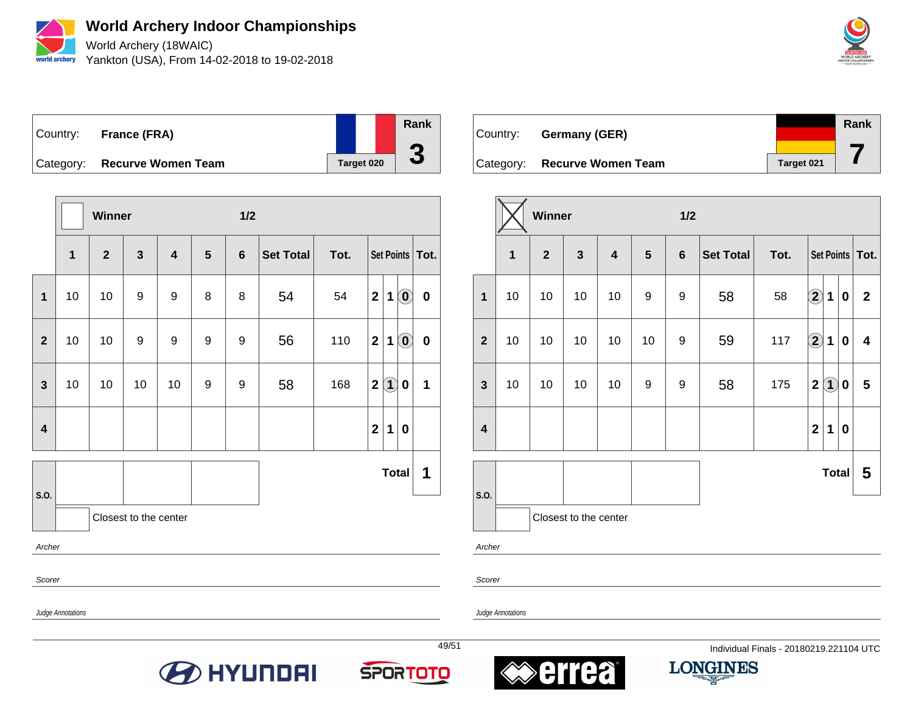# World Archery Indoor Championships

World Archery (18WAIC)

Yankton (USA), From 14-02-2018 to 19-02-2018

| Country: | France (FRA) | Rank |
|---|---|---|
| Category: | Recurve Women Team | Target 020 — 3 |

Winner: ☐ — 1/2

| | 1 | 2 | 3 | 4 | 5 | 6 | Set Total | Tot. | Set Points | | | Tot. |
|---|---|---|---|---|---|---|---|---|---|---|---|---|
| 1 | 10 | 10 | 9 | 9 | 8 | 8 | 54 | 54 | 2 | 1 | (0) | 0 |
| 2 | 10 | 10 | 9 | 9 | 9 | 9 | 56 | 110 | 2 | 1 | (0) | 0 |
| 3 | 10 | 10 | 10 | 10 | 9 | 9 | 58 | 168 | 2 | (1) | 0 | 1 |
| 4 | | | | | | | | | 2 | 1 | 0 | |
| S.O. | | | | | | | | | | | Total | 1 |

Closest to the center ☐

*Archer*

*Scorer*

*Judge Annotations*

| Country: | Germany (GER) | Rank |
|---|---|---|
| Category: | Recurve Women Team | Target 021 — 7 |

Winner: ☒ — 1/2

| | 1 | 2 | 3 | 4 | 5 | 6 | Set Total | Tot. | Set Points | | | Tot. |
|---|---|---|---|---|---|---|---|---|---|---|---|---|
| 1 | 10 | 10 | 10 | 10 | 9 | 9 | 58 | 58 | (2) | 1 | 0 | 2 |
| 2 | 10 | 10 | 10 | 10 | 10 | 9 | 59 | 117 | (2) | 1 | 0 | 4 |
| 3 | 10 | 10 | 10 | 10 | 9 | 9 | 58 | 175 | 2 | (1) | 0 | 5 |
| 4 | | | | | | | | | 2 | 1 | 0 | |
| S.O. | | | | | | | | | | | Total | 5 |

Closest to the center ☐

*Archer*

*Scorer*

*Judge Annotations*

Individual Finals - 20180219.221104 UTC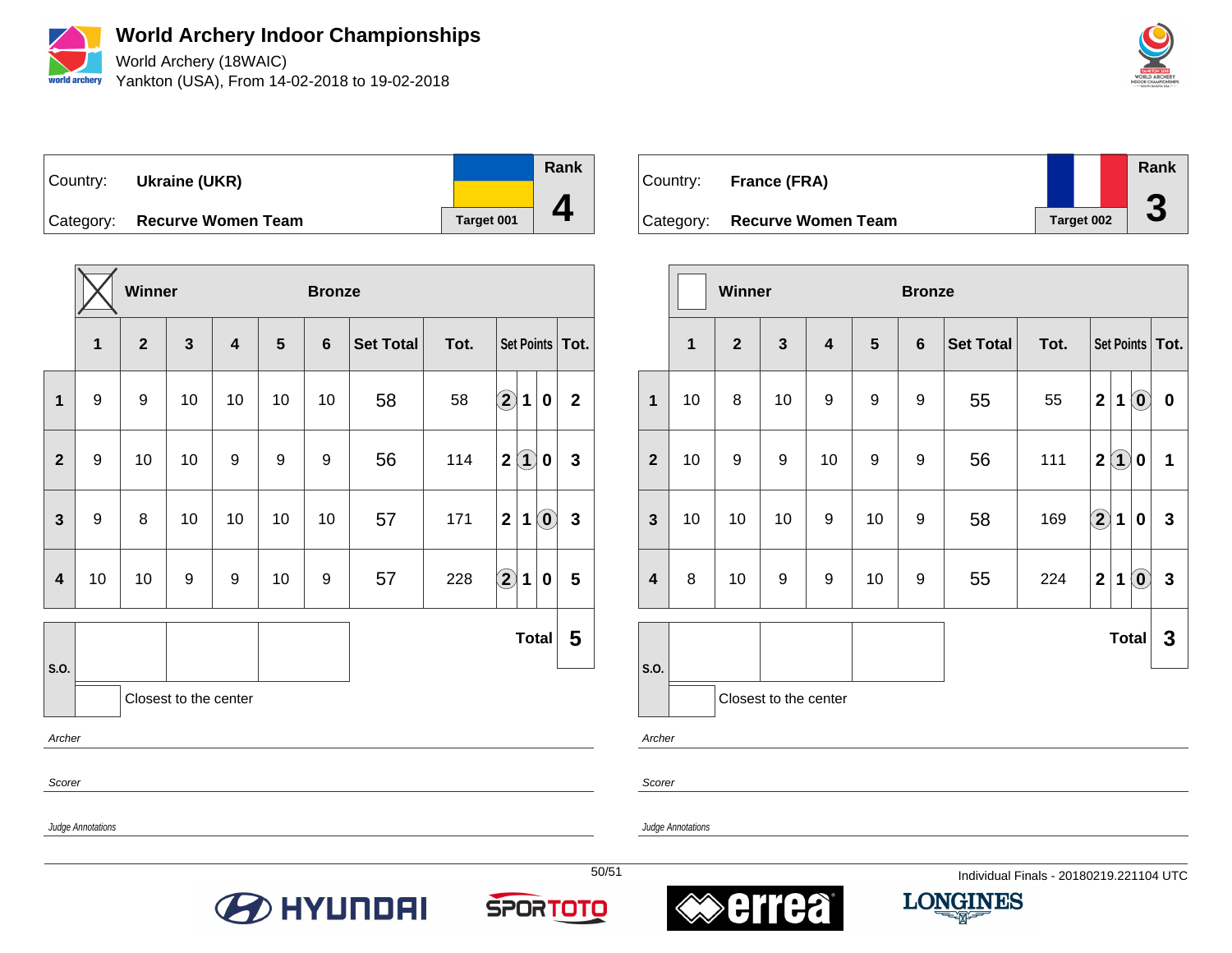# World Archery Indoor Championships

World Archery (18WAIC)

Yankton (USA), From 14-02-2018 to 19-02-2018

| Country: | Ukraine (UKR) | | Rank |
|---|---|---|---|
| Category: | Recurve Women Team | Target 001 | 4 |

| | Winner ☒ | | | Bronze | | | | | | | | |
|---|---|---|---|---|---|---|---|---|---|---|---|---|
| | 1 | 2 | 3 | 4 | 5 | 6 | Set Total | Tot. | Set Points | | | Tot. |
| 1 | 9 | 9 | 10 | 10 | 10 | 10 | 58 | 58 | (2) | 1 | 0 | 2 |
| 2 | 9 | 10 | 10 | 9 | 9 | 9 | 56 | 114 | 2 | (1) | 0 | 3 |
| 3 | 9 | 8 | 10 | 10 | 10 | 10 | 57 | 171 | 2 | 1 | (0) | 3 |
| 4 | 10 | 10 | 9 | 9 | 10 | 9 | 57 | 228 | (2) | 1 | 0 | 5 |
| | | | | | | | | | | | Total | 5 |

S.O.

Closest to the center

*Archer*

*Scorer*

*Judge Annotations*

| Country: | France (FRA) | | Rank |
|---|---|---|---|
| Category: | Recurve Women Team | Target 002 | 3 |

| | Winner ☐ | | | Bronze | | | | | | | | |
|---|---|---|---|---|---|---|---|---|---|---|---|---|
| | 1 | 2 | 3 | 4 | 5 | 6 | Set Total | Tot. | Set Points | | | Tot. |
| 1 | 10 | 8 | 10 | 9 | 9 | 9 | 55 | 55 | 2 | 1 | (0) | 0 |
| 2 | 10 | 9 | 9 | 10 | 9 | 9 | 56 | 111 | 2 | (1) | 0 | 1 |
| 3 | 10 | 10 | 10 | 9 | 10 | 9 | 58 | 169 | (2) | 1 | 0 | 3 |
| 4 | 8 | 10 | 9 | 9 | 10 | 9 | 55 | 224 | 2 | 1 | (0) | 3 |
| | | | | | | | | | | | Total | 3 |

S.O.

Closest to the center

*Archer*

*Scorer*

*Judge Annotations*

Individual Finals - 20180219.221104 UTC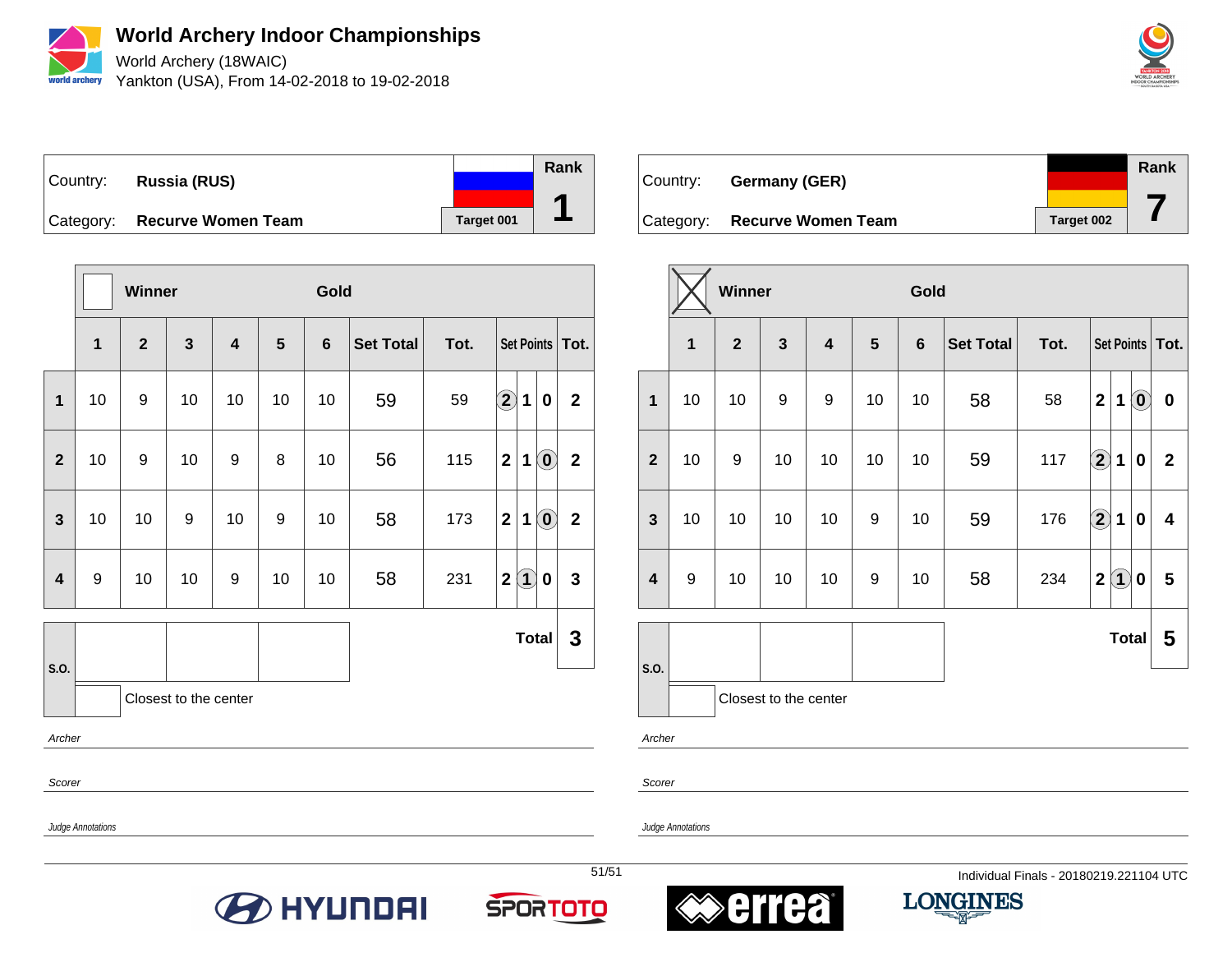# World Archery Indoor Championships

World Archery (18WAIC)
Yankton (USA), From 14-02-2018 to 19-02-2018

| | | | |
|---|---|---|---|
| Country: | **Russia (RUS)** | | **Rank** |
| Category: | **Recurve Women Team** | Target 001 | **1** |

| | Winner | | | | | Gold | | | | | | |
|---|---|---|---|---|---|---|---|---|---|---|---|---|
| | **1** | **2** | **3** | **4** | **5** | **6** | **Set Total** | **Tot.** | **Set Points** | | | **Tot.** |
| **1** | 10 | 9 | 10 | 10 | 10 | 10 | 59 | 59 | (2) | 1 | 0 | **2** |
| **2** | 10 | 9 | 10 | 9 | 8 | 10 | 56 | 115 | 2 | 1 | (0) | **2** |
| **3** | 10 | 10 | 9 | 10 | 9 | 10 | 58 | 173 | 2 | 1 | (0) | **2** |
| **4** | 9 | 10 | 10 | 9 | 10 | 10 | 58 | 231 | 2 | (1) | 0 | **3** |
| **S.O.** | | | | | | | | | | | **Total** | **3** |

Closest to the center

*Archer*

*Scorer*

*Judge Annotations*

| | | | |
|---|---|---|---|
| Country: | **Germany (GER)** | | **Rank** |
| Category: | **Recurve Women Team** | Target 002 | **7** |

| | Winner ☒ | | | | | Gold | | | | | | |
|---|---|---|---|---|---|---|---|---|---|---|---|---|
| | **1** | **2** | **3** | **4** | **5** | **6** | **Set Total** | **Tot.** | **Set Points** | | | **Tot.** |
| **1** | 10 | 10 | 9 | 9 | 10 | 10 | 58 | 58 | 2 | 1 | (0) | **0** |
| **2** | 10 | 9 | 10 | 10 | 10 | 10 | 59 | 117 | (2) | 1 | 0 | **2** |
| **3** | 10 | 10 | 10 | 10 | 9 | 10 | 59 | 176 | (2) | 1 | 0 | **4** |
| **4** | 9 | 10 | 10 | 10 | 9 | 10 | 58 | 234 | 2 | (1) | 0 | **5** |
| **S.O.** | | | | | | | | | | | **Total** | **5** |

Closest to the center

*Archer*

*Scorer*

*Judge Annotations*

Individual Finals - 20180219.221104 UTC